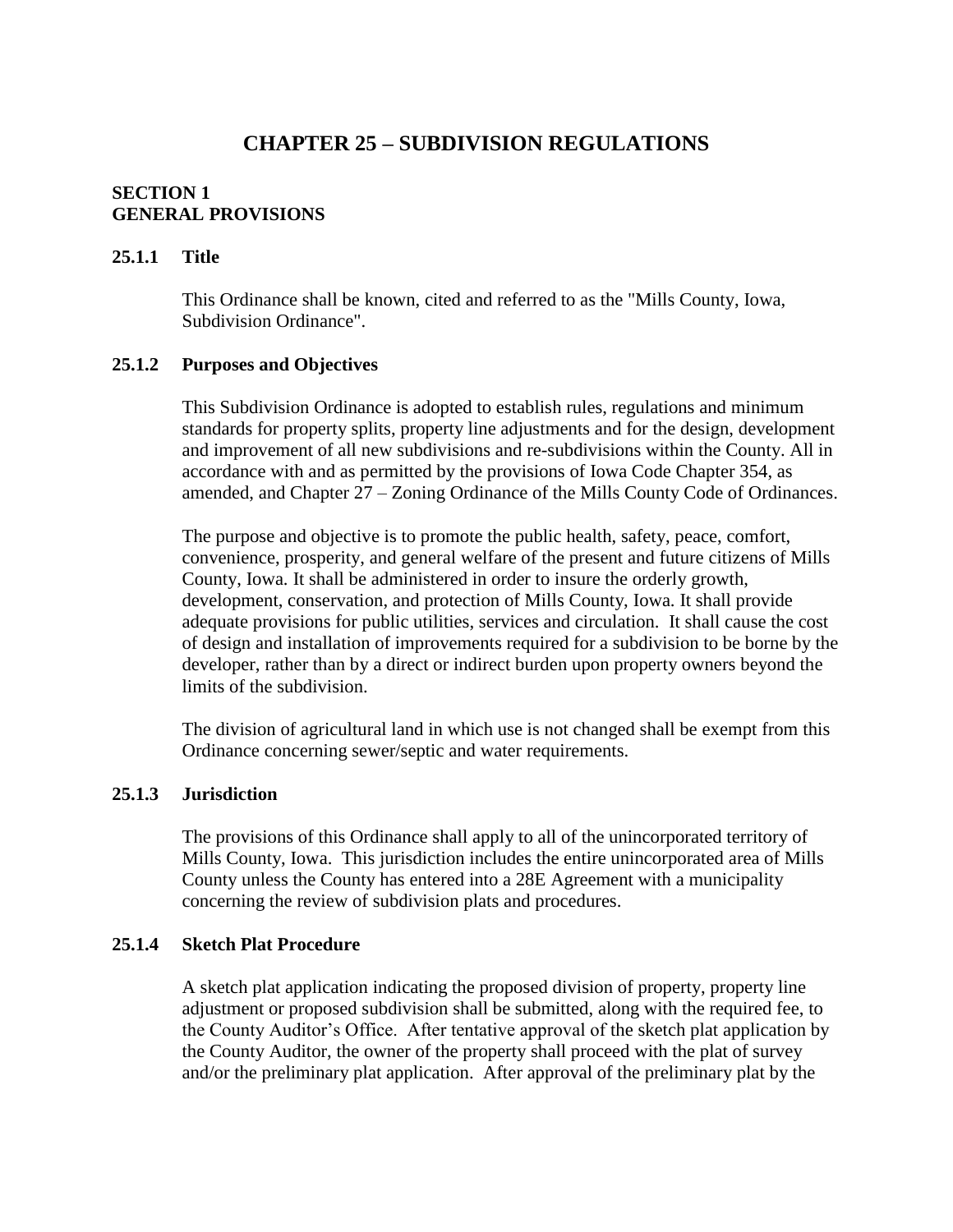# CHAPTER 25 – SUBDIVISION REGULATIONS

## SECTION 1
## GENERAL PROVISIONS

### 25.1.1 Title

This Ordinance shall be known, cited and referred to as the "Mills County, Iowa, Subdivision Ordinance".

### 25.1.2 Purposes and Objectives

This Subdivision Ordinance is adopted to establish rules, regulations and minimum standards for property splits, property line adjustments and for the design, development and improvement of all new subdivisions and re-subdivisions within the County. All in accordance with and as permitted by the provisions of Iowa Code Chapter 354, as amended, and Chapter 27 – Zoning Ordinance of the Mills County Code of Ordinances.

The purpose and objective is to promote the public health, safety, peace, comfort, convenience, prosperity, and general welfare of the present and future citizens of Mills County, Iowa. It shall be administered in order to insure the orderly growth, development, conservation, and protection of Mills County, Iowa. It shall provide adequate provisions for public utilities, services and circulation. It shall cause the cost of design and installation of improvements required for a subdivision to be borne by the developer, rather than by a direct or indirect burden upon property owners beyond the limits of the subdivision.

The division of agricultural land in which use is not changed shall be exempt from this Ordinance concerning sewer/septic and water requirements.

### 25.1.3 Jurisdiction

The provisions of this Ordinance shall apply to all of the unincorporated territory of Mills County, Iowa. This jurisdiction includes the entire unincorporated area of Mills County unless the County has entered into a 28E Agreement with a municipality concerning the review of subdivision plats and procedures.

### 25.1.4 Sketch Plat Procedure

A sketch plat application indicating the proposed division of property, property line adjustment or proposed subdivision shall be submitted, along with the required fee, to the County Auditor's Office. After tentative approval of the sketch plat application by the County Auditor, the owner of the property shall proceed with the plat of survey and/or the preliminary plat application. After approval of the preliminary plat by the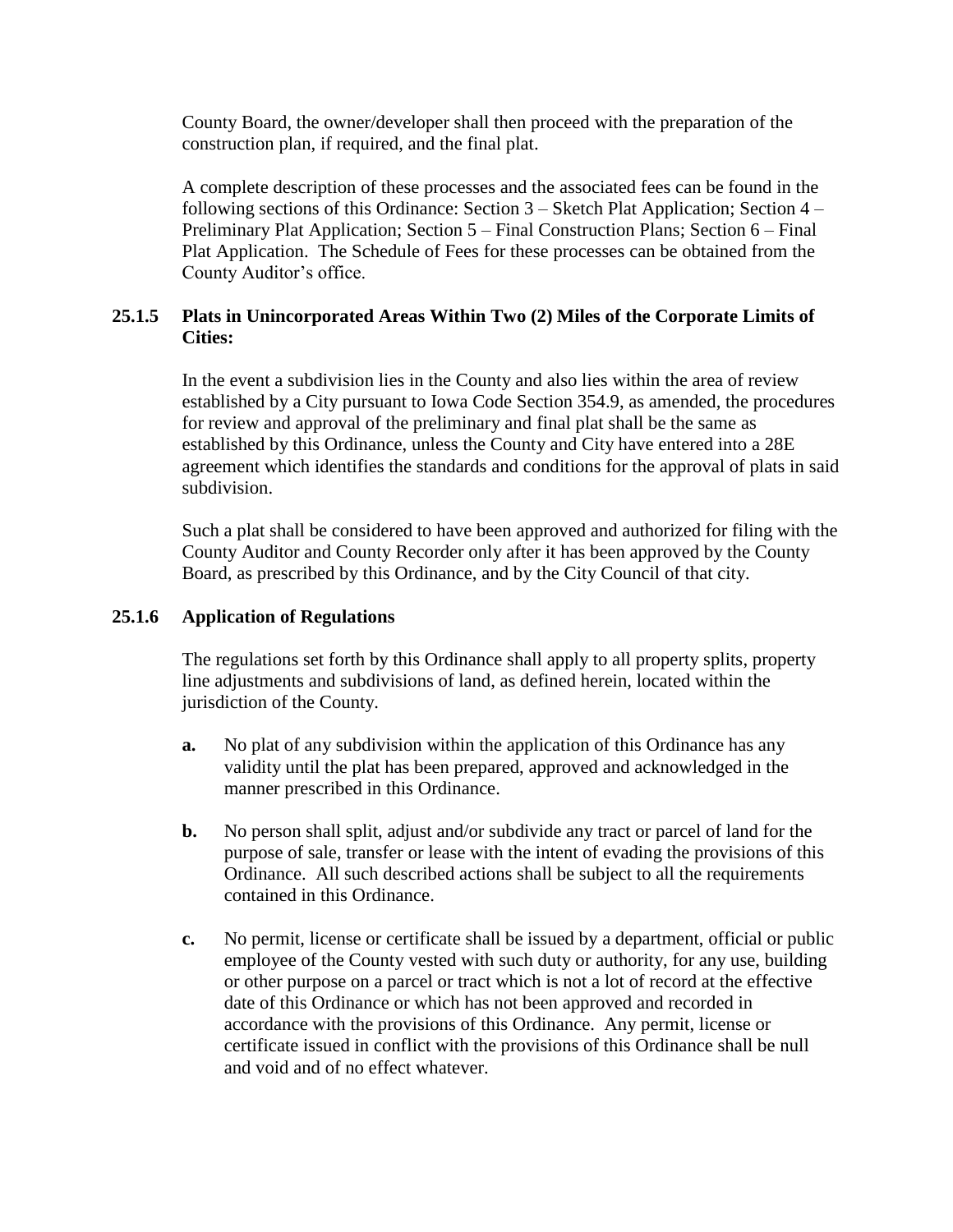County Board, the owner/developer shall then proceed with the preparation of the construction plan, if required, and the final plat.

A complete description of these processes and the associated fees can be found in the following sections of this Ordinance: Section 3 – Sketch Plat Application; Section 4 – Preliminary Plat Application; Section 5 – Final Construction Plans; Section 6 – Final Plat Application. The Schedule of Fees for these processes can be obtained from the County Auditor's office.

### 25.1.5 Plats in Unincorporated Areas Within Two (2) Miles of the Corporate Limits of Cities:

In the event a subdivision lies in the County and also lies within the area of review established by a City pursuant to Iowa Code Section 354.9, as amended, the procedures for review and approval of the preliminary and final plat shall be the same as established by this Ordinance, unless the County and City have entered into a 28E agreement which identifies the standards and conditions for the approval of plats in said subdivision.

Such a plat shall be considered to have been approved and authorized for filing with the County Auditor and County Recorder only after it has been approved by the County Board, as prescribed by this Ordinance, and by the City Council of that city.

### 25.1.6 Application of Regulations

The regulations set forth by this Ordinance shall apply to all property splits, property line adjustments and subdivisions of land, as defined herein, located within the jurisdiction of the County.

**a.** No plat of any subdivision within the application of this Ordinance has any validity until the plat has been prepared, approved and acknowledged in the manner prescribed in this Ordinance.

**b.** No person shall split, adjust and/or subdivide any tract or parcel of land for the purpose of sale, transfer or lease with the intent of evading the provisions of this Ordinance. All such described actions shall be subject to all the requirements contained in this Ordinance.

**c.** No permit, license or certificate shall be issued by a department, official or public employee of the County vested with such duty or authority, for any use, building or other purpose on a parcel or tract which is not a lot of record at the effective date of this Ordinance or which has not been approved and recorded in accordance with the provisions of this Ordinance. Any permit, license or certificate issued in conflict with the provisions of this Ordinance shall be null and void and of no effect whatever.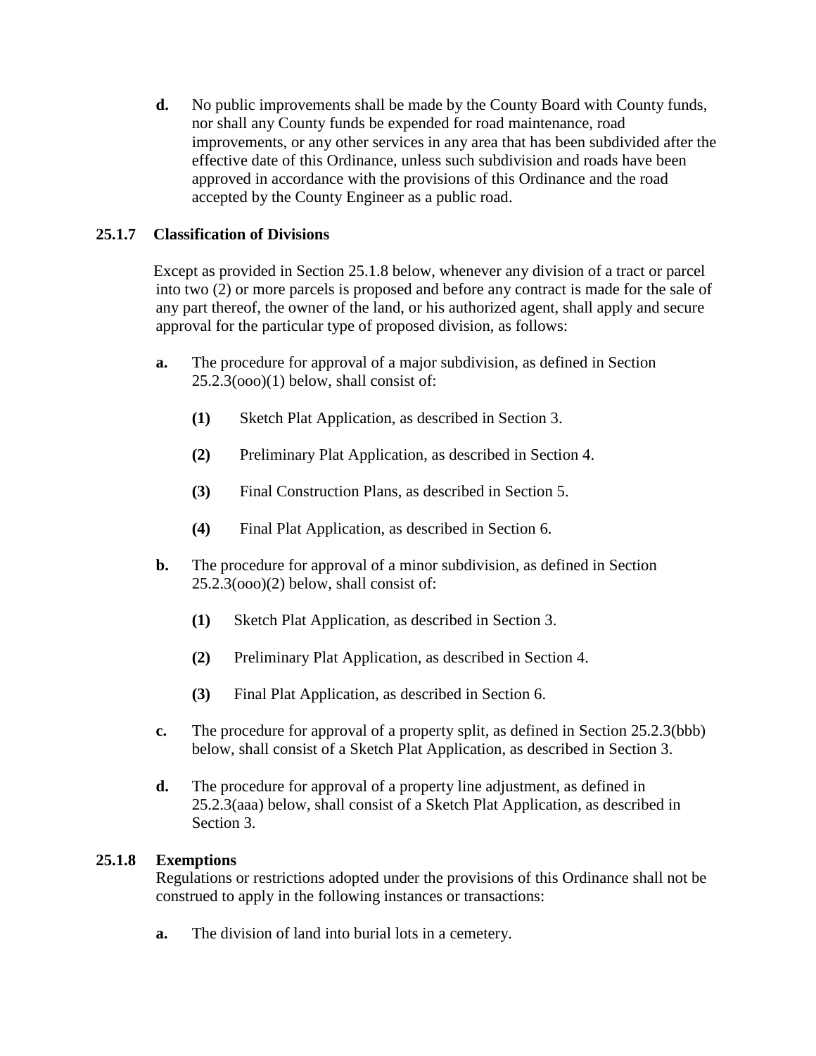**d.** No public improvements shall be made by the County Board with County funds, nor shall any County funds be expended for road maintenance, road improvements, or any other services in any area that has been subdivided after the effective date of this Ordinance, unless such subdivision and roads have been approved in accordance with the provisions of this Ordinance and the road accepted by the County Engineer as a public road.

### 25.1.7 Classification of Divisions

Except as provided in Section 25.1.8 below, whenever any division of a tract or parcel into two (2) or more parcels is proposed and before any contract is made for the sale of any part thereof, the owner of the land, or his authorized agent, shall apply and secure approval for the particular type of proposed division, as follows:

**a.** The procedure for approval of a major subdivision, as defined in Section 25.2.3(ooo)(1) below, shall consist of:

- **(1)** Sketch Plat Application, as described in Section 3.
- **(2)** Preliminary Plat Application, as described in Section 4.
- **(3)** Final Construction Plans, as described in Section 5.
- **(4)** Final Plat Application, as described in Section 6.

**b.** The procedure for approval of a minor subdivision, as defined in Section 25.2.3(ooo)(2) below, shall consist of:

- **(1)** Sketch Plat Application, as described in Section 3.
- **(2)** Preliminary Plat Application, as described in Section 4.
- **(3)** Final Plat Application, as described in Section 6.

**c.** The procedure for approval of a property split, as defined in Section 25.2.3(bbb) below, shall consist of a Sketch Plat Application, as described in Section 3.

**d.** The procedure for approval of a property line adjustment, as defined in 25.2.3(aaa) below, shall consist of a Sketch Plat Application, as described in Section 3.

### 25.1.8 Exemptions

Regulations or restrictions adopted under the provisions of this Ordinance shall not be construed to apply in the following instances or transactions:

**a.** The division of land into burial lots in a cemetery.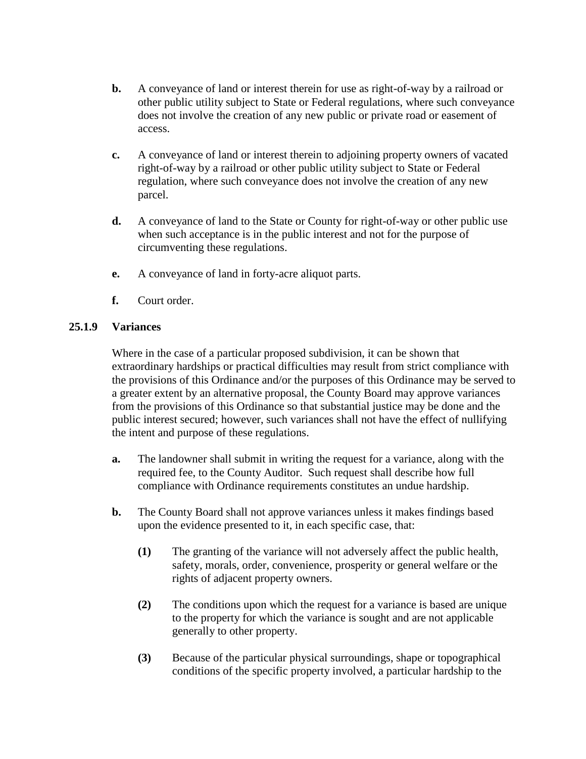**b.** A conveyance of land or interest therein for use as right-of-way by a railroad or other public utility subject to State or Federal regulations, where such conveyance does not involve the creation of any new public or private road or easement of access.

**c.** A conveyance of land or interest therein to adjoining property owners of vacated right-of-way by a railroad or other public utility subject to State or Federal regulation, where such conveyance does not involve the creation of any new parcel.

**d.** A conveyance of land to the State or County for right-of-way or other public use when such acceptance is in the public interest and not for the purpose of circumventing these regulations.

**e.** A conveyance of land in forty-acre aliquot parts.

**f.** Court order.

### 25.1.9 Variances

Where in the case of a particular proposed subdivision, it can be shown that extraordinary hardships or practical difficulties may result from strict compliance with the provisions of this Ordinance and/or the purposes of this Ordinance may be served to a greater extent by an alternative proposal, the County Board may approve variances from the provisions of this Ordinance so that substantial justice may be done and the public interest secured; however, such variances shall not have the effect of nullifying the intent and purpose of these regulations.

**a.** The landowner shall submit in writing the request for a variance, along with the required fee, to the County Auditor. Such request shall describe how full compliance with Ordinance requirements constitutes an undue hardship.

**b.** The County Board shall not approve variances unless it makes findings based upon the evidence presented to it, in each specific case, that:

**(1)** The granting of the variance will not adversely affect the public health, safety, morals, order, convenience, prosperity or general welfare or the rights of adjacent property owners.

**(2)** The conditions upon which the request for a variance is based are unique to the property for which the variance is sought and are not applicable generally to other property.

**(3)** Because of the particular physical surroundings, shape or topographical conditions of the specific property involved, a particular hardship to the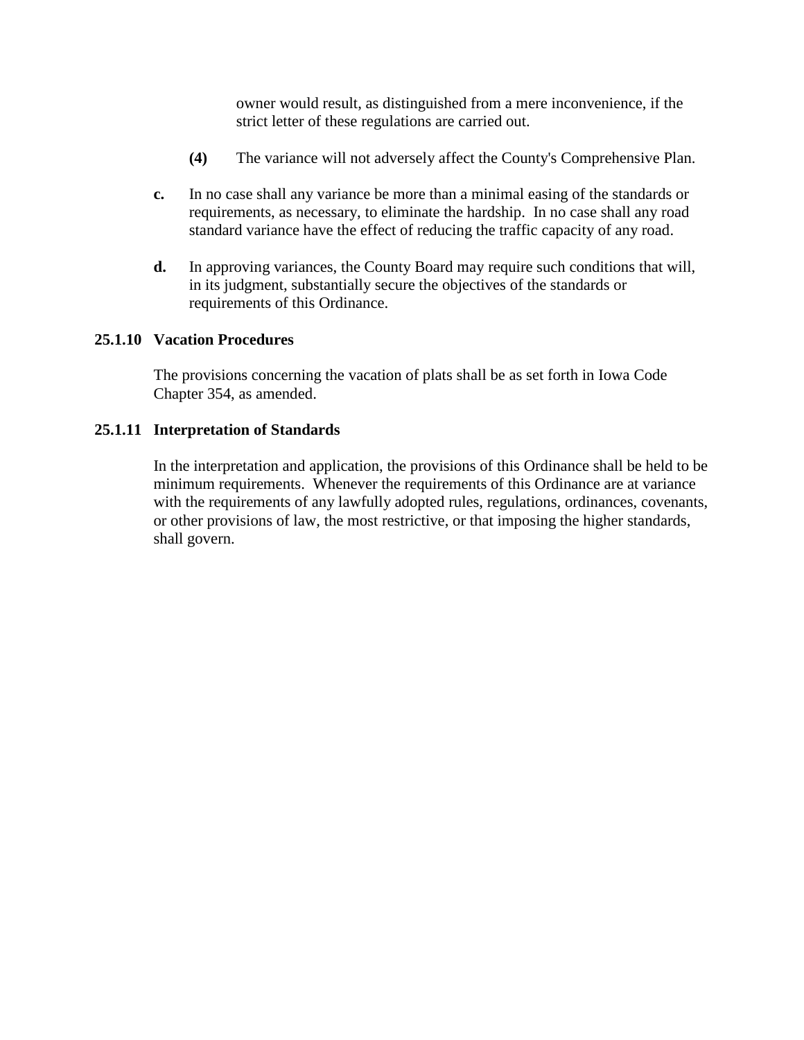owner would result, as distinguished from a mere inconvenience, if the strict letter of these regulations are carried out.

**(4)** The variance will not adversely affect the County's Comprehensive Plan.

**c.** In no case shall any variance be more than a minimal easing of the standards or requirements, as necessary, to eliminate the hardship. In no case shall any road standard variance have the effect of reducing the traffic capacity of any road.

**d.** In approving variances, the County Board may require such conditions that will, in its judgment, substantially secure the objectives of the standards or requirements of this Ordinance.

### 25.1.10 Vacation Procedures

The provisions concerning the vacation of plats shall be as set forth in Iowa Code Chapter 354, as amended.

### 25.1.11 Interpretation of Standards

In the interpretation and application, the provisions of this Ordinance shall be held to be minimum requirements. Whenever the requirements of this Ordinance are at variance with the requirements of any lawfully adopted rules, regulations, ordinances, covenants, or other provisions of law, the most restrictive, or that imposing the higher standards, shall govern.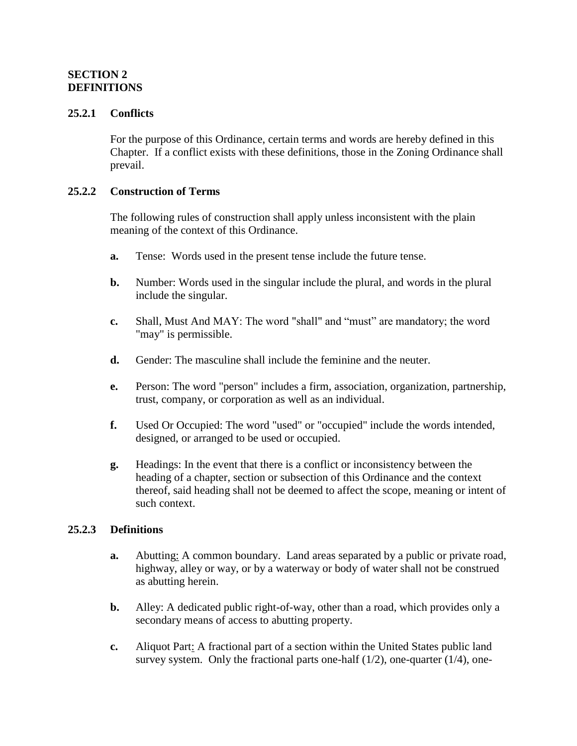## SECTION 2
## DEFINITIONS

### 25.2.1 Conflicts

For the purpose of this Ordinance, certain terms and words are hereby defined in this Chapter. If a conflict exists with these definitions, those in the Zoning Ordinance shall prevail.

### 25.2.2 Construction of Terms

The following rules of construction shall apply unless inconsistent with the plain meaning of the context of this Ordinance.

**a.** Tense: Words used in the present tense include the future tense.

**b.** Number: Words used in the singular include the plural, and words in the plural include the singular.

**c.** Shall, Must And MAY: The word "shall" and "must" are mandatory; the word "may" is permissible.

**d.** Gender: The masculine shall include the feminine and the neuter.

**e.** Person: The word "person" includes a firm, association, organization, partnership, trust, company, or corporation as well as an individual.

**f.** Used Or Occupied: The word "used" or "occupied" include the words intended, designed, or arranged to be used or occupied.

**g.** Headings: In the event that there is a conflict or inconsistency between the heading of a chapter, section or subsection of this Ordinance and the context thereof, said heading shall not be deemed to affect the scope, meaning or intent of such context.

### 25.2.3 Definitions

**a.** Abutting: A common boundary. Land areas separated by a public or private road, highway, alley or way, or by a waterway or body of water shall not be construed as abutting herein.

**b.** Alley: A dedicated public right-of-way, other than a road, which provides only a secondary means of access to abutting property.

**c.** Aliquot Part: A fractional part of a section within the United States public land survey system. Only the fractional parts one-half (1/2), one-quarter (1/4), one-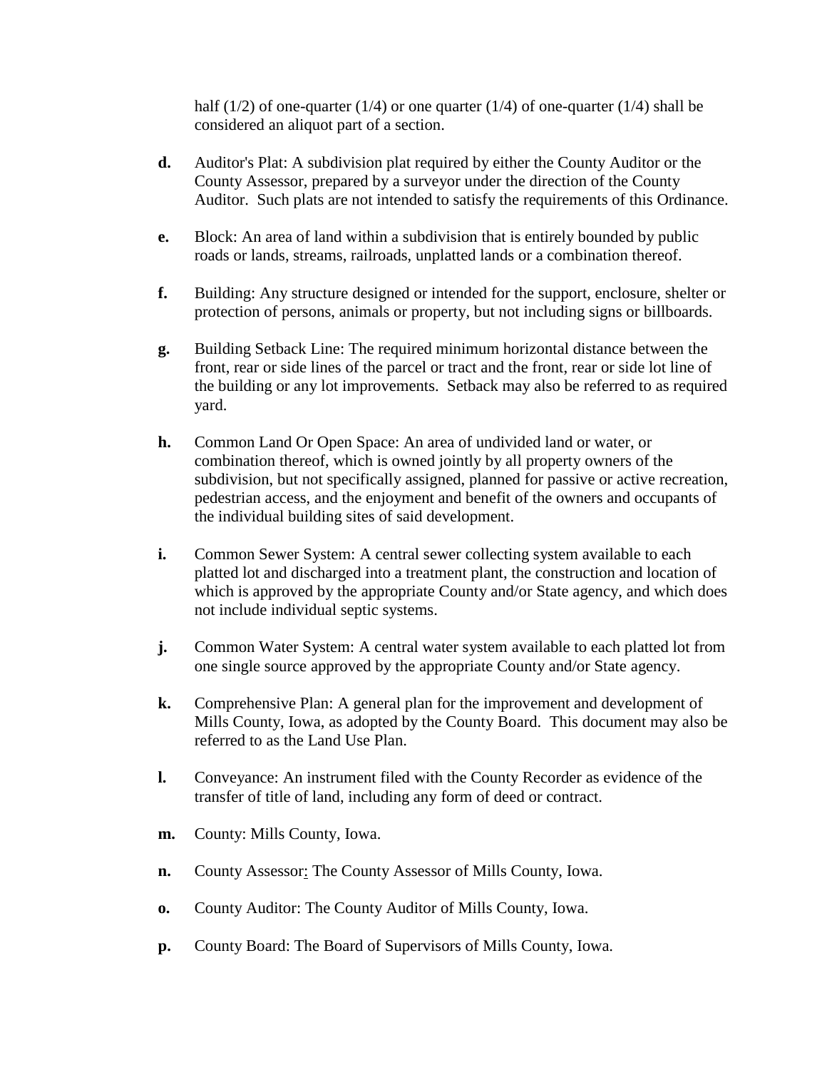half (1/2) of one-quarter (1/4) or one quarter (1/4) of one-quarter (1/4) shall be considered an aliquot part of a section.

**d.** Auditor's Plat: A subdivision plat required by either the County Auditor or the County Assessor, prepared by a surveyor under the direction of the County Auditor. Such plats are not intended to satisfy the requirements of this Ordinance.

**e.** Block: An area of land within a subdivision that is entirely bounded by public roads or lands, streams, railroads, unplatted lands or a combination thereof.

**f.** Building: Any structure designed or intended for the support, enclosure, shelter or protection of persons, animals or property, but not including signs or billboards.

**g.** Building Setback Line: The required minimum horizontal distance between the front, rear or side lines of the parcel or tract and the front, rear or side lot line of the building or any lot improvements. Setback may also be referred to as required yard.

**h.** Common Land Or Open Space: An area of undivided land or water, or combination thereof, which is owned jointly by all property owners of the subdivision, but not specifically assigned, planned for passive or active recreation, pedestrian access, and the enjoyment and benefit of the owners and occupants of the individual building sites of said development.

**i.** Common Sewer System: A central sewer collecting system available to each platted lot and discharged into a treatment plant, the construction and location of which is approved by the appropriate County and/or State agency, and which does not include individual septic systems.

**j.** Common Water System: A central water system available to each platted lot from one single source approved by the appropriate County and/or State agency.

**k.** Comprehensive Plan: A general plan for the improvement and development of Mills County, Iowa, as adopted by the County Board. This document may also be referred to as the Land Use Plan.

**l.** Conveyance: An instrument filed with the County Recorder as evidence of the transfer of title of land, including any form of deed or contract.

**m.** County: Mills County, Iowa.

**n.** County Assessor: The County Assessor of Mills County, Iowa.

**o.** County Auditor: The County Auditor of Mills County, Iowa.

**p.** County Board: The Board of Supervisors of Mills County, Iowa.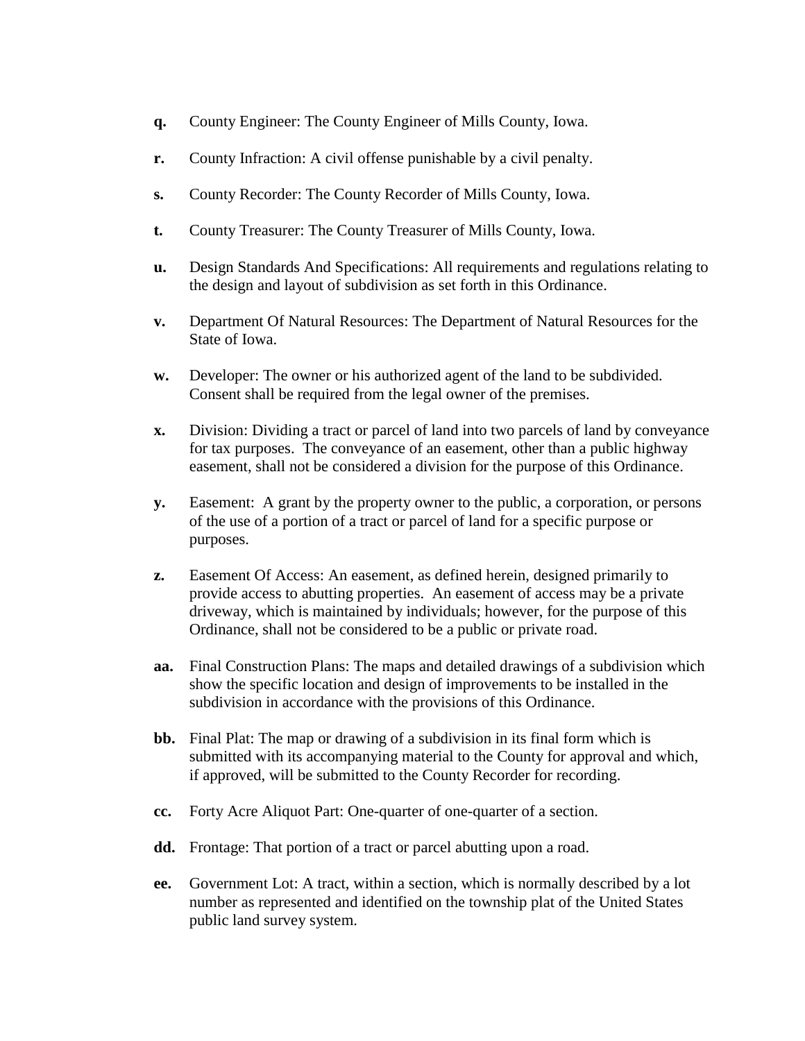**q.** County Engineer: The County Engineer of Mills County, Iowa.

**r.** County Infraction: A civil offense punishable by a civil penalty.

**s.** County Recorder: The County Recorder of Mills County, Iowa.

**t.** County Treasurer: The County Treasurer of Mills County, Iowa.

**u.** Design Standards And Specifications: All requirements and regulations relating to the design and layout of subdivision as set forth in this Ordinance.

**v.** Department Of Natural Resources: The Department of Natural Resources for the State of Iowa.

**w.** Developer: The owner or his authorized agent of the land to be subdivided. Consent shall be required from the legal owner of the premises.

**x.** Division: Dividing a tract or parcel of land into two parcels of land by conveyance for tax purposes. The conveyance of an easement, other than a public highway easement, shall not be considered a division for the purpose of this Ordinance.

**y.** Easement: A grant by the property owner to the public, a corporation, or persons of the use of a portion of a tract or parcel of land for a specific purpose or purposes.

**z.** Easement Of Access: An easement, as defined herein, designed primarily to provide access to abutting properties. An easement of access may be a private driveway, which is maintained by individuals; however, for the purpose of this Ordinance, shall not be considered to be a public or private road.

**aa.** Final Construction Plans: The maps and detailed drawings of a subdivision which show the specific location and design of improvements to be installed in the subdivision in accordance with the provisions of this Ordinance.

**bb.** Final Plat: The map or drawing of a subdivision in its final form which is submitted with its accompanying material to the County for approval and which, if approved, will be submitted to the County Recorder for recording.

**cc.** Forty Acre Aliquot Part: One-quarter of one-quarter of a section.

**dd.** Frontage: That portion of a tract or parcel abutting upon a road.

**ee.** Government Lot: A tract, within a section, which is normally described by a lot number as represented and identified on the township plat of the United States public land survey system.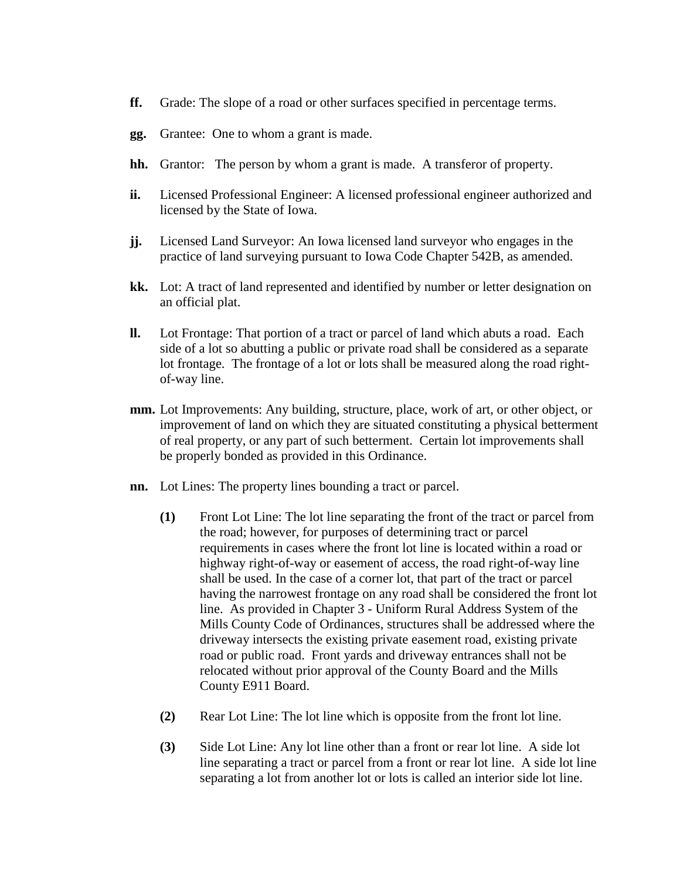**ff.** Grade: The slope of a road or other surfaces specified in percentage terms.

**gg.** Grantee: One to whom a grant is made.

**hh.** Grantor: The person by whom a grant is made. A transferor of property.

**ii.** Licensed Professional Engineer: A licensed professional engineer authorized and licensed by the State of Iowa.

**jj.** Licensed Land Surveyor: An Iowa licensed land surveyor who engages in the practice of land surveying pursuant to Iowa Code Chapter 542B, as amended.

**kk.** Lot: A tract of land represented and identified by number or letter designation on an official plat.

**ll.** Lot Frontage: That portion of a tract or parcel of land which abuts a road. Each side of a lot so abutting a public or private road shall be considered as a separate lot frontage. The frontage of a lot or lots shall be measured along the road right-of-way line.

**mm.** Lot Improvements: Any building, structure, place, work of art, or other object, or improvement of land on which they are situated constituting a physical betterment of real property, or any part of such betterment. Certain lot improvements shall be properly bonded as provided in this Ordinance.

**nn.** Lot Lines: The property lines bounding a tract or parcel.

**(1)** Front Lot Line: The lot line separating the front of the tract or parcel from the road; however, for purposes of determining tract or parcel requirements in cases where the front lot line is located within a road or highway right-of-way or easement of access, the road right-of-way line shall be used. In the case of a corner lot, that part of the tract or parcel having the narrowest frontage on any road shall be considered the front lot line. As provided in Chapter 3 - Uniform Rural Address System of the Mills County Code of Ordinances, structures shall be addressed where the driveway intersects the existing private easement road, existing private road or public road. Front yards and driveway entrances shall not be relocated without prior approval of the County Board and the Mills County E911 Board.

**(2)** Rear Lot Line: The lot line which is opposite from the front lot line.

**(3)** Side Lot Line: Any lot line other than a front or rear lot line. A side lot line separating a tract or parcel from a front or rear lot line. A side lot line separating a lot from another lot or lots is called an interior side lot line.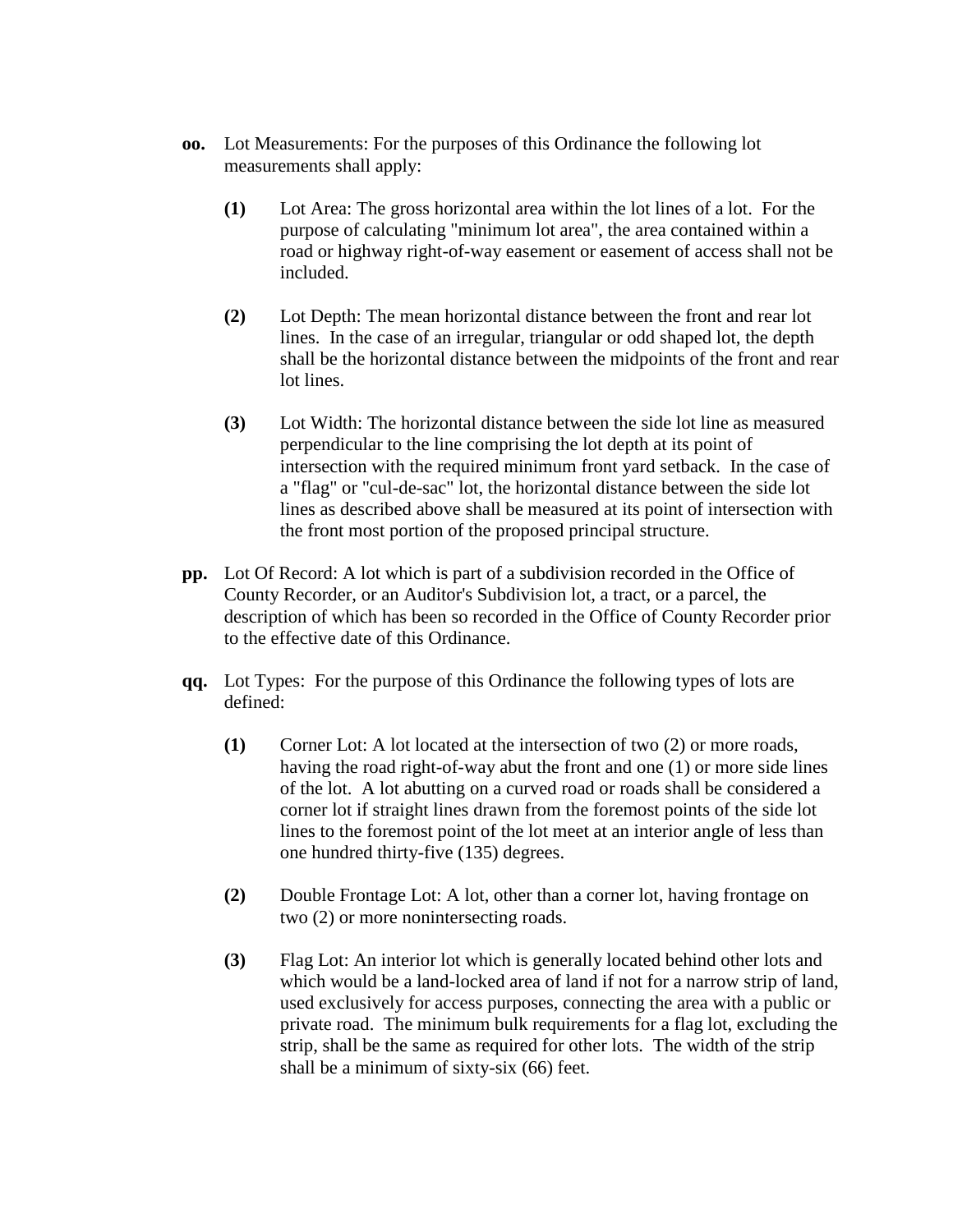**oo.** Lot Measurements: For the purposes of this Ordinance the following lot measurements shall apply:

- **(1)** Lot Area: The gross horizontal area within the lot lines of a lot. For the purpose of calculating "minimum lot area", the area contained within a road or highway right-of-way easement or easement of access shall not be included.

- **(2)** Lot Depth: The mean horizontal distance between the front and rear lot lines. In the case of an irregular, triangular or odd shaped lot, the depth shall be the horizontal distance between the midpoints of the front and rear lot lines.

- **(3)** Lot Width: The horizontal distance between the side lot line as measured perpendicular to the line comprising the lot depth at its point of intersection with the required minimum front yard setback. In the case of a "flag" or "cul-de-sac" lot, the horizontal distance between the side lot lines as described above shall be measured at its point of intersection with the front most portion of the proposed principal structure.

**pp.** Lot Of Record: A lot which is part of a subdivision recorded in the Office of County Recorder, or an Auditor's Subdivision lot, a tract, or a parcel, the description of which has been so recorded in the Office of County Recorder prior to the effective date of this Ordinance.

**qq.** Lot Types: For the purpose of this Ordinance the following types of lots are defined:

- **(1)** Corner Lot: A lot located at the intersection of two (2) or more roads, having the road right-of-way abut the front and one (1) or more side lines of the lot. A lot abutting on a curved road or roads shall be considered a corner lot if straight lines drawn from the foremost points of the side lot lines to the foremost point of the lot meet at an interior angle of less than one hundred thirty-five (135) degrees.

- **(2)** Double Frontage Lot: A lot, other than a corner lot, having frontage on two (2) or more nonintersecting roads.

- **(3)** Flag Lot: An interior lot which is generally located behind other lots and which would be a land-locked area of land if not for a narrow strip of land, used exclusively for access purposes, connecting the area with a public or private road. The minimum bulk requirements for a flag lot, excluding the strip, shall be the same as required for other lots. The width of the strip shall be a minimum of sixty-six (66) feet.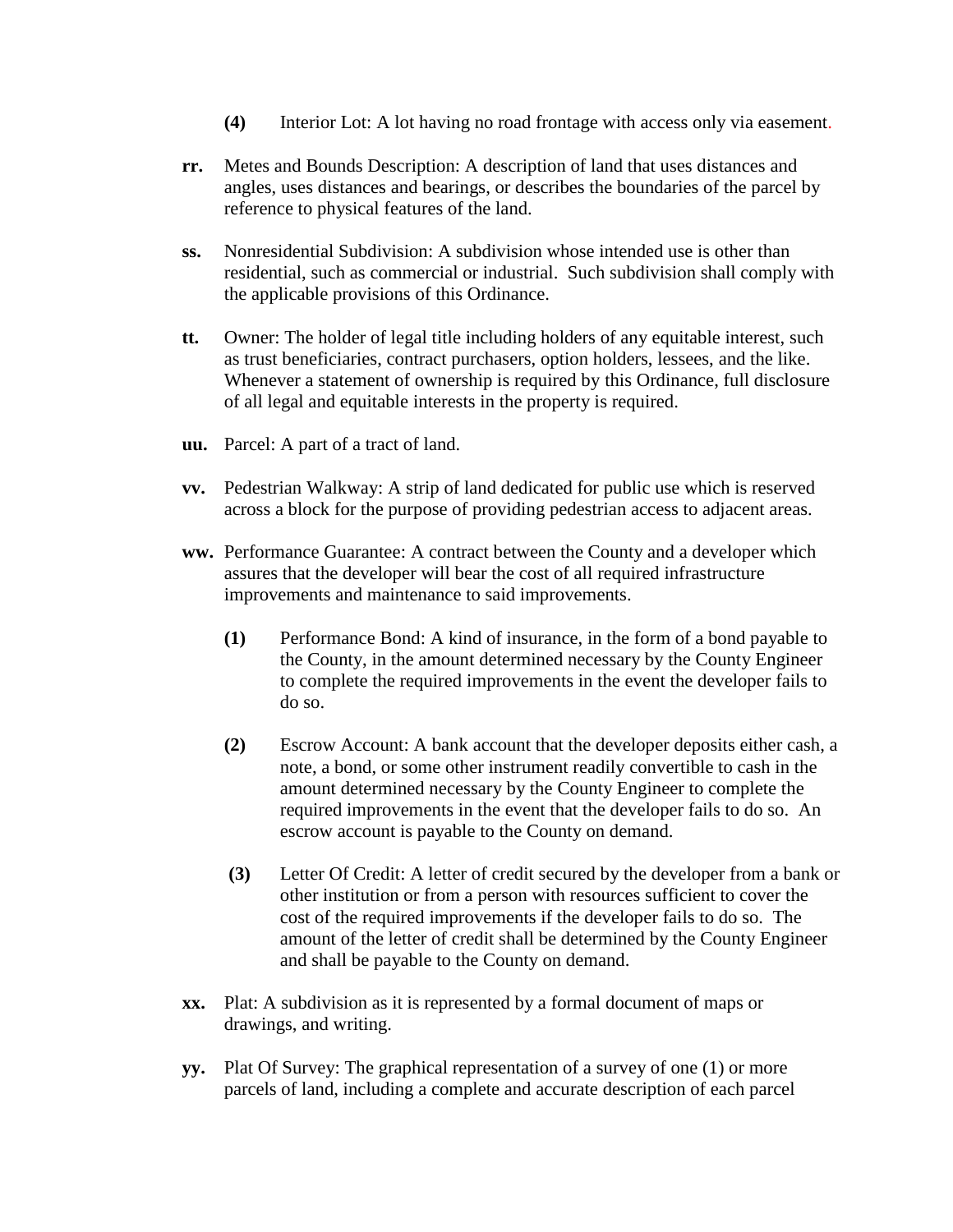**(4)** Interior Lot: A lot having no road frontage with access only via easement.

**rr.** Metes and Bounds Description: A description of land that uses distances and angles, uses distances and bearings, or describes the boundaries of the parcel by reference to physical features of the land.

**ss.** Nonresidential Subdivision: A subdivision whose intended use is other than residential, such as commercial or industrial. Such subdivision shall comply with the applicable provisions of this Ordinance.

**tt.** Owner: The holder of legal title including holders of any equitable interest, such as trust beneficiaries, contract purchasers, option holders, lessees, and the like. Whenever a statement of ownership is required by this Ordinance, full disclosure of all legal and equitable interests in the property is required.

**uu.** Parcel: A part of a tract of land.

**vv.** Pedestrian Walkway: A strip of land dedicated for public use which is reserved across a block for the purpose of providing pedestrian access to adjacent areas.

**ww.** Performance Guarantee: A contract between the County and a developer which assures that the developer will bear the cost of all required infrastructure improvements and maintenance to said improvements.

**(1)** Performance Bond: A kind of insurance, in the form of a bond payable to the County, in the amount determined necessary by the County Engineer to complete the required improvements in the event the developer fails to do so.

**(2)** Escrow Account: A bank account that the developer deposits either cash, a note, a bond, or some other instrument readily convertible to cash in the amount determined necessary by the County Engineer to complete the required improvements in the event that the developer fails to do so. An escrow account is payable to the County on demand.

**(3)** Letter Of Credit: A letter of credit secured by the developer from a bank or other institution or from a person with resources sufficient to cover the cost of the required improvements if the developer fails to do so. The amount of the letter of credit shall be determined by the County Engineer and shall be payable to the County on demand.

**xx.** Plat: A subdivision as it is represented by a formal document of maps or drawings, and writing.

**yy.** Plat Of Survey: The graphical representation of a survey of one (1) or more parcels of land, including a complete and accurate description of each parcel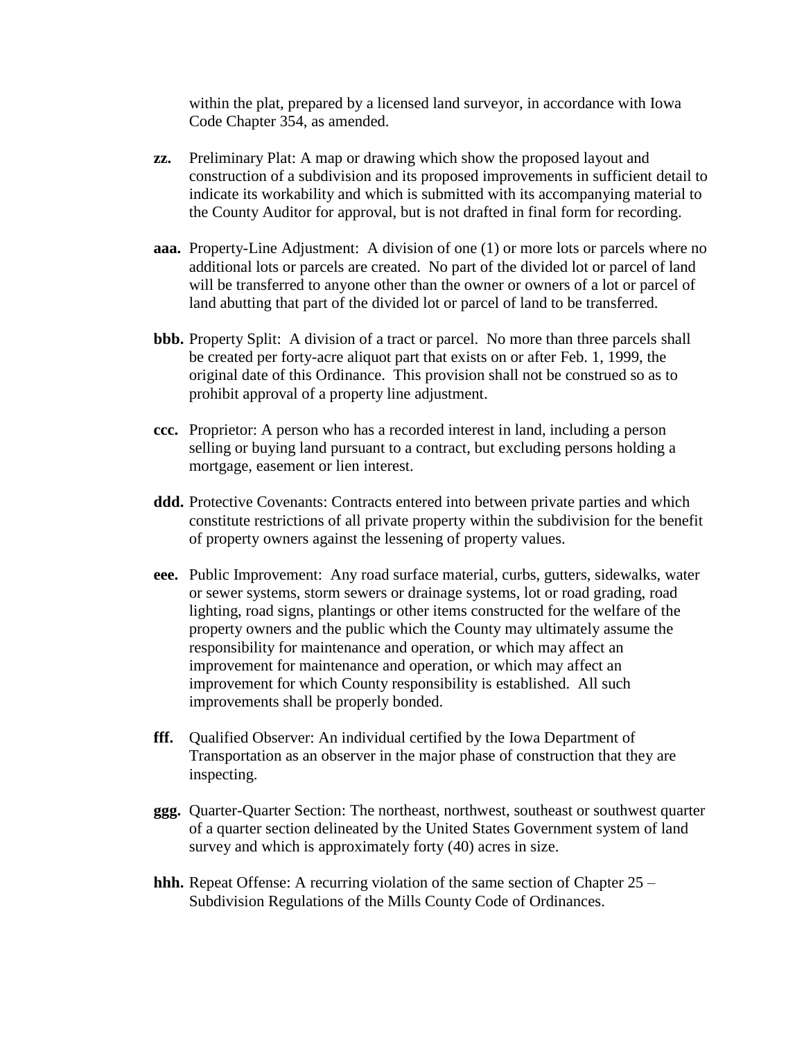within the plat, prepared by a licensed land surveyor, in accordance with Iowa Code Chapter 354, as amended.

**zz.** Preliminary Plat: A map or drawing which show the proposed layout and construction of a subdivision and its proposed improvements in sufficient detail to indicate its workability and which is submitted with its accompanying material to the County Auditor for approval, but is not drafted in final form for recording.

**aaa.** Property-Line Adjustment: A division of one (1) or more lots or parcels where no additional lots or parcels are created. No part of the divided lot or parcel of land will be transferred to anyone other than the owner or owners of a lot or parcel of land abutting that part of the divided lot or parcel of land to be transferred.

**bbb.** Property Split: A division of a tract or parcel. No more than three parcels shall be created per forty-acre aliquot part that exists on or after Feb. 1, 1999, the original date of this Ordinance. This provision shall not be construed so as to prohibit approval of a property line adjustment.

**ccc.** Proprietor: A person who has a recorded interest in land, including a person selling or buying land pursuant to a contract, but excluding persons holding a mortgage, easement or lien interest.

**ddd.** Protective Covenants: Contracts entered into between private parties and which constitute restrictions of all private property within the subdivision for the benefit of property owners against the lessening of property values.

**eee.** Public Improvement: Any road surface material, curbs, gutters, sidewalks, water or sewer systems, storm sewers or drainage systems, lot or road grading, road lighting, road signs, plantings or other items constructed for the welfare of the property owners and the public which the County may ultimately assume the responsibility for maintenance and operation, or which may affect an improvement for maintenance and operation, or which may affect an improvement for which County responsibility is established. All such improvements shall be properly bonded.

**fff.** Qualified Observer: An individual certified by the Iowa Department of Transportation as an observer in the major phase of construction that they are inspecting.

**ggg.** Quarter-Quarter Section: The northeast, northwest, southeast or southwest quarter of a quarter section delineated by the United States Government system of land survey and which is approximately forty (40) acres in size.

**hhh.** Repeat Offense: A recurring violation of the same section of Chapter 25 – Subdivision Regulations of the Mills County Code of Ordinances.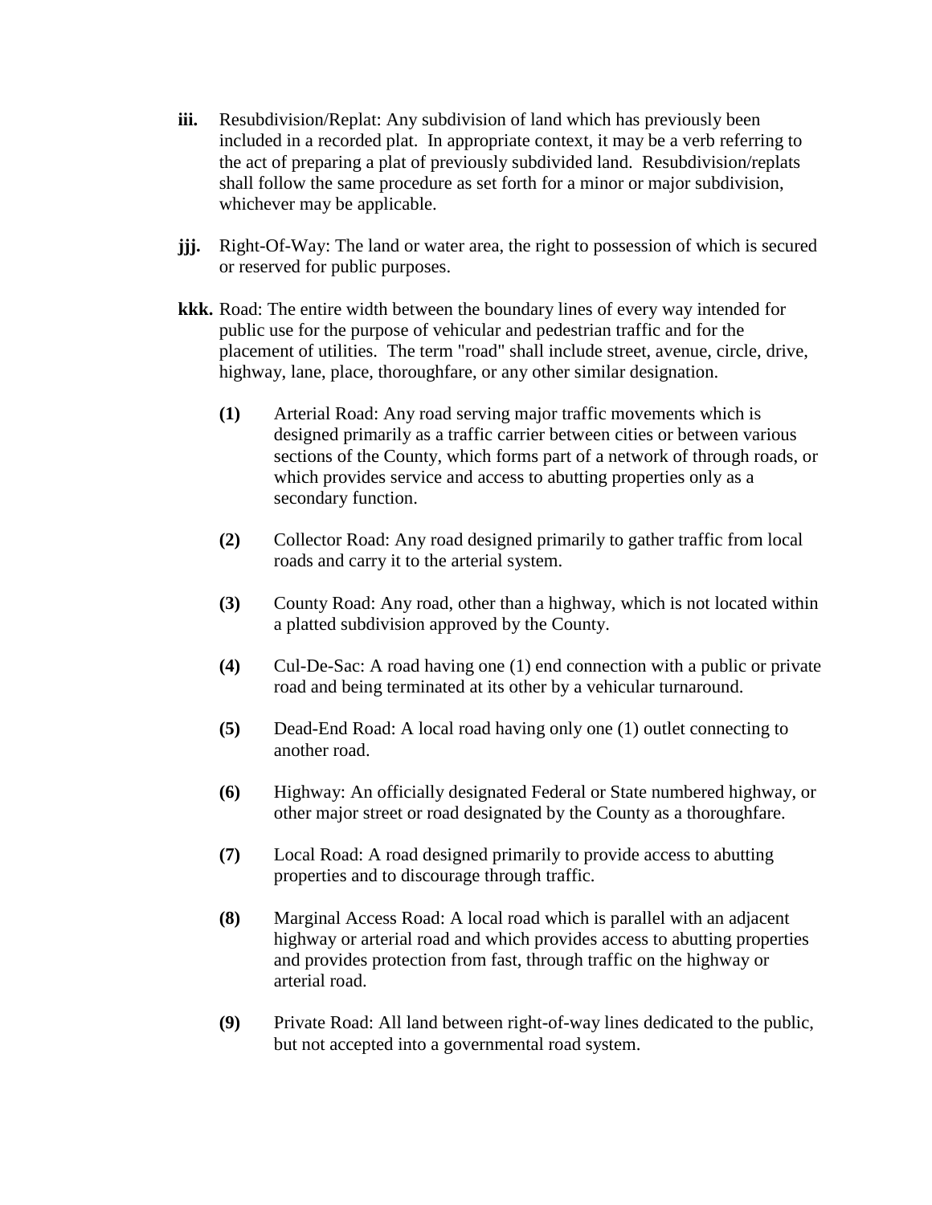**iii.** Resubdivision/Replat: Any subdivision of land which has previously been included in a recorded plat. In appropriate context, it may be a verb referring to the act of preparing a plat of previously subdivided land. Resubdivision/replats shall follow the same procedure as set forth for a minor or major subdivision, whichever may be applicable.

**jjj.** Right-Of-Way: The land or water area, the right to possession of which is secured or reserved for public purposes.

**kkk.** Road: The entire width between the boundary lines of every way intended for public use for the purpose of vehicular and pedestrian traffic and for the placement of utilities. The term "road" shall include street, avenue, circle, drive, highway, lane, place, thoroughfare, or any other similar designation.

**(1)** Arterial Road: Any road serving major traffic movements which is designed primarily as a traffic carrier between cities or between various sections of the County, which forms part of a network of through roads, or which provides service and access to abutting properties only as a secondary function.

**(2)** Collector Road: Any road designed primarily to gather traffic from local roads and carry it to the arterial system.

**(3)** County Road: Any road, other than a highway, which is not located within a platted subdivision approved by the County.

**(4)** Cul-De-Sac: A road having one (1) end connection with a public or private road and being terminated at its other by a vehicular turnaround.

**(5)** Dead-End Road: A local road having only one (1) outlet connecting to another road.

**(6)** Highway: An officially designated Federal or State numbered highway, or other major street or road designated by the County as a thoroughfare.

**(7)** Local Road: A road designed primarily to provide access to abutting properties and to discourage through traffic.

**(8)** Marginal Access Road: A local road which is parallel with an adjacent highway or arterial road and which provides access to abutting properties and provides protection from fast, through traffic on the highway or arterial road.

**(9)** Private Road: All land between right-of-way lines dedicated to the public, but not accepted into a governmental road system.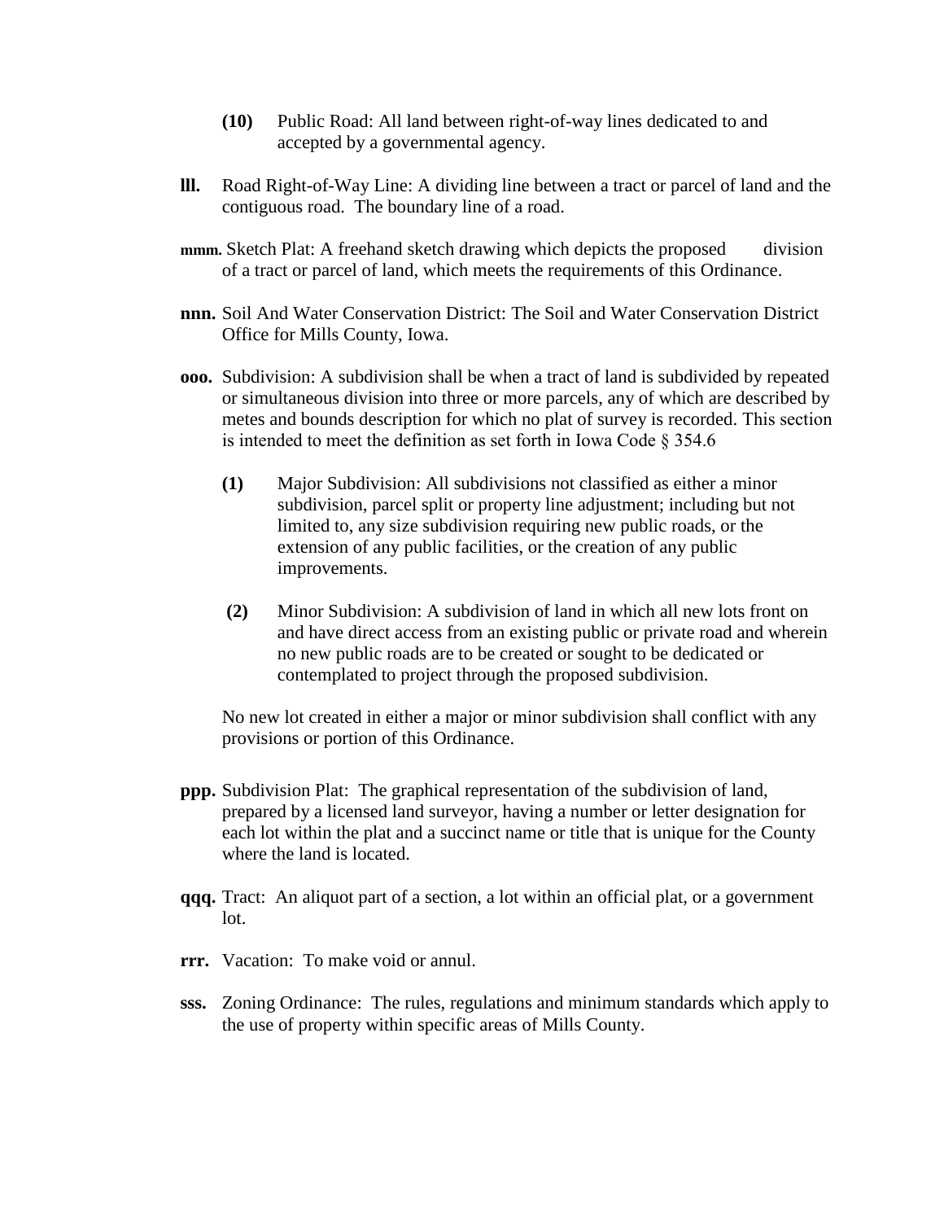**(10)** Public Road: All land between right-of-way lines dedicated to and accepted by a governmental agency.

**lll.** Road Right-of-Way Line: A dividing line between a tract or parcel of land and the contiguous road. The boundary line of a road.

**mmm.** Sketch Plat: A freehand sketch drawing which depicts the proposed division of a tract or parcel of land, which meets the requirements of this Ordinance.

**nnn.** Soil And Water Conservation District: The Soil and Water Conservation District Office for Mills County, Iowa.

**ooo.** Subdivision: A subdivision shall be when a tract of land is subdivided by repeated or simultaneous division into three or more parcels, any of which are described by metes and bounds description for which no plat of survey is recorded. This section is intended to meet the definition as set forth in Iowa Code § 354.6

**(1)** Major Subdivision: All subdivisions not classified as either a minor subdivision, parcel split or property line adjustment; including but not limited to, any size subdivision requiring new public roads, or the extension of any public facilities, or the creation of any public improvements.

**(2)** Minor Subdivision: A subdivision of land in which all new lots front on and have direct access from an existing public or private road and wherein no new public roads are to be created or sought to be dedicated or contemplated to project through the proposed subdivision.

No new lot created in either a major or minor subdivision shall conflict with any provisions or portion of this Ordinance.

**ppp.** Subdivision Plat: The graphical representation of the subdivision of land, prepared by a licensed land surveyor, having a number or letter designation for each lot within the plat and a succinct name or title that is unique for the County where the land is located.

**qqq.** Tract: An aliquot part of a section, a lot within an official plat, or a government lot.

**rrr.** Vacation: To make void or annul.

**sss.** Zoning Ordinance: The rules, regulations and minimum standards which apply to the use of property within specific areas of Mills County.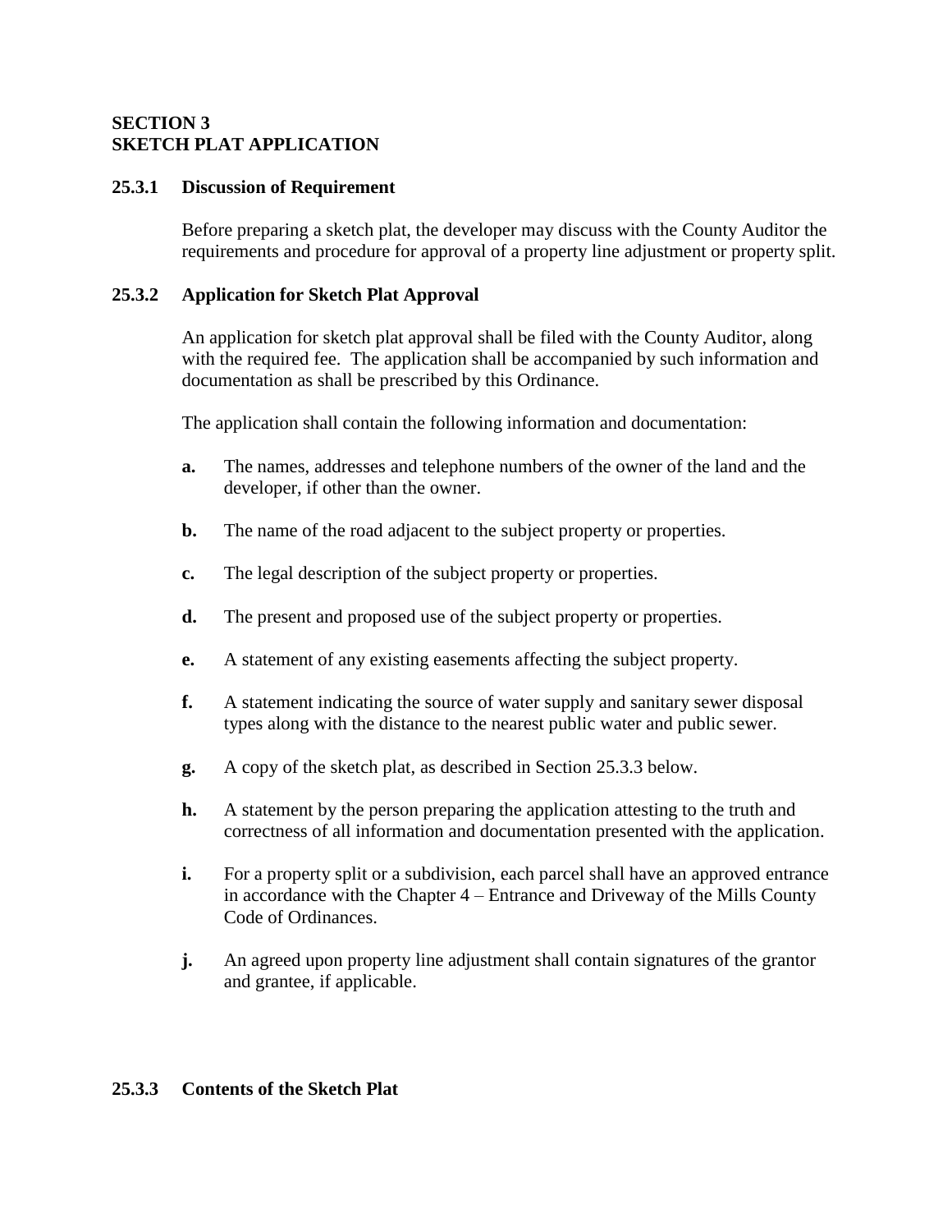## SECTION 3
## SKETCH PLAT APPLICATION

### 25.3.1 Discussion of Requirement

Before preparing a sketch plat, the developer may discuss with the County Auditor the requirements and procedure for approval of a property line adjustment or property split.

### 25.3.2 Application for Sketch Plat Approval

An application for sketch plat approval shall be filed with the County Auditor, along with the required fee. The application shall be accompanied by such information and documentation as shall be prescribed by this Ordinance.

The application shall contain the following information and documentation:

**a.** The names, addresses and telephone numbers of the owner of the land and the developer, if other than the owner.

**b.** The name of the road adjacent to the subject property or properties.

**c.** The legal description of the subject property or properties.

**d.** The present and proposed use of the subject property or properties.

**e.** A statement of any existing easements affecting the subject property.

**f.** A statement indicating the source of water supply and sanitary sewer disposal types along with the distance to the nearest public water and public sewer.

**g.** A copy of the sketch plat, as described in Section 25.3.3 below.

**h.** A statement by the person preparing the application attesting to the truth and correctness of all information and documentation presented with the application.

**i.** For a property split or a subdivision, each parcel shall have an approved entrance in accordance with the Chapter 4 – Entrance and Driveway of the Mills County Code of Ordinances.

**j.** An agreed upon property line adjustment shall contain signatures of the grantor and grantee, if applicable.

### 25.3.3 Contents of the Sketch Plat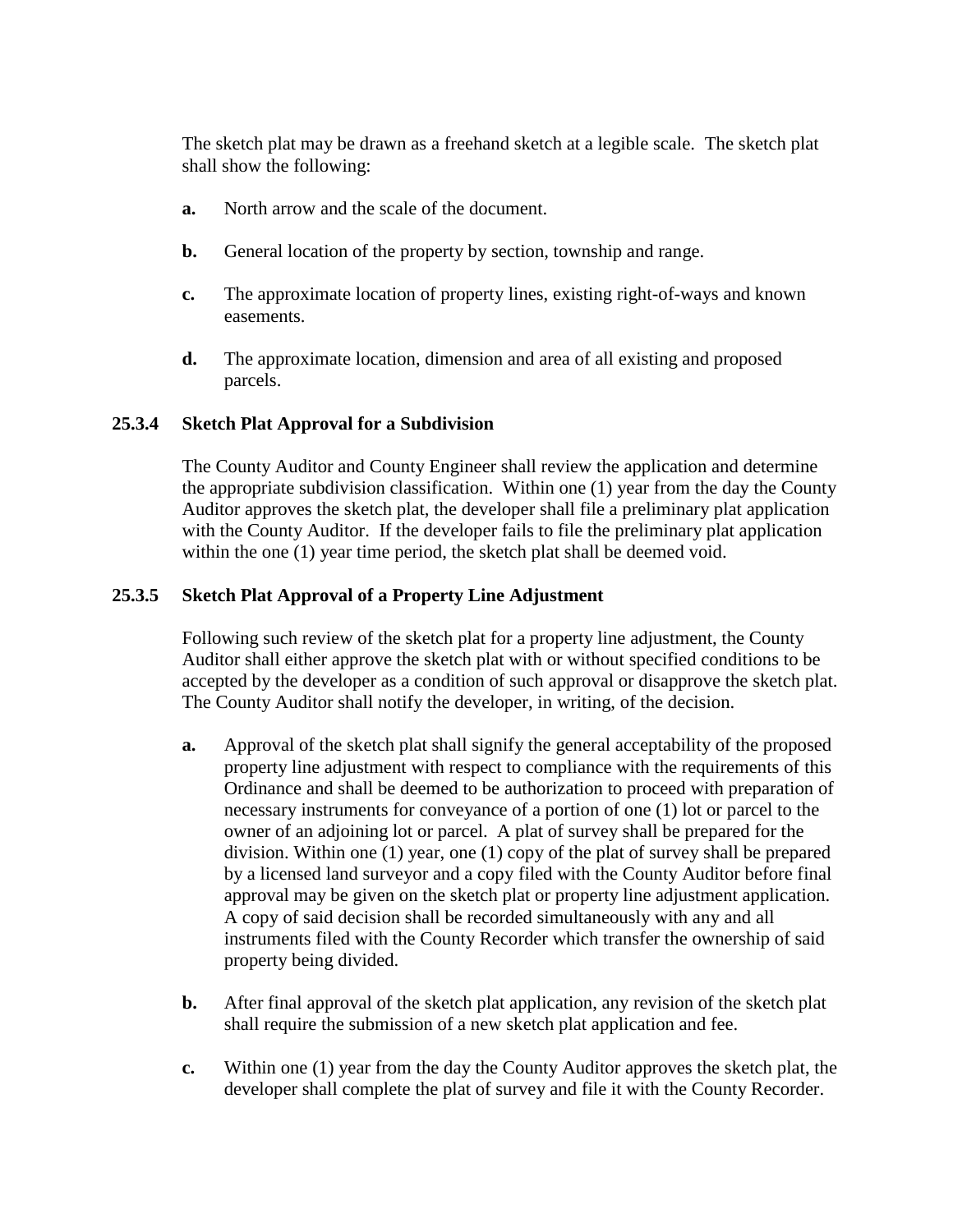The sketch plat may be drawn as a freehand sketch at a legible scale. The sketch plat shall show the following:

- **a.** North arrow and the scale of the document.
- **b.** General location of the property by section, township and range.
- **c.** The approximate location of property lines, existing right-of-ways and known easements.
- **d.** The approximate location, dimension and area of all existing and proposed parcels.

### 25.3.4 Sketch Plat Approval for a Subdivision

The County Auditor and County Engineer shall review the application and determine the appropriate subdivision classification. Within one (1) year from the day the County Auditor approves the sketch plat, the developer shall file a preliminary plat application with the County Auditor. If the developer fails to file the preliminary plat application within the one (1) year time period, the sketch plat shall be deemed void.

### 25.3.5 Sketch Plat Approval of a Property Line Adjustment

Following such review of the sketch plat for a property line adjustment, the County Auditor shall either approve the sketch plat with or without specified conditions to be accepted by the developer as a condition of such approval or disapprove the sketch plat. The County Auditor shall notify the developer, in writing, of the decision.

- **a.** Approval of the sketch plat shall signify the general acceptability of the proposed property line adjustment with respect to compliance with the requirements of this Ordinance and shall be deemed to be authorization to proceed with preparation of necessary instruments for conveyance of a portion of one (1) lot or parcel to the owner of an adjoining lot or parcel. A plat of survey shall be prepared for the division. Within one (1) year, one (1) copy of the plat of survey shall be prepared by a licensed land surveyor and a copy filed with the County Auditor before final approval may be given on the sketch plat or property line adjustment application. A copy of said decision shall be recorded simultaneously with any and all instruments filed with the County Recorder which transfer the ownership of said property being divided.
- **b.** After final approval of the sketch plat application, any revision of the sketch plat shall require the submission of a new sketch plat application and fee.
- **c.** Within one (1) year from the day the County Auditor approves the sketch plat, the developer shall complete the plat of survey and file it with the County Recorder.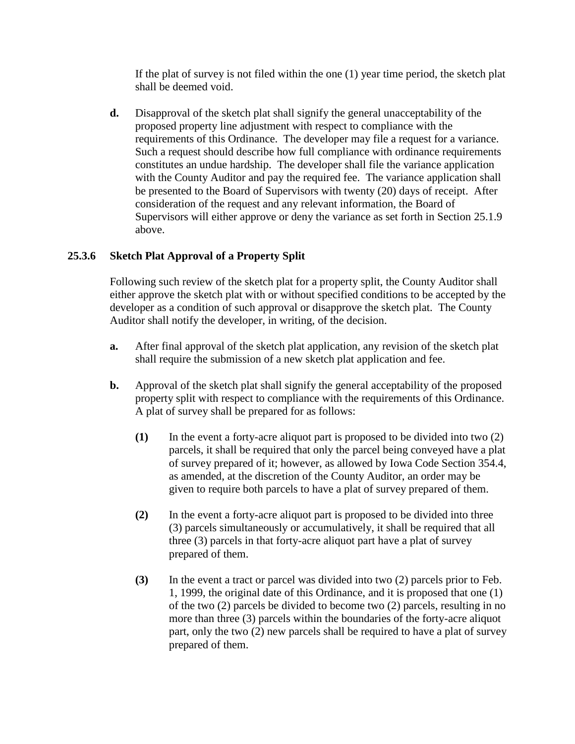If the plat of survey is not filed within the one (1) year time period, the sketch plat shall be deemed void.

**d.** Disapproval of the sketch plat shall signify the general unacceptability of the proposed property line adjustment with respect to compliance with the requirements of this Ordinance. The developer may file a request for a variance. Such a request should describe how full compliance with ordinance requirements constitutes an undue hardship. The developer shall file the variance application with the County Auditor and pay the required fee. The variance application shall be presented to the Board of Supervisors with twenty (20) days of receipt. After consideration of the request and any relevant information, the Board of Supervisors will either approve or deny the variance as set forth in Section 25.1.9 above.

### 25.3.6 Sketch Plat Approval of a Property Split

Following such review of the sketch plat for a property split, the County Auditor shall either approve the sketch plat with or without specified conditions to be accepted by the developer as a condition of such approval or disapprove the sketch plat. The County Auditor shall notify the developer, in writing, of the decision.

**a.** After final approval of the sketch plat application, any revision of the sketch plat shall require the submission of a new sketch plat application and fee.

**b.** Approval of the sketch plat shall signify the general acceptability of the proposed property split with respect to compliance with the requirements of this Ordinance. A plat of survey shall be prepared for as follows:

**(1)** In the event a forty-acre aliquot part is proposed to be divided into two (2) parcels, it shall be required that only the parcel being conveyed have a plat of survey prepared of it; however, as allowed by Iowa Code Section 354.4, as amended, at the discretion of the County Auditor, an order may be given to require both parcels to have a plat of survey prepared of them.

**(2)** In the event a forty-acre aliquot part is proposed to be divided into three (3) parcels simultaneously or accumulatively, it shall be required that all three (3) parcels in that forty-acre aliquot part have a plat of survey prepared of them.

**(3)** In the event a tract or parcel was divided into two (2) parcels prior to Feb. 1, 1999, the original date of this Ordinance, and it is proposed that one (1) of the two (2) parcels be divided to become two (2) parcels, resulting in no more than three (3) parcels within the boundaries of the forty-acre aliquot part, only the two (2) new parcels shall be required to have a plat of survey prepared of them.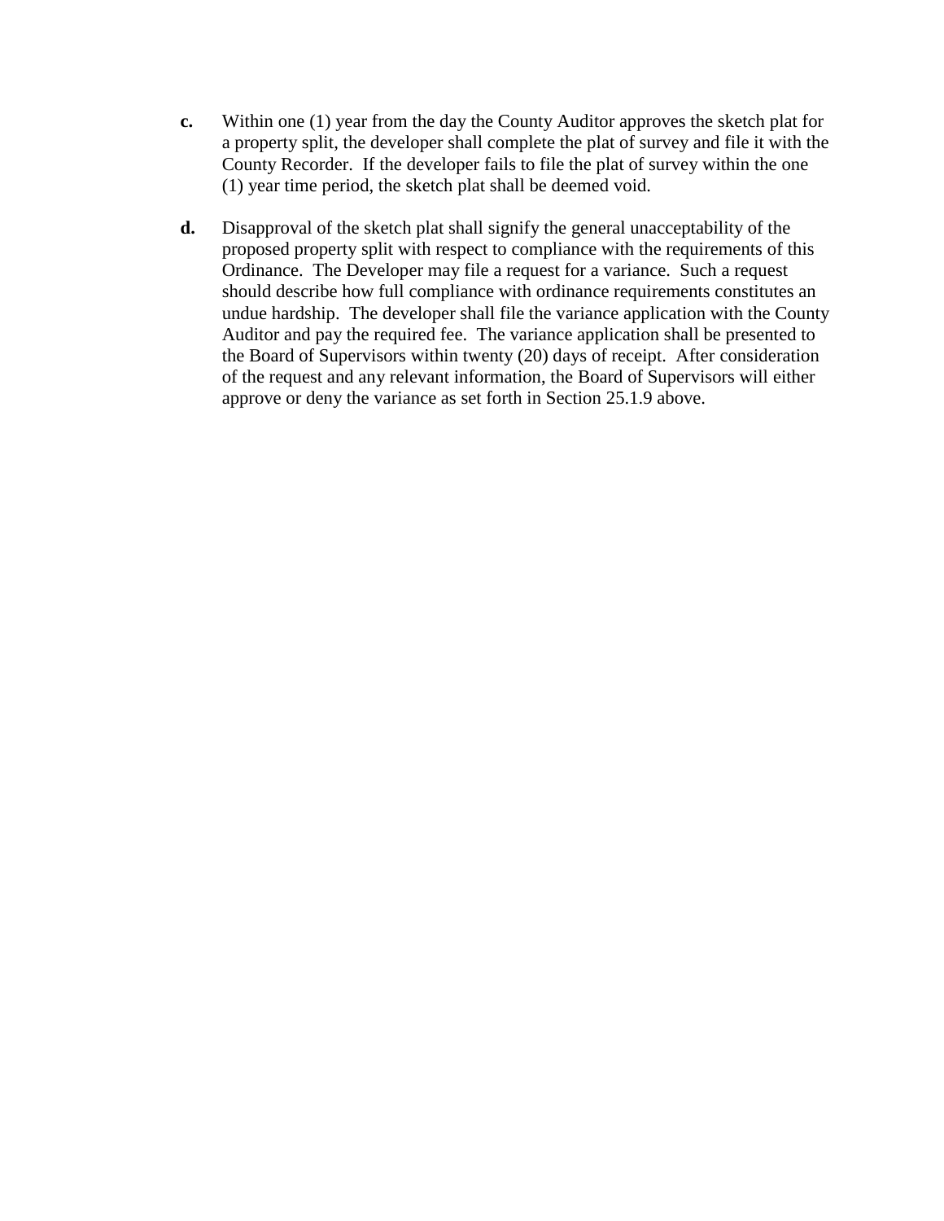**c.** Within one (1) year from the day the County Auditor approves the sketch plat for a property split, the developer shall complete the plat of survey and file it with the County Recorder. If the developer fails to file the plat of survey within the one (1) year time period, the sketch plat shall be deemed void.

**d.** Disapproval of the sketch plat shall signify the general unacceptability of the proposed property split with respect to compliance with the requirements of this Ordinance. The Developer may file a request for a variance. Such a request should describe how full compliance with ordinance requirements constitutes an undue hardship. The developer shall file the variance application with the County Auditor and pay the required fee. The variance application shall be presented to the Board of Supervisors within twenty (20) days of receipt. After consideration of the request and any relevant information, the Board of Supervisors will either approve or deny the variance as set forth in Section 25.1.9 above.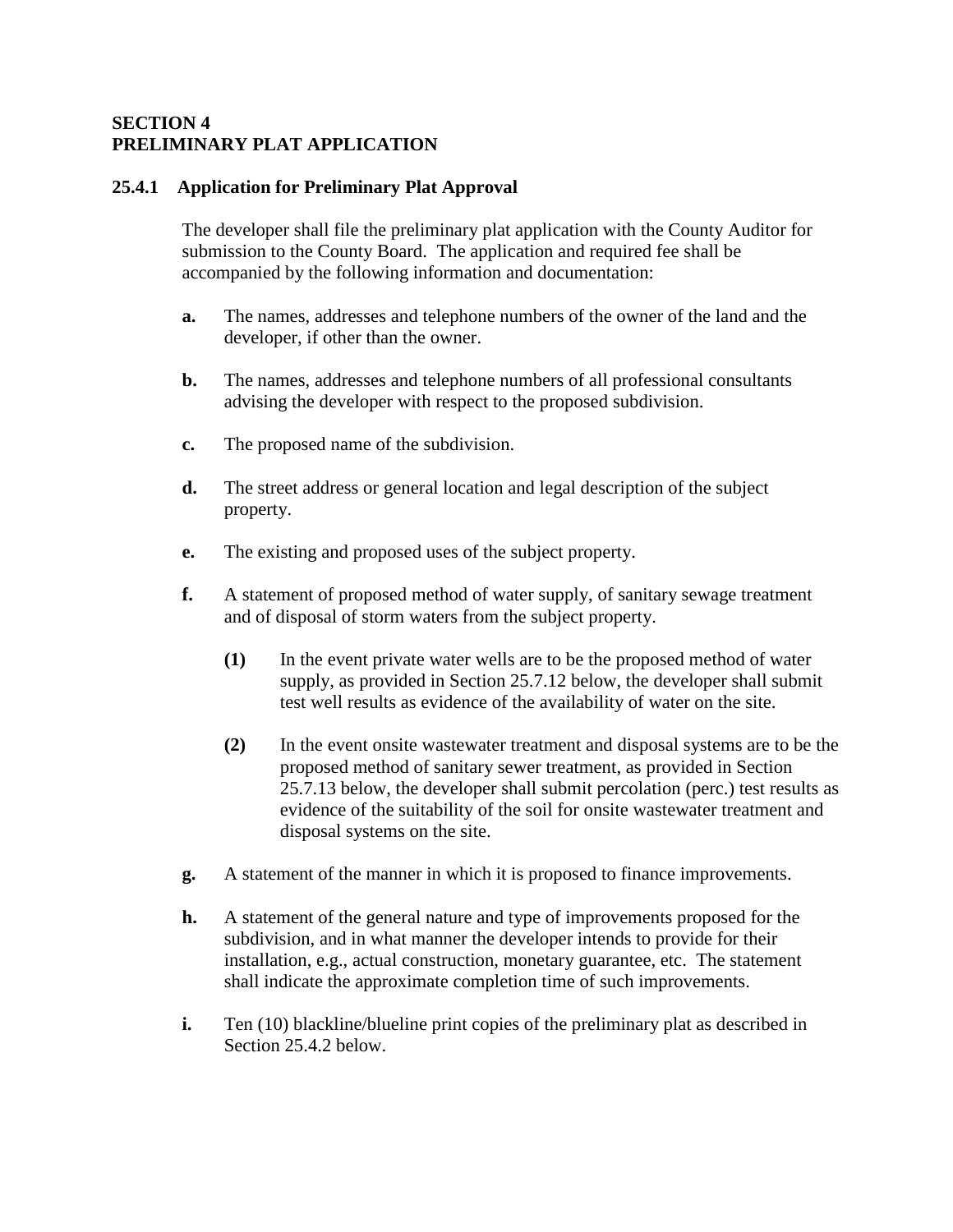## SECTION 4
## PRELIMINARY PLAT APPLICATION

### 25.4.1 Application for Preliminary Plat Approval

The developer shall file the preliminary plat application with the County Auditor for submission to the County Board. The application and required fee shall be accompanied by the following information and documentation:

**a.** The names, addresses and telephone numbers of the owner of the land and the developer, if other than the owner.

**b.** The names, addresses and telephone numbers of all professional consultants advising the developer with respect to the proposed subdivision.

**c.** The proposed name of the subdivision.

**d.** The street address or general location and legal description of the subject property.

**e.** The existing and proposed uses of the subject property.

**f.** A statement of proposed method of water supply, of sanitary sewage treatment and of disposal of storm waters from the subject property.

> **(1)** In the event private water wells are to be the proposed method of water supply, as provided in Section 25.7.12 below, the developer shall submit test well results as evidence of the availability of water on the site.
>
> **(2)** In the event onsite wastewater treatment and disposal systems are to be the proposed method of sanitary sewer treatment, as provided in Section 25.7.13 below, the developer shall submit percolation (perc.) test results as evidence of the suitability of the soil for onsite wastewater treatment and disposal systems on the site.

**g.** A statement of the manner in which it is proposed to finance improvements.

**h.** A statement of the general nature and type of improvements proposed for the subdivision, and in what manner the developer intends to provide for their installation, e.g., actual construction, monetary guarantee, etc. The statement shall indicate the approximate completion time of such improvements.

**i.** Ten (10) blackline/blueline print copies of the preliminary plat as described in Section 25.4.2 below.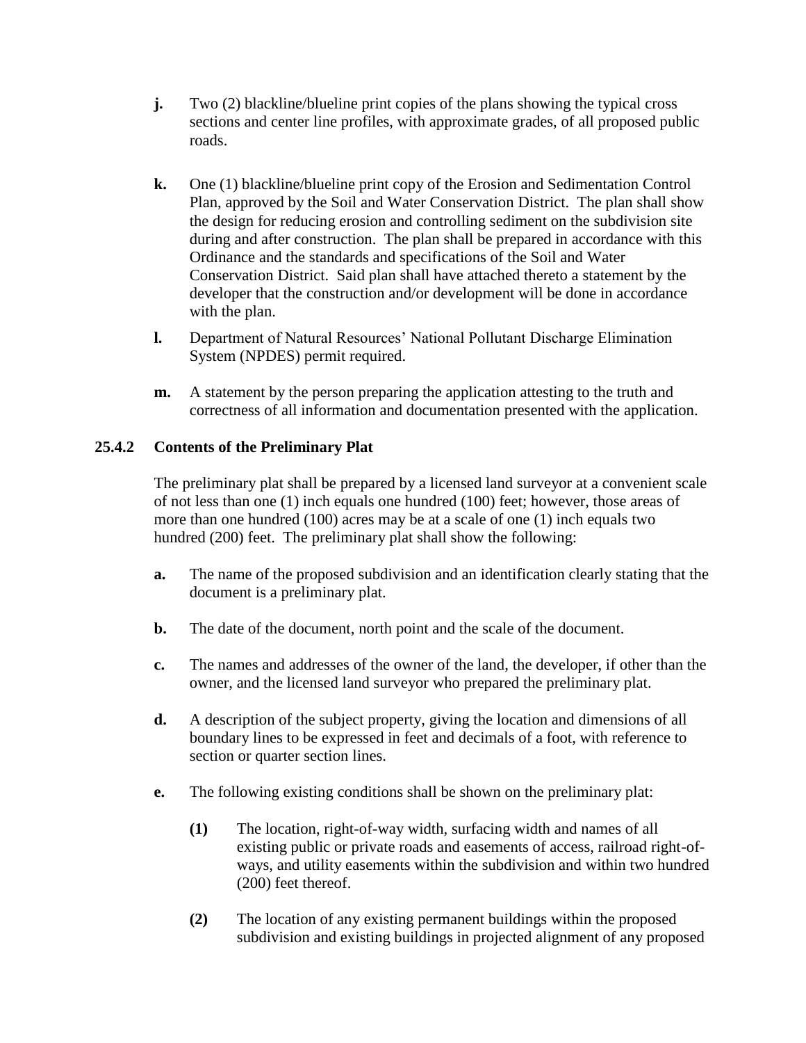**j.** Two (2) blackline/blueline print copies of the plans showing the typical cross sections and center line profiles, with approximate grades, of all proposed public roads.

**k.** One (1) blackline/blueline print copy of the Erosion and Sedimentation Control Plan, approved by the Soil and Water Conservation District. The plan shall show the design for reducing erosion and controlling sediment on the subdivision site during and after construction. The plan shall be prepared in accordance with this Ordinance and the standards and specifications of the Soil and Water Conservation District. Said plan shall have attached thereto a statement by the developer that the construction and/or development will be done in accordance with the plan.

**l.** Department of Natural Resources' National Pollutant Discharge Elimination System (NPDES) permit required.

**m.** A statement by the person preparing the application attesting to the truth and correctness of all information and documentation presented with the application.

### 25.4.2 Contents of the Preliminary Plat

The preliminary plat shall be prepared by a licensed land surveyor at a convenient scale of not less than one (1) inch equals one hundred (100) feet; however, those areas of more than one hundred (100) acres may be at a scale of one (1) inch equals two hundred (200) feet. The preliminary plat shall show the following:

**a.** The name of the proposed subdivision and an identification clearly stating that the document is a preliminary plat.

**b.** The date of the document, north point and the scale of the document.

**c.** The names and addresses of the owner of the land, the developer, if other than the owner, and the licensed land surveyor who prepared the preliminary plat.

**d.** A description of the subject property, giving the location and dimensions of all boundary lines to be expressed in feet and decimals of a foot, with reference to section or quarter section lines.

**e.** The following existing conditions shall be shown on the preliminary plat:

**(1)** The location, right-of-way width, surfacing width and names of all existing public or private roads and easements of access, railroad right-of-ways, and utility easements within the subdivision and within two hundred (200) feet thereof.

**(2)** The location of any existing permanent buildings within the proposed subdivision and existing buildings in projected alignment of any proposed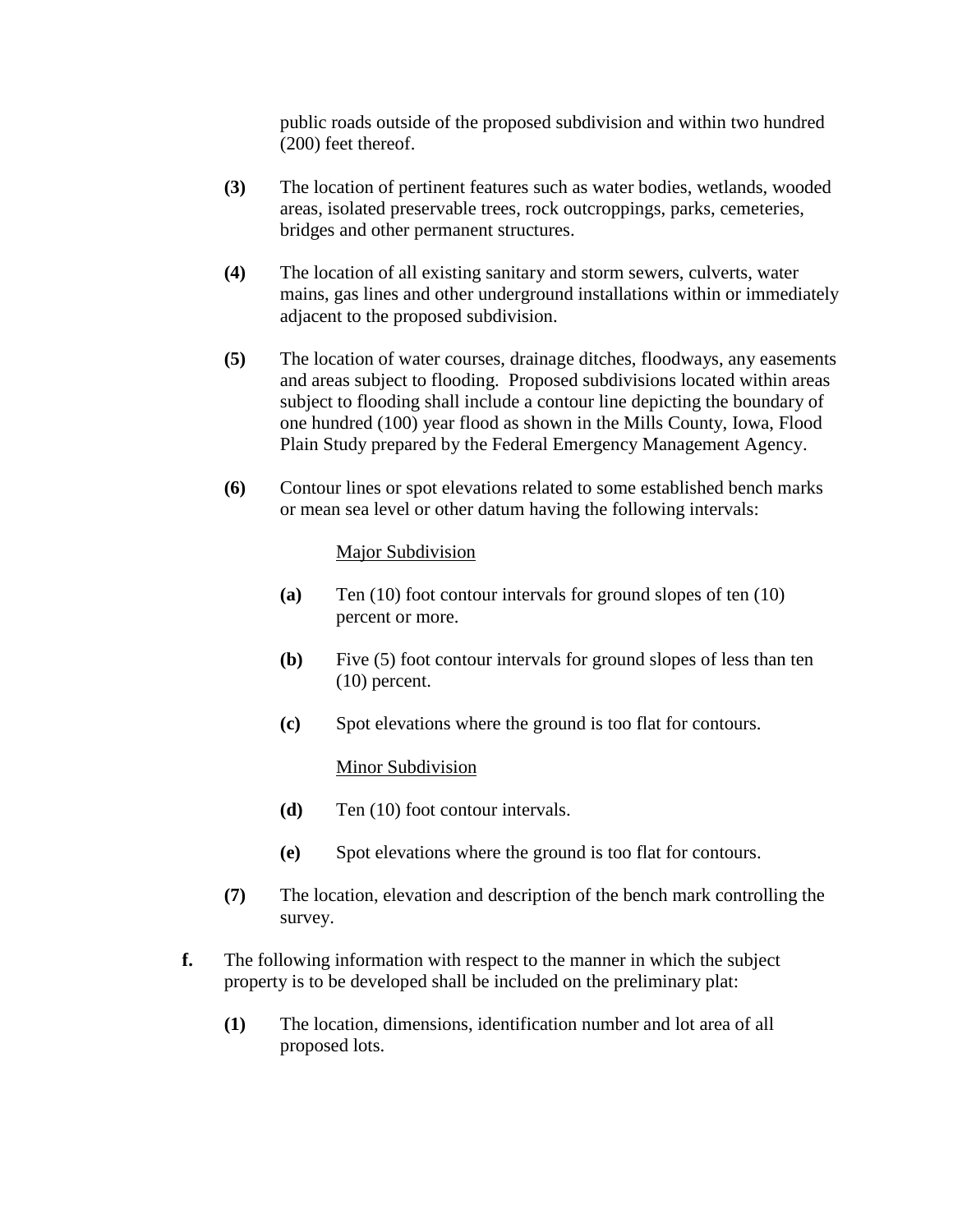public roads outside of the proposed subdivision and within two hundred (200) feet thereof.

**(3)** The location of pertinent features such as water bodies, wetlands, wooded areas, isolated preservable trees, rock outcroppings, parks, cemeteries, bridges and other permanent structures.

**(4)** The location of all existing sanitary and storm sewers, culverts, water mains, gas lines and other underground installations within or immediately adjacent to the proposed subdivision.

**(5)** The location of water courses, drainage ditches, floodways, any easements and areas subject to flooding. Proposed subdivisions located within areas subject to flooding shall include a contour line depicting the boundary of one hundred (100) year flood as shown in the Mills County, Iowa, Flood Plain Study prepared by the Federal Emergency Management Agency.

**(6)** Contour lines or spot elevations related to some established bench marks or mean sea level or other datum having the following intervals:

<u>Major Subdivision</u>

**(a)** Ten (10) foot contour intervals for ground slopes of ten (10) percent or more.

**(b)** Five (5) foot contour intervals for ground slopes of less than ten (10) percent.

**(c)** Spot elevations where the ground is too flat for contours.

<u>Minor Subdivision</u>

**(d)** Ten (10) foot contour intervals.

**(e)** Spot elevations where the ground is too flat for contours.

**(7)** The location, elevation and description of the bench mark controlling the survey.

**f.** The following information with respect to the manner in which the subject property is to be developed shall be included on the preliminary plat:

**(1)** The location, dimensions, identification number and lot area of all proposed lots.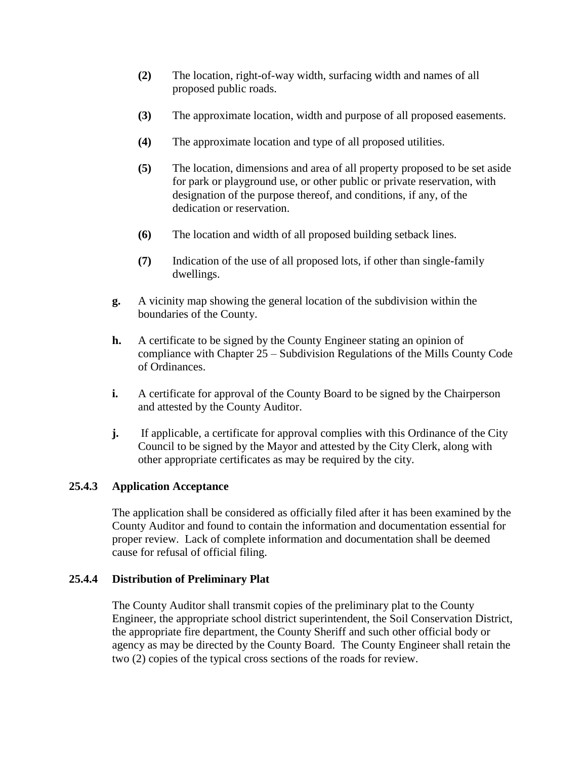**(2)** The location, right-of-way width, surfacing width and names of all proposed public roads.

**(3)** The approximate location, width and purpose of all proposed easements.

**(4)** The approximate location and type of all proposed utilities.

**(5)** The location, dimensions and area of all property proposed to be set aside for park or playground use, or other public or private reservation, with designation of the purpose thereof, and conditions, if any, of the dedication or reservation.

**(6)** The location and width of all proposed building setback lines.

**(7)** Indication of the use of all proposed lots, if other than single-family dwellings.

**g.** A vicinity map showing the general location of the subdivision within the boundaries of the County.

**h.** A certificate to be signed by the County Engineer stating an opinion of compliance with Chapter 25 – Subdivision Regulations of the Mills County Code of Ordinances.

**i.** A certificate for approval of the County Board to be signed by the Chairperson and attested by the County Auditor.

**j.** If applicable, a certificate for approval complies with this Ordinance of the City Council to be signed by the Mayor and attested by the City Clerk, along with other appropriate certificates as may be required by the city.

### 25.4.3 Application Acceptance

The application shall be considered as officially filed after it has been examined by the County Auditor and found to contain the information and documentation essential for proper review. Lack of complete information and documentation shall be deemed cause for refusal of official filing.

### 25.4.4 Distribution of Preliminary Plat

The County Auditor shall transmit copies of the preliminary plat to the County Engineer, the appropriate school district superintendent, the Soil Conservation District, the appropriate fire department, the County Sheriff and such other official body or agency as may be directed by the County Board. The County Engineer shall retain the two (2) copies of the typical cross sections of the roads for review.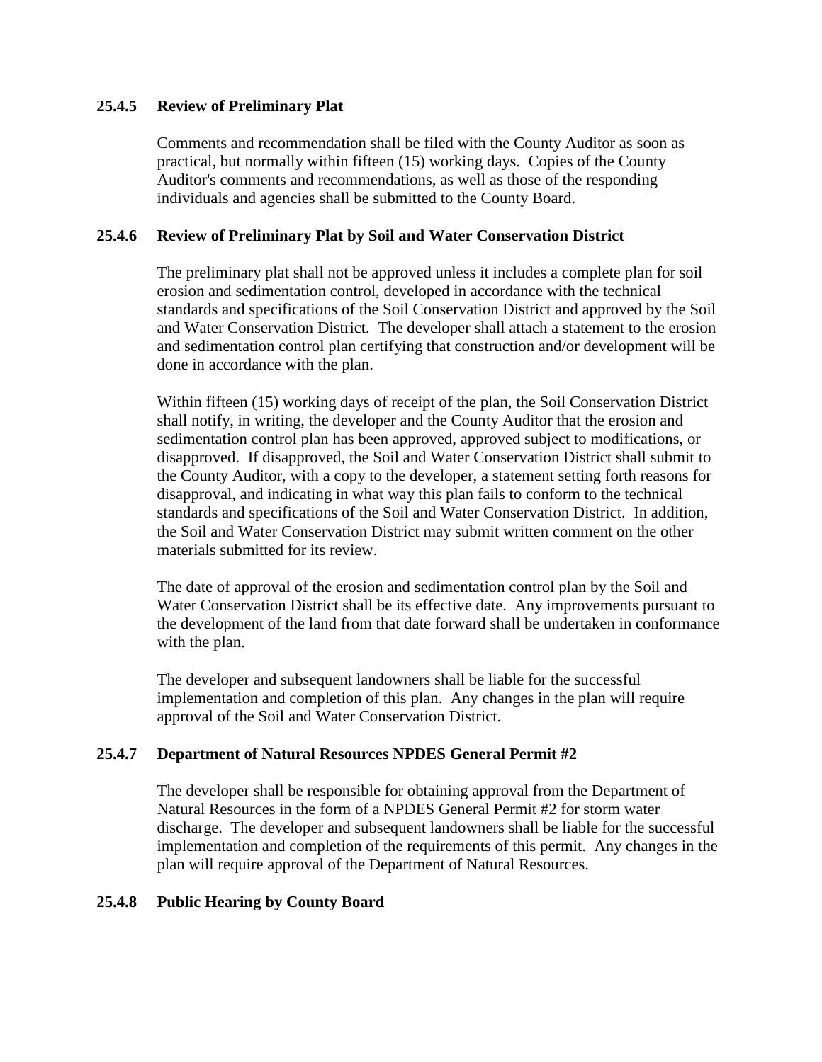### 25.4.5 Review of Preliminary Plat

Comments and recommendation shall be filed with the County Auditor as soon as practical, but normally within fifteen (15) working days. Copies of the County Auditor's comments and recommendations, as well as those of the responding individuals and agencies shall be submitted to the County Board.

### 25.4.6 Review of Preliminary Plat by Soil and Water Conservation District

The preliminary plat shall not be approved unless it includes a complete plan for soil erosion and sedimentation control, developed in accordance with the technical standards and specifications of the Soil Conservation District and approved by the Soil and Water Conservation District. The developer shall attach a statement to the erosion and sedimentation control plan certifying that construction and/or development will be done in accordance with the plan.

Within fifteen (15) working days of receipt of the plan, the Soil Conservation District shall notify, in writing, the developer and the County Auditor that the erosion and sedimentation control plan has been approved, approved subject to modifications, or disapproved. If disapproved, the Soil and Water Conservation District shall submit to the County Auditor, with a copy to the developer, a statement setting forth reasons for disapproval, and indicating in what way this plan fails to conform to the technical standards and specifications of the Soil and Water Conservation District. In addition, the Soil and Water Conservation District may submit written comment on the other materials submitted for its review.

The date of approval of the erosion and sedimentation control plan by the Soil and Water Conservation District shall be its effective date. Any improvements pursuant to the development of the land from that date forward shall be undertaken in conformance with the plan.

The developer and subsequent landowners shall be liable for the successful implementation and completion of this plan. Any changes in the plan will require approval of the Soil and Water Conservation District.

### 25.4.7 Department of Natural Resources NPDES General Permit #2

The developer shall be responsible for obtaining approval from the Department of Natural Resources in the form of a NPDES General Permit #2 for storm water discharge. The developer and subsequent landowners shall be liable for the successful implementation and completion of the requirements of this permit. Any changes in the plan will require approval of the Department of Natural Resources.

### 25.4.8 Public Hearing by County Board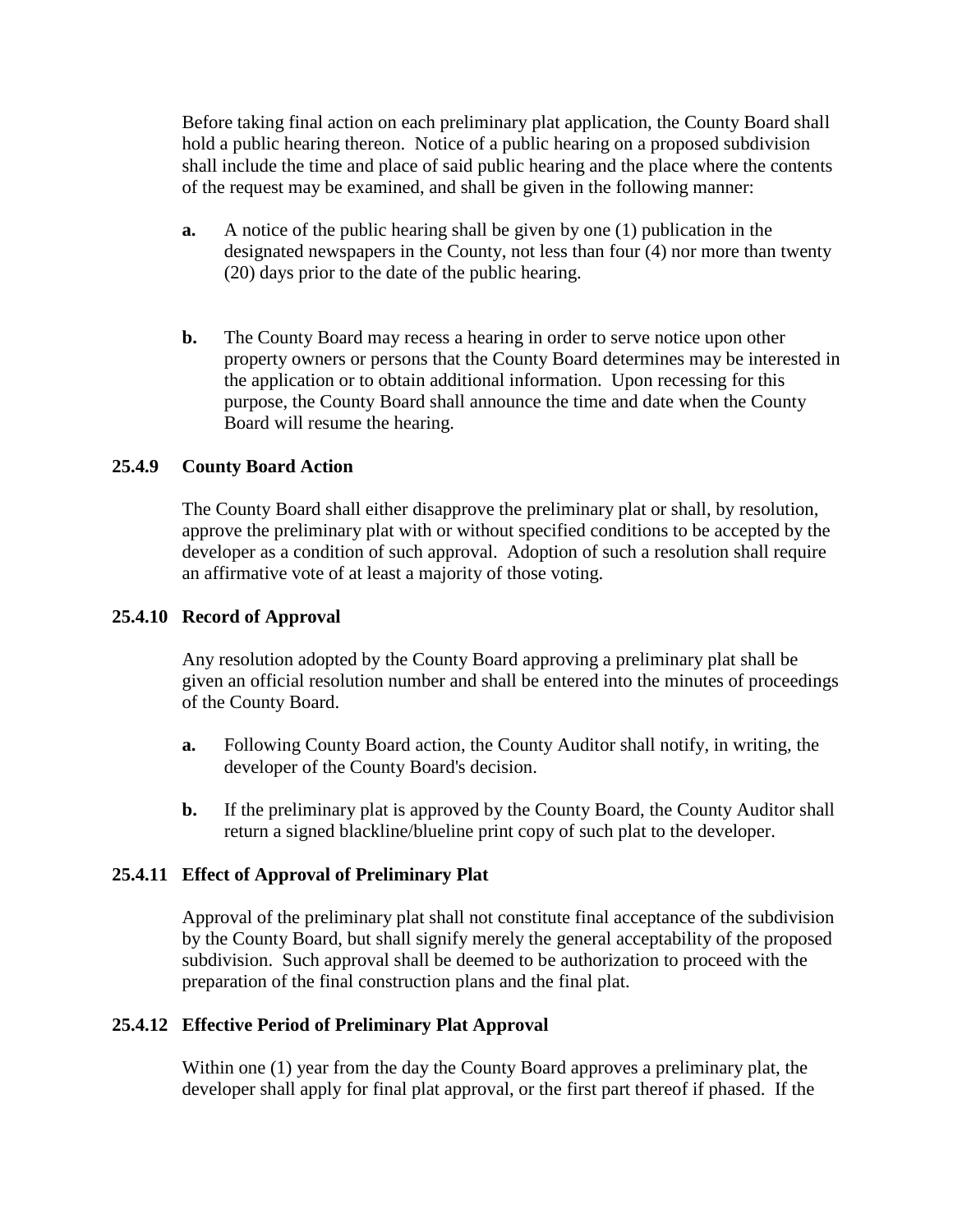Before taking final action on each preliminary plat application, the County Board shall hold a public hearing thereon. Notice of a public hearing on a proposed subdivision shall include the time and place of said public hearing and the place where the contents of the request may be examined, and shall be given in the following manner:

**a.** A notice of the public hearing shall be given by one (1) publication in the designated newspapers in the County, not less than four (4) nor more than twenty (20) days prior to the date of the public hearing.

**b.** The County Board may recess a hearing in order to serve notice upon other property owners or persons that the County Board determines may be interested in the application or to obtain additional information. Upon recessing for this purpose, the County Board shall announce the time and date when the County Board will resume the hearing.

### 25.4.9 County Board Action

The County Board shall either disapprove the preliminary plat or shall, by resolution, approve the preliminary plat with or without specified conditions to be accepted by the developer as a condition of such approval. Adoption of such a resolution shall require an affirmative vote of at least a majority of those voting.

### 25.4.10 Record of Approval

Any resolution adopted by the County Board approving a preliminary plat shall be given an official resolution number and shall be entered into the minutes of proceedings of the County Board.

**a.** Following County Board action, the County Auditor shall notify, in writing, the developer of the County Board's decision.

**b.** If the preliminary plat is approved by the County Board, the County Auditor shall return a signed blackline/blueline print copy of such plat to the developer.

### 25.4.11 Effect of Approval of Preliminary Plat

Approval of the preliminary plat shall not constitute final acceptance of the subdivision by the County Board, but shall signify merely the general acceptability of the proposed subdivision. Such approval shall be deemed to be authorization to proceed with the preparation of the final construction plans and the final plat.

### 25.4.12 Effective Period of Preliminary Plat Approval

Within one (1) year from the day the County Board approves a preliminary plat, the developer shall apply for final plat approval, or the first part thereof if phased. If the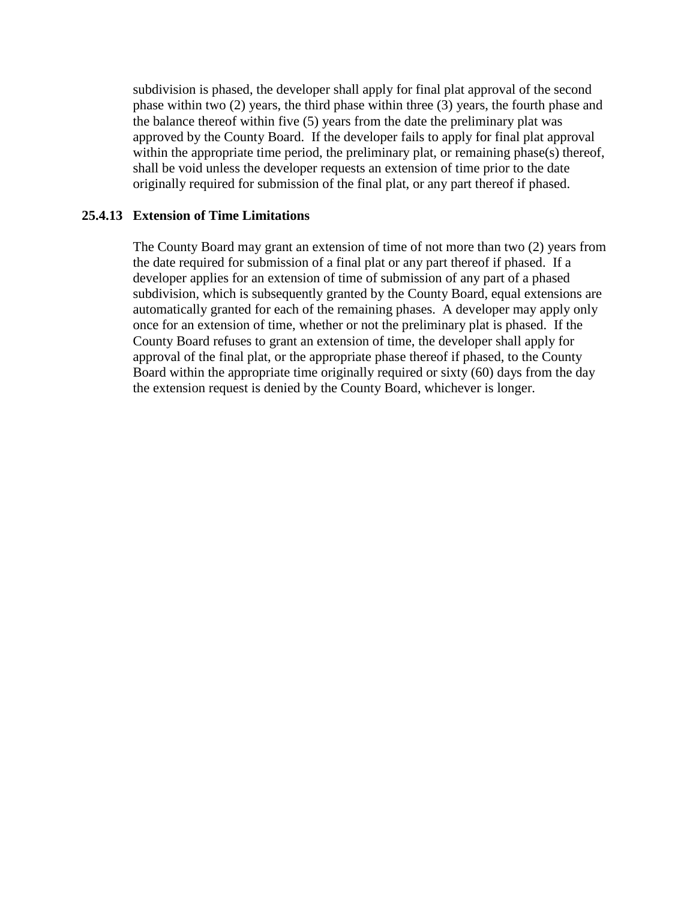subdivision is phased, the developer shall apply for final plat approval of the second phase within two (2) years, the third phase within three (3) years, the fourth phase and the balance thereof within five (5) years from the date the preliminary plat was approved by the County Board. If the developer fails to apply for final plat approval within the appropriate time period, the preliminary plat, or remaining phase(s) thereof, shall be void unless the developer requests an extension of time prior to the date originally required for submission of the final plat, or any part thereof if phased.

### 25.4.13 Extension of Time Limitations

The County Board may grant an extension of time of not more than two (2) years from the date required for submission of a final plat or any part thereof if phased. If a developer applies for an extension of time of submission of any part of a phased subdivision, which is subsequently granted by the County Board, equal extensions are automatically granted for each of the remaining phases. A developer may apply only once for an extension of time, whether or not the preliminary plat is phased. If the County Board refuses to grant an extension of time, the developer shall apply for approval of the final plat, or the appropriate phase thereof if phased, to the County Board within the appropriate time originally required or sixty (60) days from the day the extension request is denied by the County Board, whichever is longer.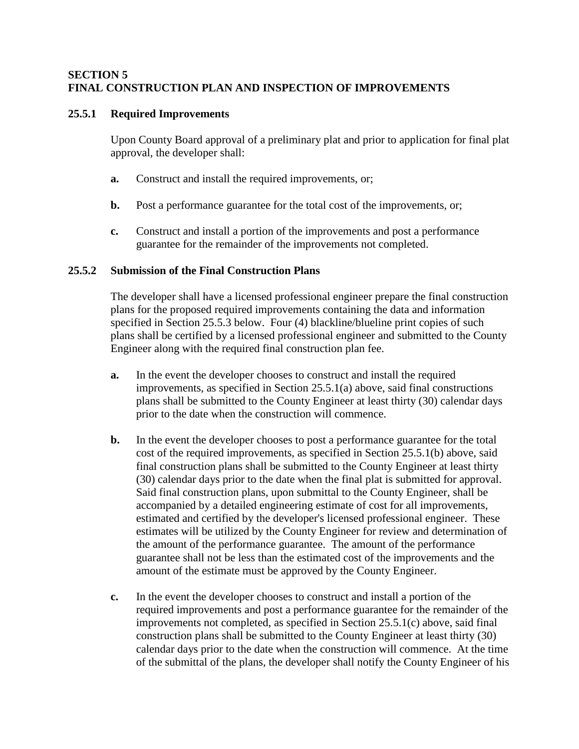## SECTION 5
## FINAL CONSTRUCTION PLAN AND INSPECTION OF IMPROVEMENTS

### 25.5.1 Required Improvements

Upon County Board approval of a preliminary plat and prior to application for final plat approval, the developer shall:

**a.** Construct and install the required improvements, or;

**b.** Post a performance guarantee for the total cost of the improvements, or;

**c.** Construct and install a portion of the improvements and post a performance guarantee for the remainder of the improvements not completed.

### 25.5.2 Submission of the Final Construction Plans

The developer shall have a licensed professional engineer prepare the final construction plans for the proposed required improvements containing the data and information specified in Section 25.5.3 below. Four (4) blackline/blueline print copies of such plans shall be certified by a licensed professional engineer and submitted to the County Engineer along with the required final construction plan fee.

**a.** In the event the developer chooses to construct and install the required improvements, as specified in Section 25.5.1(a) above, said final constructions plans shall be submitted to the County Engineer at least thirty (30) calendar days prior to the date when the construction will commence.

**b.** In the event the developer chooses to post a performance guarantee for the total cost of the required improvements, as specified in Section 25.5.1(b) above, said final construction plans shall be submitted to the County Engineer at least thirty (30) calendar days prior to the date when the final plat is submitted for approval. Said final construction plans, upon submittal to the County Engineer, shall be accompanied by a detailed engineering estimate of cost for all improvements, estimated and certified by the developer's licensed professional engineer. These estimates will be utilized by the County Engineer for review and determination of the amount of the performance guarantee. The amount of the performance guarantee shall not be less than the estimated cost of the improvements and the amount of the estimate must be approved by the County Engineer.

**c.** In the event the developer chooses to construct and install a portion of the required improvements and post a performance guarantee for the remainder of the improvements not completed, as specified in Section 25.5.1(c) above, said final construction plans shall be submitted to the County Engineer at least thirty (30) calendar days prior to the date when the construction will commence. At the time of the submittal of the plans, the developer shall notify the County Engineer of his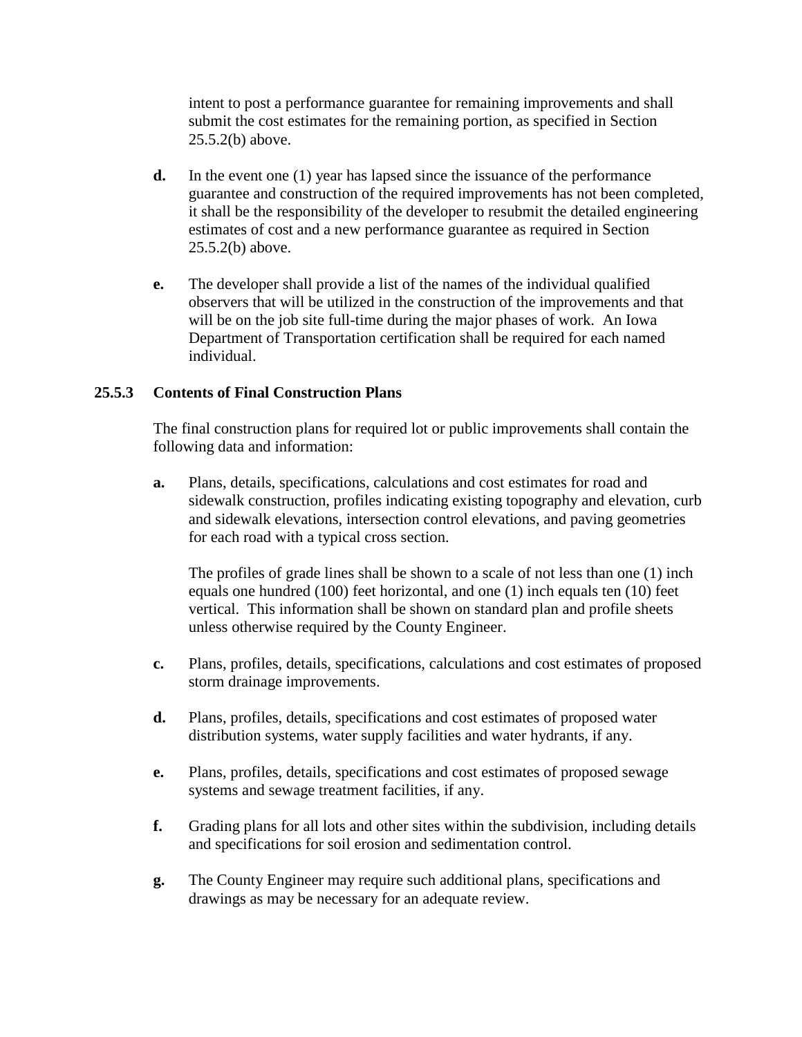intent to post a performance guarantee for remaining improvements and shall submit the cost estimates for the remaining portion, as specified in Section 25.5.2(b) above.

**d.** In the event one (1) year has lapsed since the issuance of the performance guarantee and construction of the required improvements has not been completed, it shall be the responsibility of the developer to resubmit the detailed engineering estimates of cost and a new performance guarantee as required in Section 25.5.2(b) above.

**e.** The developer shall provide a list of the names of the individual qualified observers that will be utilized in the construction of the improvements and that will be on the job site full-time during the major phases of work. An Iowa Department of Transportation certification shall be required for each named individual.

### 25.5.3 Contents of Final Construction Plans

The final construction plans for required lot or public improvements shall contain the following data and information:

**a.** Plans, details, specifications, calculations and cost estimates for road and sidewalk construction, profiles indicating existing topography and elevation, curb and sidewalk elevations, intersection control elevations, and paving geometries for each road with a typical cross section.

The profiles of grade lines shall be shown to a scale of not less than one (1) inch equals one hundred (100) feet horizontal, and one (1) inch equals ten (10) feet vertical. This information shall be shown on standard plan and profile sheets unless otherwise required by the County Engineer.

**c.** Plans, profiles, details, specifications, calculations and cost estimates of proposed storm drainage improvements.

**d.** Plans, profiles, details, specifications and cost estimates of proposed water distribution systems, water supply facilities and water hydrants, if any.

**e.** Plans, profiles, details, specifications and cost estimates of proposed sewage systems and sewage treatment facilities, if any.

**f.** Grading plans for all lots and other sites within the subdivision, including details and specifications for soil erosion and sedimentation control.

**g.** The County Engineer may require such additional plans, specifications and drawings as may be necessary for an adequate review.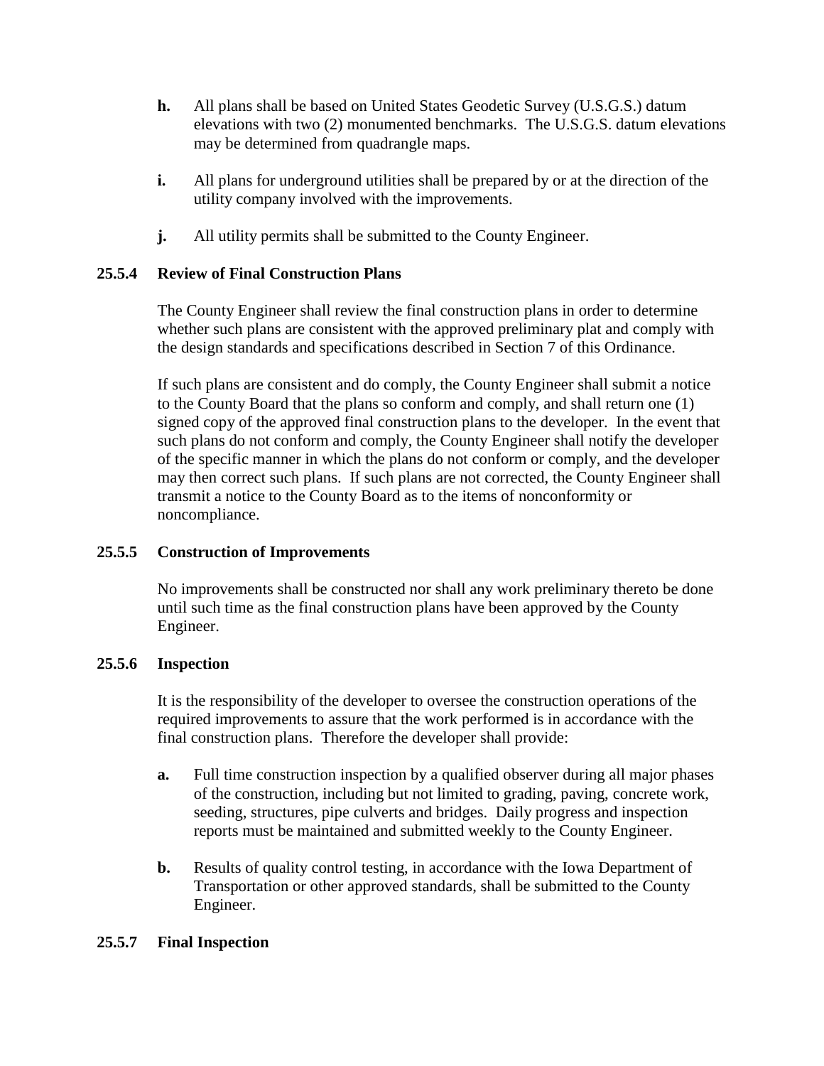- **h.** All plans shall be based on United States Geodetic Survey (U.S.G.S.) datum elevations with two (2) monumented benchmarks. The U.S.G.S. datum elevations may be determined from quadrangle maps.

- **i.** All plans for underground utilities shall be prepared by or at the direction of the utility company involved with the improvements.

- **j.** All utility permits shall be submitted to the County Engineer.

### 25.5.4 Review of Final Construction Plans

The County Engineer shall review the final construction plans in order to determine whether such plans are consistent with the approved preliminary plat and comply with the design standards and specifications described in Section 7 of this Ordinance.

If such plans are consistent and do comply, the County Engineer shall submit a notice to the County Board that the plans so conform and comply, and shall return one (1) signed copy of the approved final construction plans to the developer. In the event that such plans do not conform and comply, the County Engineer shall notify the developer of the specific manner in which the plans do not conform or comply, and the developer may then correct such plans. If such plans are not corrected, the County Engineer shall transmit a notice to the County Board as to the items of nonconformity or noncompliance.

### 25.5.5 Construction of Improvements

No improvements shall be constructed nor shall any work preliminary thereto be done until such time as the final construction plans have been approved by the County Engineer.

### 25.5.6 Inspection

It is the responsibility of the developer to oversee the construction operations of the required improvements to assure that the work performed is in accordance with the final construction plans. Therefore the developer shall provide:

- **a.** Full time construction inspection by a qualified observer during all major phases of the construction, including but not limited to grading, paving, concrete work, seeding, structures, pipe culverts and bridges. Daily progress and inspection reports must be maintained and submitted weekly to the County Engineer.

- **b.** Results of quality control testing, in accordance with the Iowa Department of Transportation or other approved standards, shall be submitted to the County Engineer.

### 25.5.7 Final Inspection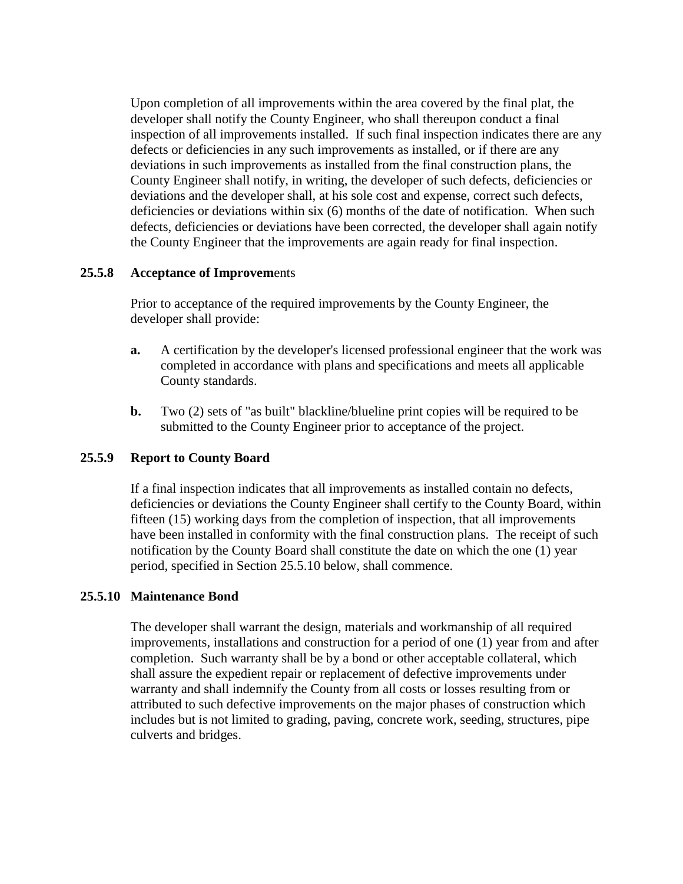Upon completion of all improvements within the area covered by the final plat, the developer shall notify the County Engineer, who shall thereupon conduct a final inspection of all improvements installed. If such final inspection indicates there are any defects or deficiencies in any such improvements as installed, or if there are any deviations in such improvements as installed from the final construction plans, the County Engineer shall notify, in writing, the developer of such defects, deficiencies or deviations and the developer shall, at his sole cost and expense, correct such defects, deficiencies or deviations within six (6) months of the date of notification. When such defects, deficiencies or deviations have been corrected, the developer shall again notify the County Engineer that the improvements are again ready for final inspection.

### 25.5.8 Acceptance of Improvements

Prior to acceptance of the required improvements by the County Engineer, the developer shall provide:

**a.** A certification by the developer's licensed professional engineer that the work was completed in accordance with plans and specifications and meets all applicable County standards.

**b.** Two (2) sets of "as built" blackline/blueline print copies will be required to be submitted to the County Engineer prior to acceptance of the project.

### 25.5.9 Report to County Board

If a final inspection indicates that all improvements as installed contain no defects, deficiencies or deviations the County Engineer shall certify to the County Board, within fifteen (15) working days from the completion of inspection, that all improvements have been installed in conformity with the final construction plans. The receipt of such notification by the County Board shall constitute the date on which the one (1) year period, specified in Section 25.5.10 below, shall commence.

### 25.5.10 Maintenance Bond

The developer shall warrant the design, materials and workmanship of all required improvements, installations and construction for a period of one (1) year from and after completion. Such warranty shall be by a bond or other acceptable collateral, which shall assure the expedient repair or replacement of defective improvements under warranty and shall indemnify the County from all costs or losses resulting from or attributed to such defective improvements on the major phases of construction which includes but is not limited to grading, paving, concrete work, seeding, structures, pipe culverts and bridges.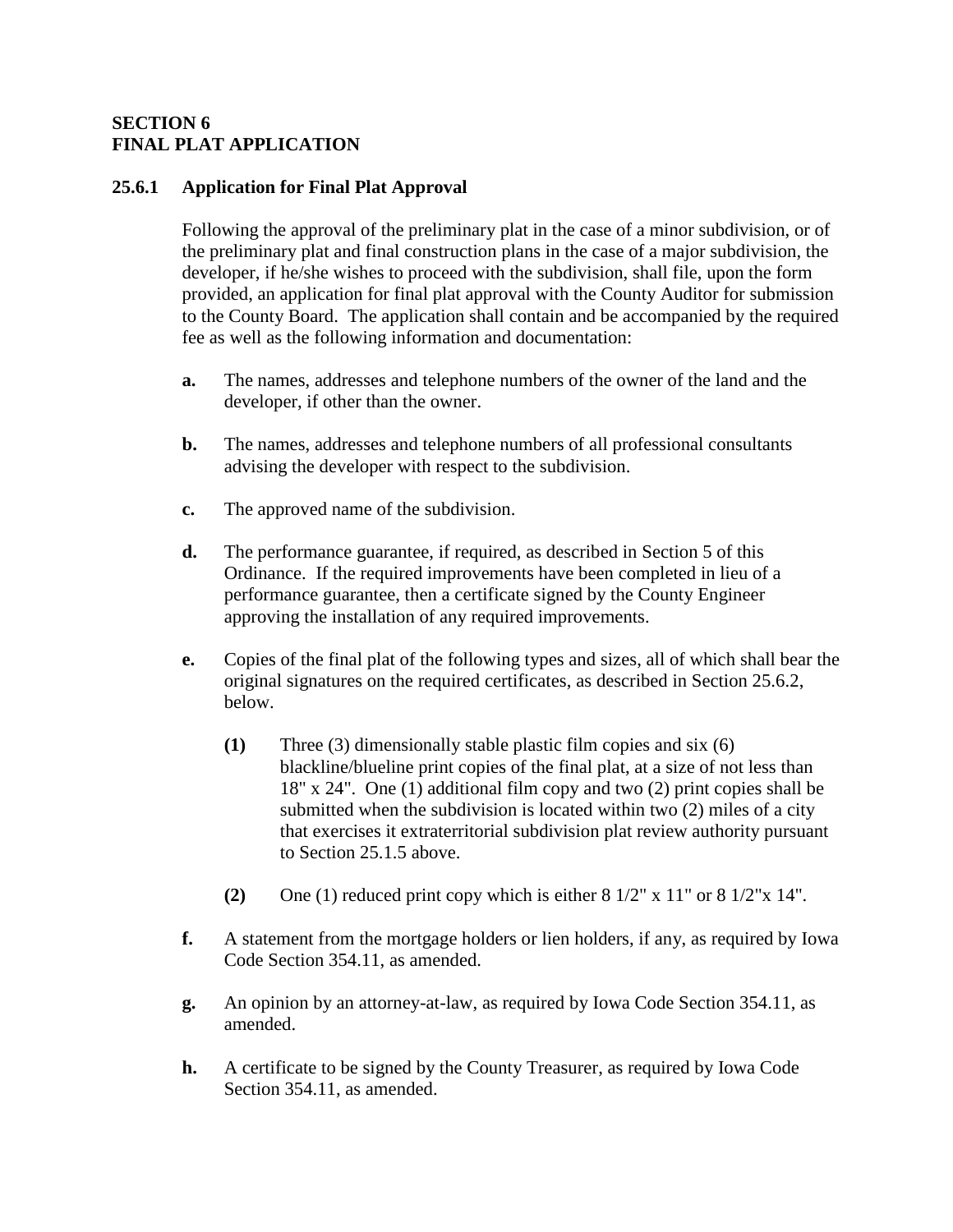## SECTION 6
## FINAL PLAT APPLICATION

### 25.6.1 Application for Final Plat Approval

Following the approval of the preliminary plat in the case of a minor subdivision, or of the preliminary plat and final construction plans in the case of a major subdivision, the developer, if he/she wishes to proceed with the subdivision, shall file, upon the form provided, an application for final plat approval with the County Auditor for submission to the County Board. The application shall contain and be accompanied by the required fee as well as the following information and documentation:

**a.** The names, addresses and telephone numbers of the owner of the land and the developer, if other than the owner.

**b.** The names, addresses and telephone numbers of all professional consultants advising the developer with respect to the subdivision.

**c.** The approved name of the subdivision.

**d.** The performance guarantee, if required, as described in Section 5 of this Ordinance. If the required improvements have been completed in lieu of a performance guarantee, then a certificate signed by the County Engineer approving the installation of any required improvements.

**e.** Copies of the final plat of the following types and sizes, all of which shall bear the original signatures on the required certificates, as described in Section 25.6.2, below.

- **(1)** Three (3) dimensionally stable plastic film copies and six (6) blackline/blueline print copies of the final plat, at a size of not less than 18" x 24". One (1) additional film copy and two (2) print copies shall be submitted when the subdivision is located within two (2) miles of a city that exercises it extraterritorial subdivision plat review authority pursuant to Section 25.1.5 above.

- **(2)** One (1) reduced print copy which is either 8 1/2" x 11" or 8 1/2"x 14".

**f.** A statement from the mortgage holders or lien holders, if any, as required by Iowa Code Section 354.11, as amended.

**g.** An opinion by an attorney-at-law, as required by Iowa Code Section 354.11, as amended.

**h.** A certificate to be signed by the County Treasurer, as required by Iowa Code Section 354.11, as amended.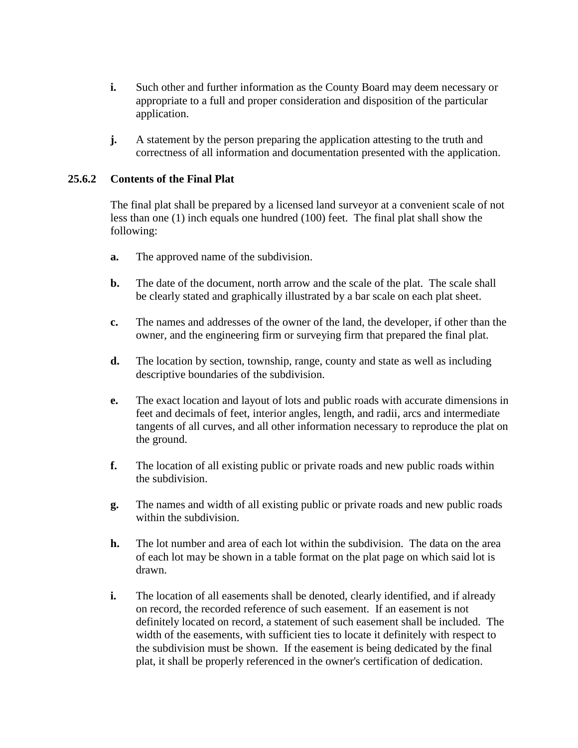**i.** Such other and further information as the County Board may deem necessary or appropriate to a full and proper consideration and disposition of the particular application.

**j.** A statement by the person preparing the application attesting to the truth and correctness of all information and documentation presented with the application.

### 25.6.2 Contents of the Final Plat

The final plat shall be prepared by a licensed land surveyor at a convenient scale of not less than one (1) inch equals one hundred (100) feet. The final plat shall show the following:

**a.** The approved name of the subdivision.

**b.** The date of the document, north arrow and the scale of the plat. The scale shall be clearly stated and graphically illustrated by a bar scale on each plat sheet.

**c.** The names and addresses of the owner of the land, the developer, if other than the owner, and the engineering firm or surveying firm that prepared the final plat.

**d.** The location by section, township, range, county and state as well as including descriptive boundaries of the subdivision.

**e.** The exact location and layout of lots and public roads with accurate dimensions in feet and decimals of feet, interior angles, length, and radii, arcs and intermediate tangents of all curves, and all other information necessary to reproduce the plat on the ground.

**f.** The location of all existing public or private roads and new public roads within the subdivision.

**g.** The names and width of all existing public or private roads and new public roads within the subdivision.

**h.** The lot number and area of each lot within the subdivision. The data on the area of each lot may be shown in a table format on the plat page on which said lot is drawn.

**i.** The location of all easements shall be denoted, clearly identified, and if already on record, the recorded reference of such easement. If an easement is not definitely located on record, a statement of such easement shall be included. The width of the easements, with sufficient ties to locate it definitely with respect to the subdivision must be shown. If the easement is being dedicated by the final plat, it shall be properly referenced in the owner's certification of dedication.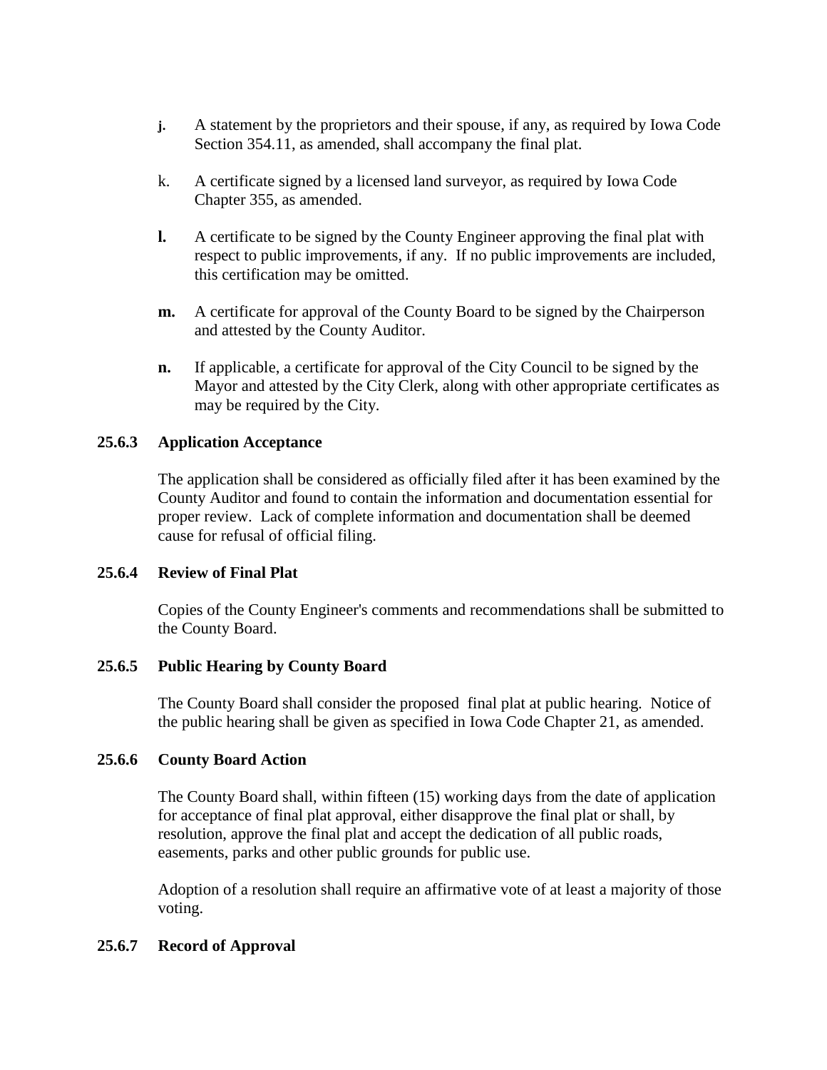j. A statement by the proprietors and their spouse, if any, as required by Iowa Code Section 354.11, as amended, shall accompany the final plat.

k. A certificate signed by a licensed land surveyor, as required by Iowa Code Chapter 355, as amended.

**l.** A certificate to be signed by the County Engineer approving the final plat with respect to public improvements, if any. If no public improvements are included, this certification may be omitted.

**m.** A certificate for approval of the County Board to be signed by the Chairperson and attested by the County Auditor.

**n.** If applicable, a certificate for approval of the City Council to be signed by the Mayor and attested by the City Clerk, along with other appropriate certificates as may be required by the City.

### 25.6.3 Application Acceptance

The application shall be considered as officially filed after it has been examined by the County Auditor and found to contain the information and documentation essential for proper review. Lack of complete information and documentation shall be deemed cause for refusal of official filing.

### 25.6.4 Review of Final Plat

Copies of the County Engineer's comments and recommendations shall be submitted to the County Board.

### 25.6.5 Public Hearing by County Board

The County Board shall consider the proposed final plat at public hearing. Notice of the public hearing shall be given as specified in Iowa Code Chapter 21, as amended.

### 25.6.6 County Board Action

The County Board shall, within fifteen (15) working days from the date of application for acceptance of final plat approval, either disapprove the final plat or shall, by resolution, approve the final plat and accept the dedication of all public roads, easements, parks and other public grounds for public use.

Adoption of a resolution shall require an affirmative vote of at least a majority of those voting.

### 25.6.7 Record of Approval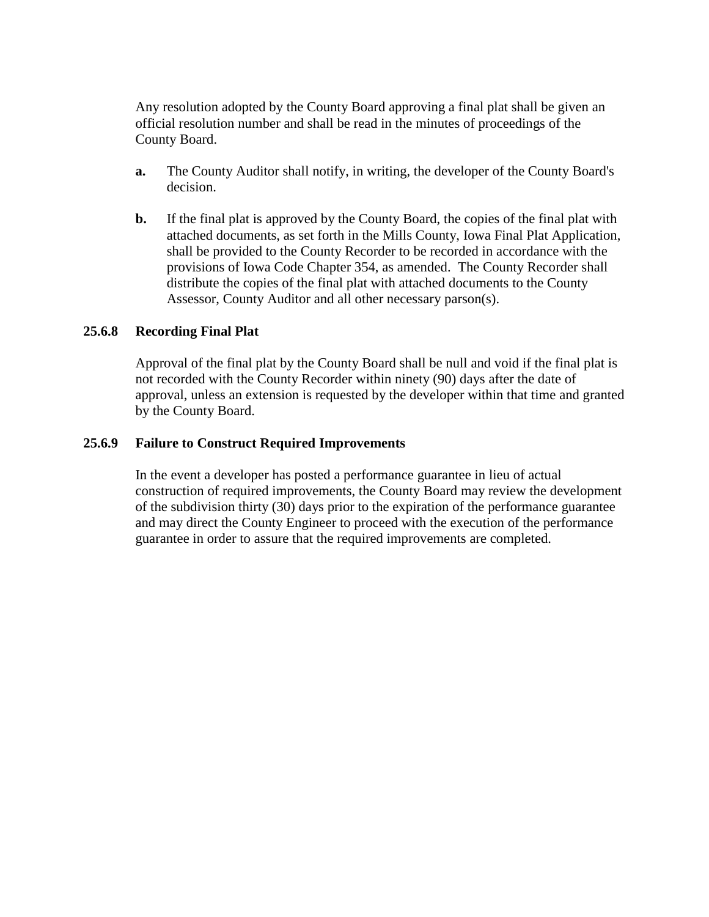Any resolution adopted by the County Board approving a final plat shall be given an official resolution number and shall be read in the minutes of proceedings of the County Board.

**a.** The County Auditor shall notify, in writing, the developer of the County Board's decision.

**b.** If the final plat is approved by the County Board, the copies of the final plat with attached documents, as set forth in the Mills County, Iowa Final Plat Application, shall be provided to the County Recorder to be recorded in accordance with the provisions of Iowa Code Chapter 354, as amended. The County Recorder shall distribute the copies of the final plat with attached documents to the County Assessor, County Auditor and all other necessary parson(s).

### 25.6.8 Recording Final Plat

Approval of the final plat by the County Board shall be null and void if the final plat is not recorded with the County Recorder within ninety (90) days after the date of approval, unless an extension is requested by the developer within that time and granted by the County Board.

### 25.6.9 Failure to Construct Required Improvements

In the event a developer has posted a performance guarantee in lieu of actual construction of required improvements, the County Board may review the development of the subdivision thirty (30) days prior to the expiration of the performance guarantee and may direct the County Engineer to proceed with the execution of the performance guarantee in order to assure that the required improvements are completed.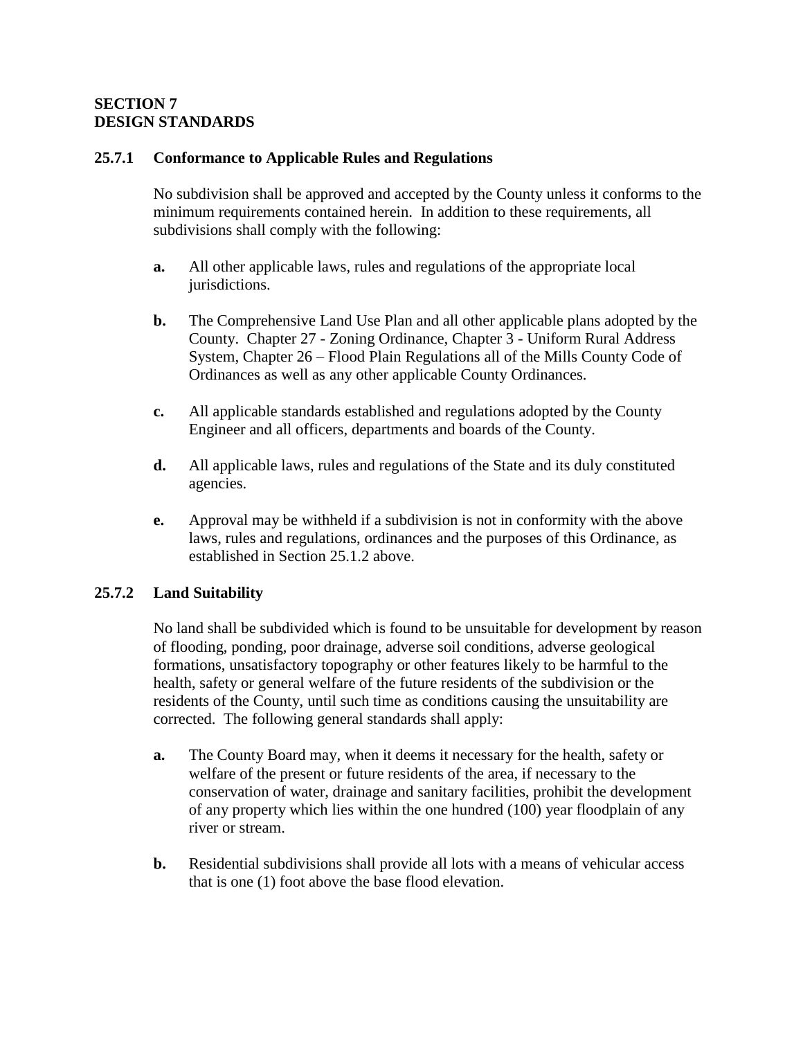## SECTION 7
## DESIGN STANDARDS

### 25.7.1 Conformance to Applicable Rules and Regulations

No subdivision shall be approved and accepted by the County unless it conforms to the minimum requirements contained herein. In addition to these requirements, all subdivisions shall comply with the following:

**a.** All other applicable laws, rules and regulations of the appropriate local jurisdictions.

**b.** The Comprehensive Land Use Plan and all other applicable plans adopted by the County. Chapter 27 - Zoning Ordinance, Chapter 3 - Uniform Rural Address System, Chapter 26 – Flood Plain Regulations all of the Mills County Code of Ordinances as well as any other applicable County Ordinances.

**c.** All applicable standards established and regulations adopted by the County Engineer and all officers, departments and boards of the County.

**d.** All applicable laws, rules and regulations of the State and its duly constituted agencies.

**e.** Approval may be withheld if a subdivision is not in conformity with the above laws, rules and regulations, ordinances and the purposes of this Ordinance, as established in Section 25.1.2 above.

### 25.7.2 Land Suitability

No land shall be subdivided which is found to be unsuitable for development by reason of flooding, ponding, poor drainage, adverse soil conditions, adverse geological formations, unsatisfactory topography or other features likely to be harmful to the health, safety or general welfare of the future residents of the subdivision or the residents of the County, until such time as conditions causing the unsuitability are corrected. The following general standards shall apply:

**a.** The County Board may, when it deems it necessary for the health, safety or welfare of the present or future residents of the area, if necessary to the conservation of water, drainage and sanitary facilities, prohibit the development of any property which lies within the one hundred (100) year floodplain of any river or stream.

**b.** Residential subdivisions shall provide all lots with a means of vehicular access that is one (1) foot above the base flood elevation.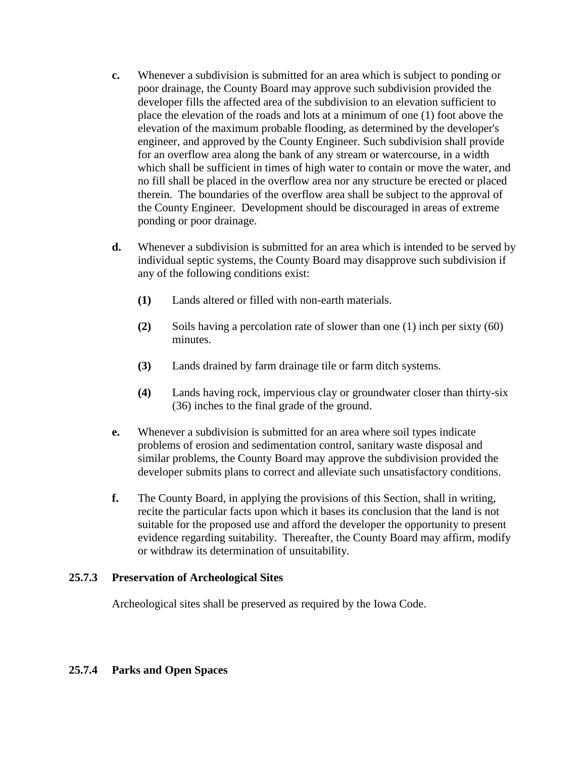**c.** Whenever a subdivision is submitted for an area which is subject to ponding or poor drainage, the County Board may approve such subdivision provided the developer fills the affected area of the subdivision to an elevation sufficient to place the elevation of the roads and lots at a minimum of one (1) foot above the elevation of the maximum probable flooding, as determined by the developer's engineer, and approved by the County Engineer. Such subdivision shall provide for an overflow area along the bank of any stream or watercourse, in a width which shall be sufficient in times of high water to contain or move the water, and no fill shall be placed in the overflow area nor any structure be erected or placed therein. The boundaries of the overflow area shall be subject to the approval of the County Engineer. Development should be discouraged in areas of extreme ponding or poor drainage.

**d.** Whenever a subdivision is submitted for an area which is intended to be served by individual septic systems, the County Board may disapprove such subdivision if any of the following conditions exist:

- **(1)** Lands altered or filled with non-earth materials.
- **(2)** Soils having a percolation rate of slower than one (1) inch per sixty (60) minutes.
- **(3)** Lands drained by farm drainage tile or farm ditch systems.
- **(4)** Lands having rock, impervious clay or groundwater closer than thirty-six (36) inches to the final grade of the ground.

**e.** Whenever a subdivision is submitted for an area where soil types indicate problems of erosion and sedimentation control, sanitary waste disposal and similar problems, the County Board may approve the subdivision provided the developer submits plans to correct and alleviate such unsatisfactory conditions.

**f.** The County Board, in applying the provisions of this Section, shall in writing, recite the particular facts upon which it bases its conclusion that the land is not suitable for the proposed use and afford the developer the opportunity to present evidence regarding suitability. Thereafter, the County Board may affirm, modify or withdraw its determination of unsuitability.

### 25.7.3 Preservation of Archeological Sites

Archeological sites shall be preserved as required by the Iowa Code.

### 25.7.4 Parks and Open Spaces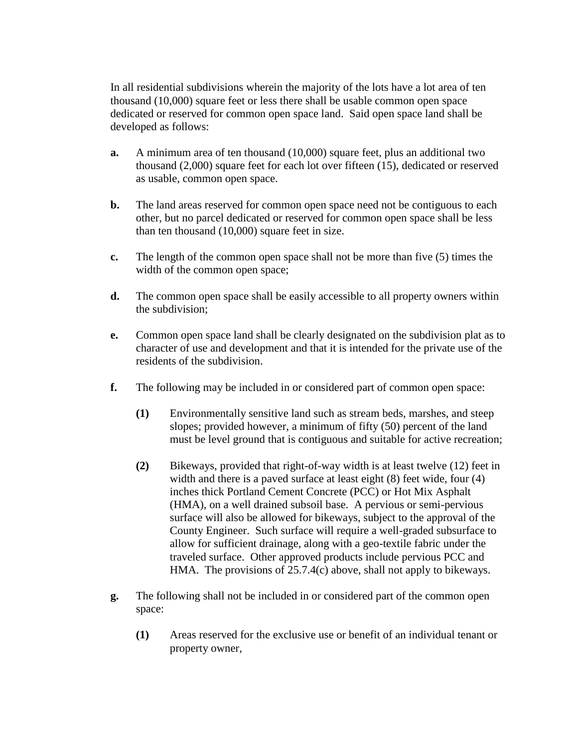In all residential subdivisions wherein the majority of the lots have a lot area of ten thousand (10,000) square feet or less there shall be usable common open space dedicated or reserved for common open space land. Said open space land shall be developed as follows:

**a.** A minimum area of ten thousand (10,000) square feet, plus an additional two thousand (2,000) square feet for each lot over fifteen (15), dedicated or reserved as usable, common open space.

**b.** The land areas reserved for common open space need not be contiguous to each other, but no parcel dedicated or reserved for common open space shall be less than ten thousand (10,000) square feet in size.

**c.** The length of the common open space shall not be more than five (5) times the width of the common open space;

**d.** The common open space shall be easily accessible to all property owners within the subdivision;

**e.** Common open space land shall be clearly designated on the subdivision plat as to character of use and development and that it is intended for the private use of the residents of the subdivision.

**f.** The following may be included in or considered part of common open space:

> **(1)** Environmentally sensitive land such as stream beds, marshes, and steep slopes; provided however, a minimum of fifty (50) percent of the land must be level ground that is contiguous and suitable for active recreation;
>
> **(2)** Bikeways, provided that right-of-way width is at least twelve (12) feet in width and there is a paved surface at least eight (8) feet wide, four (4) inches thick Portland Cement Concrete (PCC) or Hot Mix Asphalt (HMA), on a well drained subsoil base. A pervious or semi-pervious surface will also be allowed for bikeways, subject to the approval of the County Engineer. Such surface will require a well-graded subsurface to allow for sufficient drainage, along with a geo-textile fabric under the traveled surface. Other approved products include pervious PCC and HMA. The provisions of 25.7.4(c) above, shall not apply to bikeways.

**g.** The following shall not be included in or considered part of the common open space:

> **(1)** Areas reserved for the exclusive use or benefit of an individual tenant or property owner,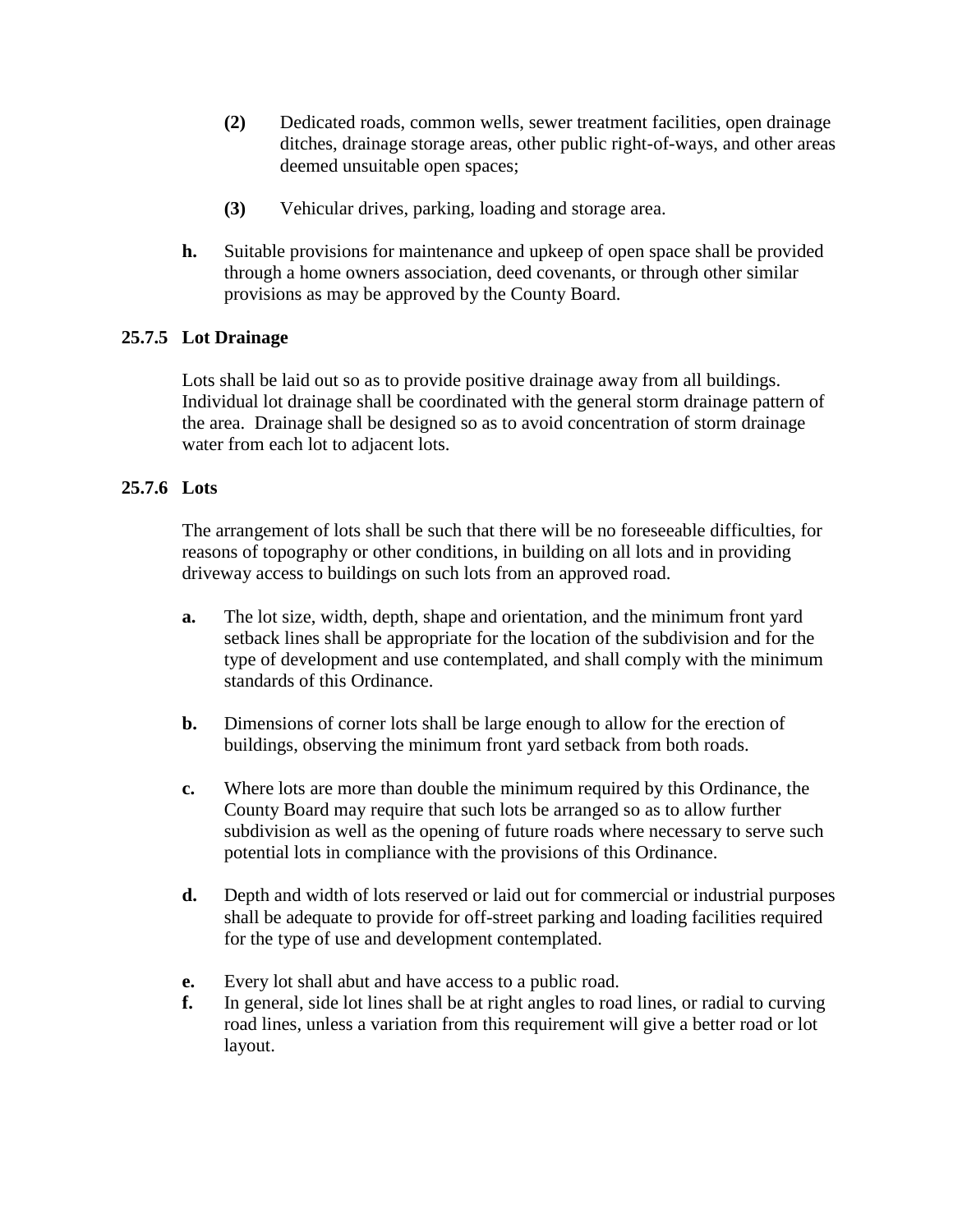**(2)** Dedicated roads, common wells, sewer treatment facilities, open drainage ditches, drainage storage areas, other public right-of-ways, and other areas deemed unsuitable open spaces;

**(3)** Vehicular drives, parking, loading and storage area.

**h.** Suitable provisions for maintenance and upkeep of open space shall be provided through a home owners association, deed covenants, or through other similar provisions as may be approved by the County Board.

### 25.7.5 Lot Drainage

Lots shall be laid out so as to provide positive drainage away from all buildings. Individual lot drainage shall be coordinated with the general storm drainage pattern of the area. Drainage shall be designed so as to avoid concentration of storm drainage water from each lot to adjacent lots.

### 25.7.6 Lots

The arrangement of lots shall be such that there will be no foreseeable difficulties, for reasons of topography or other conditions, in building on all lots and in providing driveway access to buildings on such lots from an approved road.

**a.** The lot size, width, depth, shape and orientation, and the minimum front yard setback lines shall be appropriate for the location of the subdivision and for the type of development and use contemplated, and shall comply with the minimum standards of this Ordinance.

**b.** Dimensions of corner lots shall be large enough to allow for the erection of buildings, observing the minimum front yard setback from both roads.

**c.** Where lots are more than double the minimum required by this Ordinance, the County Board may require that such lots be arranged so as to allow further subdivision as well as the opening of future roads where necessary to serve such potential lots in compliance with the provisions of this Ordinance.

**d.** Depth and width of lots reserved or laid out for commercial or industrial purposes shall be adequate to provide for off-street parking and loading facilities required for the type of use and development contemplated.

**e.** Every lot shall abut and have access to a public road.

**f.** In general, side lot lines shall be at right angles to road lines, or radial to curving road lines, unless a variation from this requirement will give a better road or lot layout.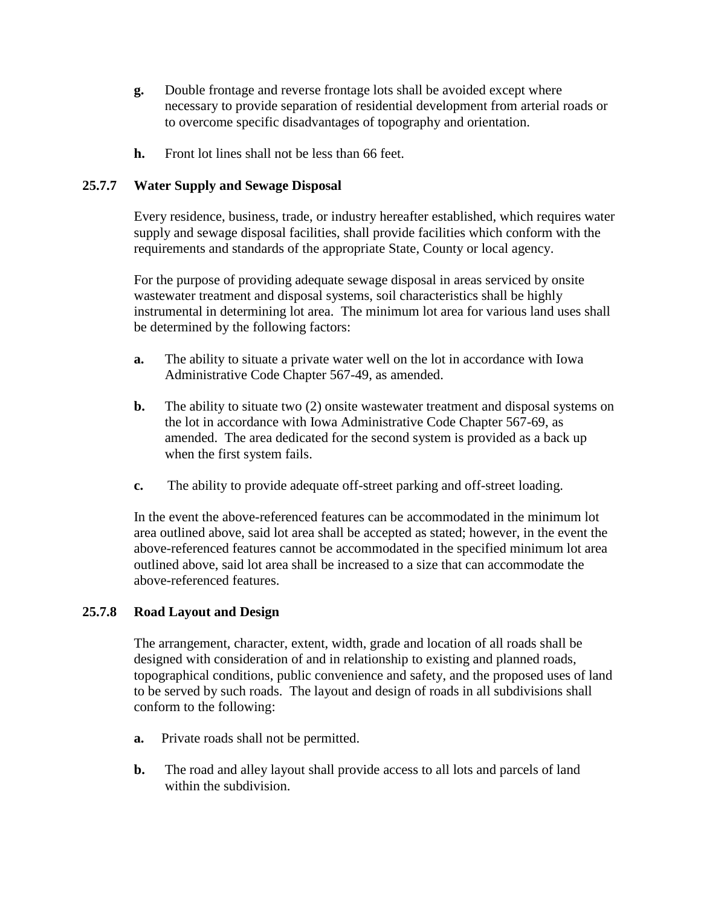**g.** Double frontage and reverse frontage lots shall be avoided except where necessary to provide separation of residential development from arterial roads or to overcome specific disadvantages of topography and orientation.

**h.** Front lot lines shall not be less than 66 feet.

### 25.7.7 Water Supply and Sewage Disposal

Every residence, business, trade, or industry hereafter established, which requires water supply and sewage disposal facilities, shall provide facilities which conform with the requirements and standards of the appropriate State, County or local agency.

For the purpose of providing adequate sewage disposal in areas serviced by onsite wastewater treatment and disposal systems, soil characteristics shall be highly instrumental in determining lot area. The minimum lot area for various land uses shall be determined by the following factors:

**a.** The ability to situate a private water well on the lot in accordance with Iowa Administrative Code Chapter 567-49, as amended.

**b.** The ability to situate two (2) onsite wastewater treatment and disposal systems on the lot in accordance with Iowa Administrative Code Chapter 567-69, as amended. The area dedicated for the second system is provided as a back up when the first system fails.

**c.** The ability to provide adequate off-street parking and off-street loading.

In the event the above-referenced features can be accommodated in the minimum lot area outlined above, said lot area shall be accepted as stated; however, in the event the above-referenced features cannot be accommodated in the specified minimum lot area outlined above, said lot area shall be increased to a size that can accommodate the above-referenced features.

### 25.7.8 Road Layout and Design

The arrangement, character, extent, width, grade and location of all roads shall be designed with consideration of and in relationship to existing and planned roads, topographical conditions, public convenience and safety, and the proposed uses of land to be served by such roads. The layout and design of roads in all subdivisions shall conform to the following:

**a.** Private roads shall not be permitted.

**b.** The road and alley layout shall provide access to all lots and parcels of land within the subdivision.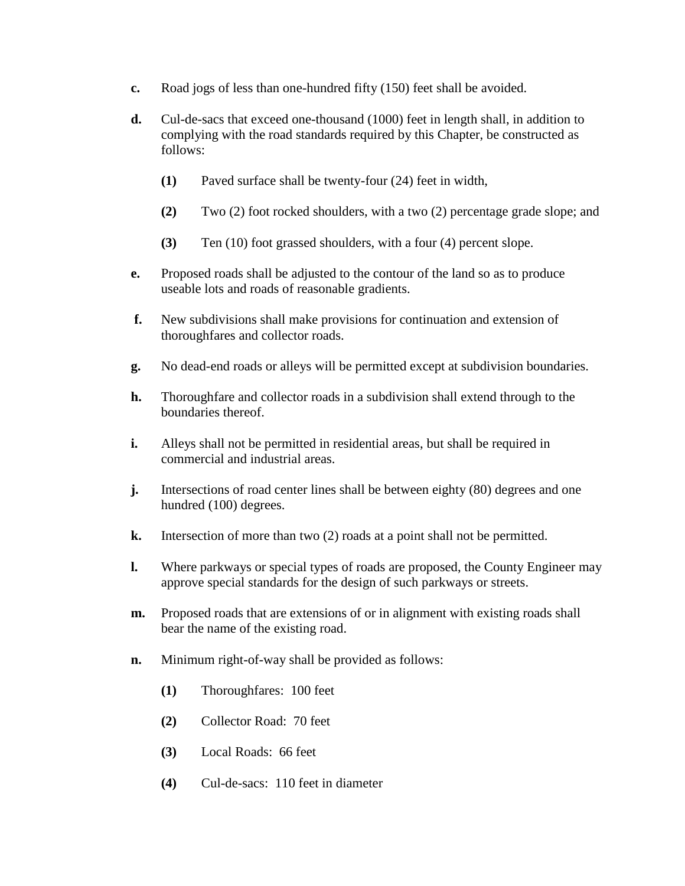**c.** Road jogs of less than one-hundred fifty (150) feet shall be avoided.

**d.** Cul-de-sacs that exceed one-thousand (1000) feet in length shall, in addition to complying with the road standards required by this Chapter, be constructed as follows:

> **(1)** Paved surface shall be twenty-four (24) feet in width,
>
> **(2)** Two (2) foot rocked shoulders, with a two (2) percentage grade slope; and
>
> **(3)** Ten (10) foot grassed shoulders, with a four (4) percent slope.

**e.** Proposed roads shall be adjusted to the contour of the land so as to produce useable lots and roads of reasonable gradients.

**f.** New subdivisions shall make provisions for continuation and extension of thoroughfares and collector roads.

**g.** No dead-end roads or alleys will be permitted except at subdivision boundaries.

**h.** Thoroughfare and collector roads in a subdivision shall extend through to the boundaries thereof.

**i.** Alleys shall not be permitted in residential areas, but shall be required in commercial and industrial areas.

**j.** Intersections of road center lines shall be between eighty (80) degrees and one hundred (100) degrees.

**k.** Intersection of more than two (2) roads at a point shall not be permitted.

**l.** Where parkways or special types of roads are proposed, the County Engineer may approve special standards for the design of such parkways or streets.

**m.** Proposed roads that are extensions of or in alignment with existing roads shall bear the name of the existing road.

**n.** Minimum right-of-way shall be provided as follows:

> **(1)** Thoroughfares: 100 feet
>
> **(2)** Collector Road: 70 feet
>
> **(3)** Local Roads: 66 feet
>
> **(4)** Cul-de-sacs: 110 feet in diameter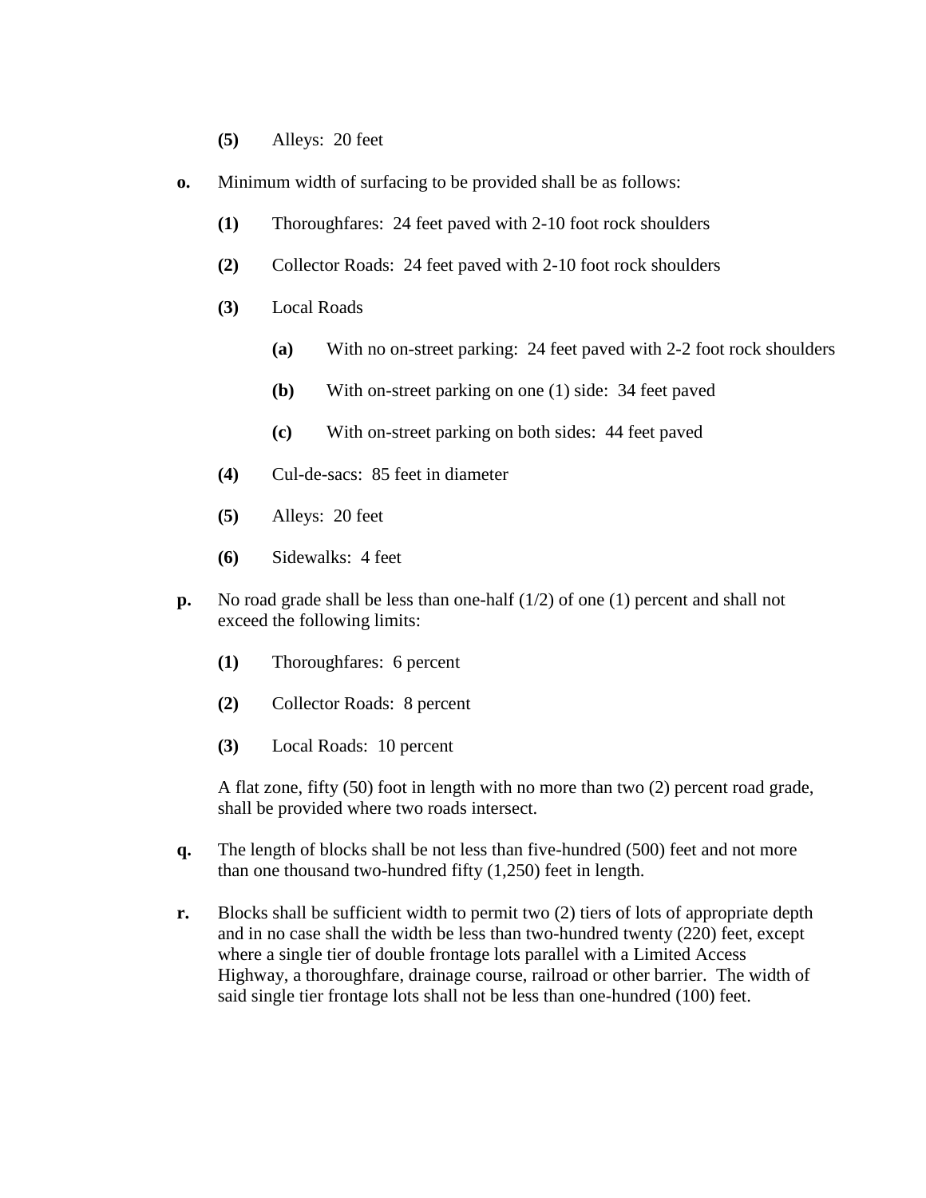**(5)** Alleys: 20 feet

**o.** Minimum width of surfacing to be provided shall be as follows:

**(1)** Thoroughfares: 24 feet paved with 2-10 foot rock shoulders

**(2)** Collector Roads: 24 feet paved with 2-10 foot rock shoulders

**(3)** Local Roads

**(a)** With no on-street parking: 24 feet paved with 2-2 foot rock shoulders

**(b)** With on-street parking on one (1) side: 34 feet paved

**(c)** With on-street parking on both sides: 44 feet paved

**(4)** Cul-de-sacs: 85 feet in diameter

**(5)** Alleys: 20 feet

**(6)** Sidewalks: 4 feet

**p.** No road grade shall be less than one-half (1/2) of one (1) percent and shall not exceed the following limits:

**(1)** Thoroughfares: 6 percent

**(2)** Collector Roads: 8 percent

**(3)** Local Roads: 10 percent

A flat zone, fifty (50) foot in length with no more than two (2) percent road grade, shall be provided where two roads intersect.

**q.** The length of blocks shall be not less than five-hundred (500) feet and not more than one thousand two-hundred fifty (1,250) feet in length.

**r.** Blocks shall be sufficient width to permit two (2) tiers of lots of appropriate depth and in no case shall the width be less than two-hundred twenty (220) feet, except where a single tier of double frontage lots parallel with a Limited Access Highway, a thoroughfare, drainage course, railroad or other barrier. The width of said single tier frontage lots shall not be less than one-hundred (100) feet.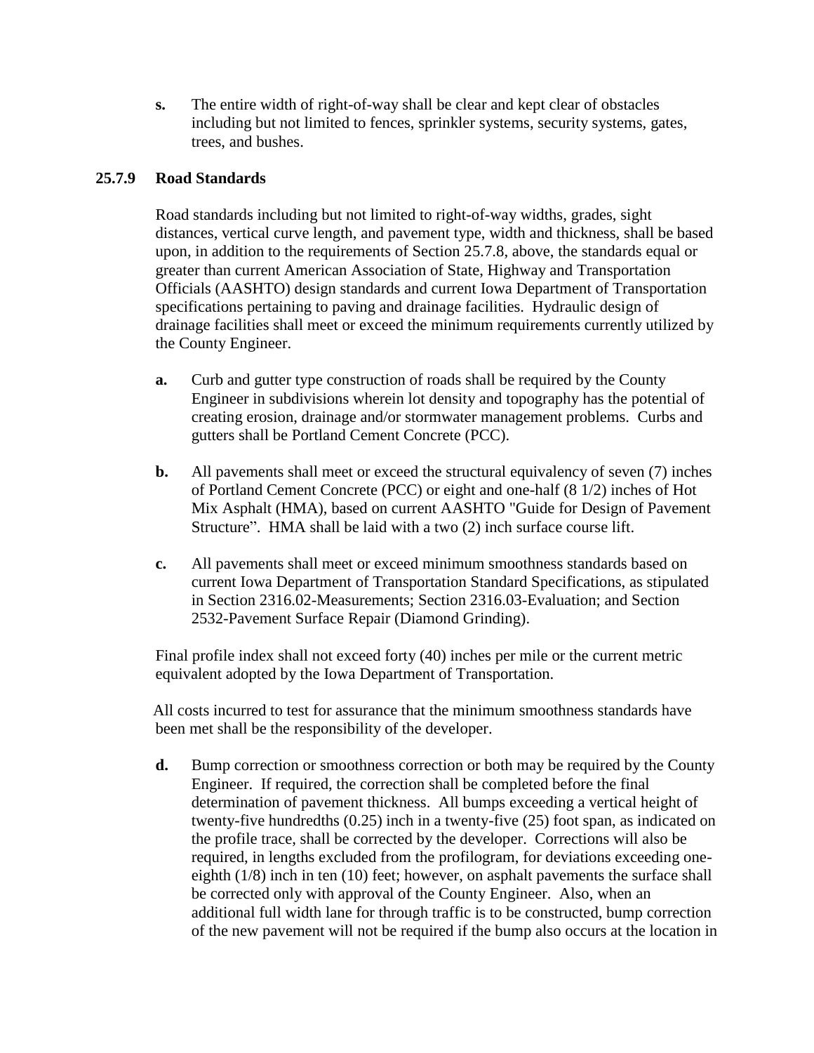**s.** The entire width of right-of-way shall be clear and kept clear of obstacles including but not limited to fences, sprinkler systems, security systems, gates, trees, and bushes.

### 25.7.9 Road Standards

Road standards including but not limited to right-of-way widths, grades, sight distances, vertical curve length, and pavement type, width and thickness, shall be based upon, in addition to the requirements of Section 25.7.8, above, the standards equal or greater than current American Association of State, Highway and Transportation Officials (AASHTO) design standards and current Iowa Department of Transportation specifications pertaining to paving and drainage facilities. Hydraulic design of drainage facilities shall meet or exceed the minimum requirements currently utilized by the County Engineer.

**a.** Curb and gutter type construction of roads shall be required by the County Engineer in subdivisions wherein lot density and topography has the potential of creating erosion, drainage and/or stormwater management problems. Curbs and gutters shall be Portland Cement Concrete (PCC).

**b.** All pavements shall meet or exceed the structural equivalency of seven (7) inches of Portland Cement Concrete (PCC) or eight and one-half (8 1/2) inches of Hot Mix Asphalt (HMA), based on current AASHTO "Guide for Design of Pavement Structure". HMA shall be laid with a two (2) inch surface course lift.

**c.** All pavements shall meet or exceed minimum smoothness standards based on current Iowa Department of Transportation Standard Specifications, as stipulated in Section 2316.02-Measurements; Section 2316.03-Evaluation; and Section 2532-Pavement Surface Repair (Diamond Grinding).

Final profile index shall not exceed forty (40) inches per mile or the current metric equivalent adopted by the Iowa Department of Transportation.

All costs incurred to test for assurance that the minimum smoothness standards have been met shall be the responsibility of the developer.

**d.** Bump correction or smoothness correction or both may be required by the County Engineer. If required, the correction shall be completed before the final determination of pavement thickness. All bumps exceeding a vertical height of twenty-five hundredths (0.25) inch in a twenty-five (25) foot span, as indicated on the profile trace, shall be corrected by the developer. Corrections will also be required, in lengths excluded from the profilogram, for deviations exceeding one-eighth (1/8) inch in ten (10) feet; however, on asphalt pavements the surface shall be corrected only with approval of the County Engineer. Also, when an additional full width lane for through traffic is to be constructed, bump correction of the new pavement will not be required if the bump also occurs at the location in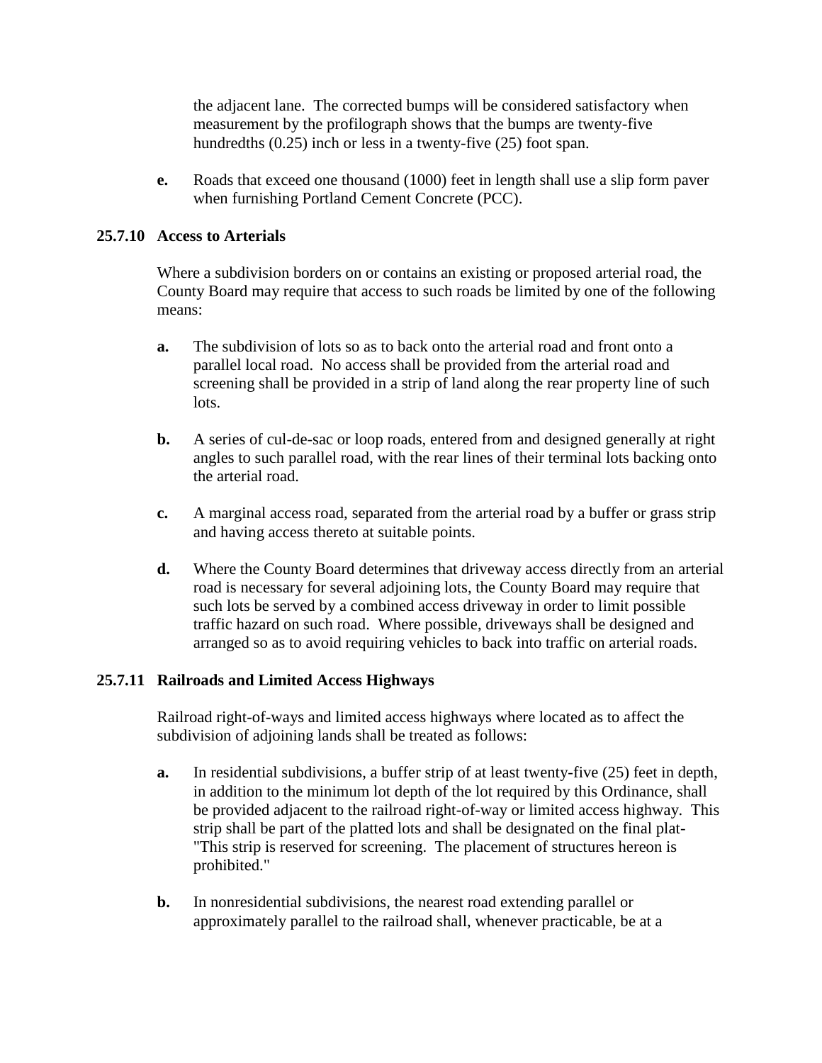the adjacent lane. The corrected bumps will be considered satisfactory when measurement by the profilograph shows that the bumps are twenty-five hundredths (0.25) inch or less in a twenty-five (25) foot span.

**e.** Roads that exceed one thousand (1000) feet in length shall use a slip form paver when furnishing Portland Cement Concrete (PCC).

### 25.7.10 Access to Arterials

Where a subdivision borders on or contains an existing or proposed arterial road, the County Board may require that access to such roads be limited by one of the following means:

**a.** The subdivision of lots so as to back onto the arterial road and front onto a parallel local road. No access shall be provided from the arterial road and screening shall be provided in a strip of land along the rear property line of such lots.

**b.** A series of cul-de-sac or loop roads, entered from and designed generally at right angles to such parallel road, with the rear lines of their terminal lots backing onto the arterial road.

**c.** A marginal access road, separated from the arterial road by a buffer or grass strip and having access thereto at suitable points.

**d.** Where the County Board determines that driveway access directly from an arterial road is necessary for several adjoining lots, the County Board may require that such lots be served by a combined access driveway in order to limit possible traffic hazard on such road. Where possible, driveways shall be designed and arranged so as to avoid requiring vehicles to back into traffic on arterial roads.

### 25.7.11 Railroads and Limited Access Highways

Railroad right-of-ways and limited access highways where located as to affect the subdivision of adjoining lands shall be treated as follows:

**a.** In residential subdivisions, a buffer strip of at least twenty-five (25) feet in depth, in addition to the minimum lot depth of the lot required by this Ordinance, shall be provided adjacent to the railroad right-of-way or limited access highway. This strip shall be part of the platted lots and shall be designated on the final plat- "This strip is reserved for screening. The placement of structures hereon is prohibited."

**b.** In nonresidential subdivisions, the nearest road extending parallel or approximately parallel to the railroad shall, whenever practicable, be at a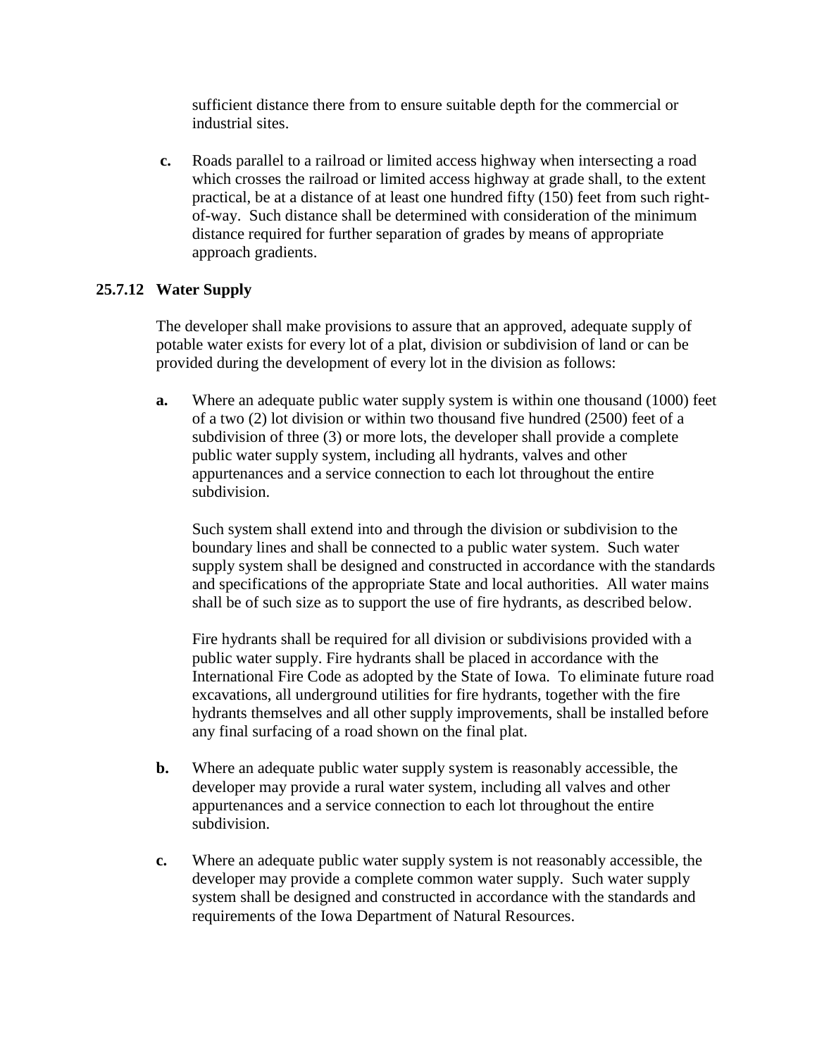sufficient distance there from to ensure suitable depth for the commercial or industrial sites.

**c.** Roads parallel to a railroad or limited access highway when intersecting a road which crosses the railroad or limited access highway at grade shall, to the extent practical, be at a distance of at least one hundred fifty (150) feet from such right-of-way. Such distance shall be determined with consideration of the minimum distance required for further separation of grades by means of appropriate approach gradients.

### 25.7.12 Water Supply

The developer shall make provisions to assure that an approved, adequate supply of potable water exists for every lot of a plat, division or subdivision of land or can be provided during the development of every lot in the division as follows:

**a.** Where an adequate public water supply system is within one thousand (1000) feet of a two (2) lot division or within two thousand five hundred (2500) feet of a subdivision of three (3) or more lots, the developer shall provide a complete public water supply system, including all hydrants, valves and other appurtenances and a service connection to each lot throughout the entire subdivision.

Such system shall extend into and through the division or subdivision to the boundary lines and shall be connected to a public water system. Such water supply system shall be designed and constructed in accordance with the standards and specifications of the appropriate State and local authorities. All water mains shall be of such size as to support the use of fire hydrants, as described below.

Fire hydrants shall be required for all division or subdivisions provided with a public water supply. Fire hydrants shall be placed in accordance with the International Fire Code as adopted by the State of Iowa. To eliminate future road excavations, all underground utilities for fire hydrants, together with the fire hydrants themselves and all other supply improvements, shall be installed before any final surfacing of a road shown on the final plat.

**b.** Where an adequate public water supply system is reasonably accessible, the developer may provide a rural water system, including all valves and other appurtenances and a service connection to each lot throughout the entire subdivision.

**c.** Where an adequate public water supply system is not reasonably accessible, the developer may provide a complete common water supply. Such water supply system shall be designed and constructed in accordance with the standards and requirements of the Iowa Department of Natural Resources.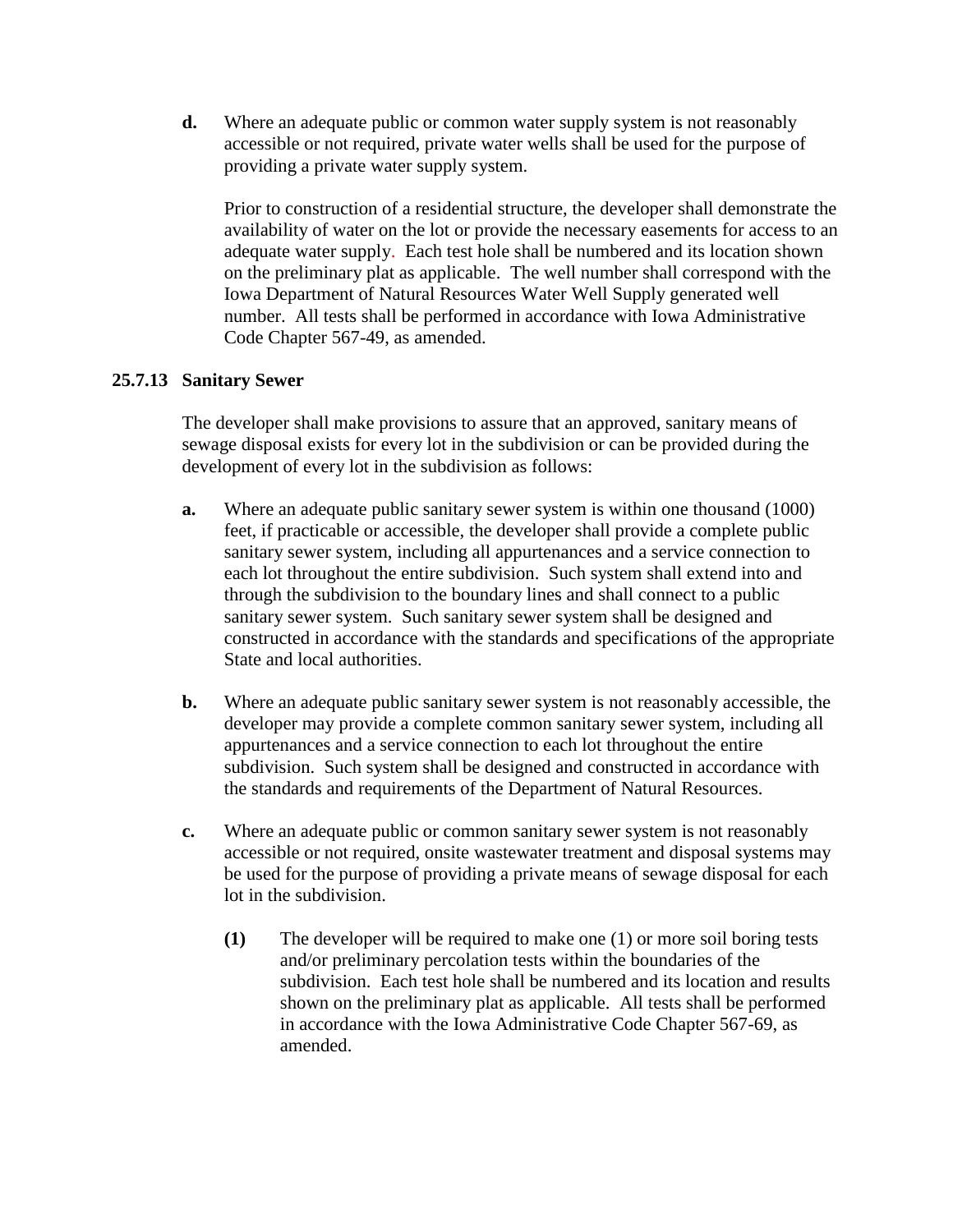**d.** Where an adequate public or common water supply system is not reasonably accessible or not required, private water wells shall be used for the purpose of providing a private water supply system.

Prior to construction of a residential structure, the developer shall demonstrate the availability of water on the lot or provide the necessary easements for access to an adequate water supply. Each test hole shall be numbered and its location shown on the preliminary plat as applicable. The well number shall correspond with the Iowa Department of Natural Resources Water Well Supply generated well number. All tests shall be performed in accordance with Iowa Administrative Code Chapter 567-49, as amended.

### 25.7.13 Sanitary Sewer

The developer shall make provisions to assure that an approved, sanitary means of sewage disposal exists for every lot in the subdivision or can be provided during the development of every lot in the subdivision as follows:

**a.** Where an adequate public sanitary sewer system is within one thousand (1000) feet, if practicable or accessible, the developer shall provide a complete public sanitary sewer system, including all appurtenances and a service connection to each lot throughout the entire subdivision. Such system shall extend into and through the subdivision to the boundary lines and shall connect to a public sanitary sewer system. Such sanitary sewer system shall be designed and constructed in accordance with the standards and specifications of the appropriate State and local authorities.

**b.** Where an adequate public sanitary sewer system is not reasonably accessible, the developer may provide a complete common sanitary sewer system, including all appurtenances and a service connection to each lot throughout the entire subdivision. Such system shall be designed and constructed in accordance with the standards and requirements of the Department of Natural Resources.

**c.** Where an adequate public or common sanitary sewer system is not reasonably accessible or not required, onsite wastewater treatment and disposal systems may be used for the purpose of providing a private means of sewage disposal for each lot in the subdivision.

**(1)** The developer will be required to make one (1) or more soil boring tests and/or preliminary percolation tests within the boundaries of the subdivision. Each test hole shall be numbered and its location and results shown on the preliminary plat as applicable. All tests shall be performed in accordance with the Iowa Administrative Code Chapter 567-69, as amended.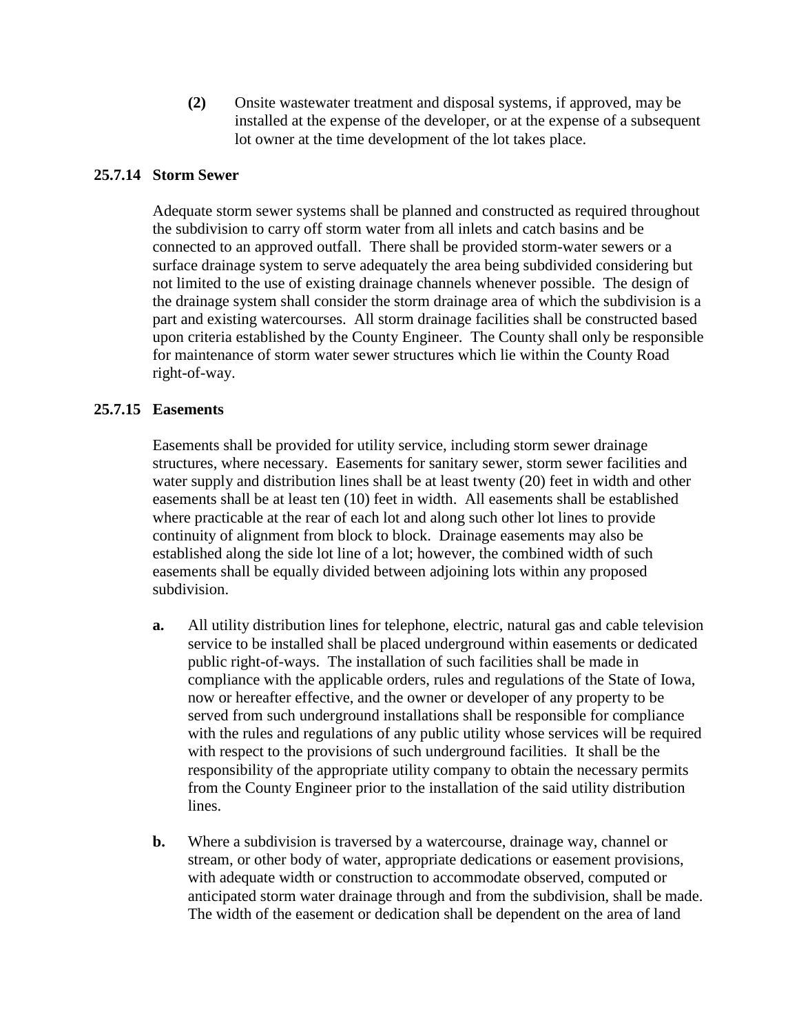**(2)** Onsite wastewater treatment and disposal systems, if approved, may be installed at the expense of the developer, or at the expense of a subsequent lot owner at the time development of the lot takes place.

### 25.7.14 Storm Sewer

Adequate storm sewer systems shall be planned and constructed as required throughout the subdivision to carry off storm water from all inlets and catch basins and be connected to an approved outfall. There shall be provided storm-water sewers or a surface drainage system to serve adequately the area being subdivided considering but not limited to the use of existing drainage channels whenever possible. The design of the drainage system shall consider the storm drainage area of which the subdivision is a part and existing watercourses. All storm drainage facilities shall be constructed based upon criteria established by the County Engineer. The County shall only be responsible for maintenance of storm water sewer structures which lie within the County Road right-of-way.

### 25.7.15 Easements

Easements shall be provided for utility service, including storm sewer drainage structures, where necessary. Easements for sanitary sewer, storm sewer facilities and water supply and distribution lines shall be at least twenty (20) feet in width and other easements shall be at least ten (10) feet in width. All easements shall be established where practicable at the rear of each lot and along such other lot lines to provide continuity of alignment from block to block. Drainage easements may also be established along the side lot line of a lot; however, the combined width of such easements shall be equally divided between adjoining lots within any proposed subdivision.

**a.** All utility distribution lines for telephone, electric, natural gas and cable television service to be installed shall be placed underground within easements or dedicated public right-of-ways. The installation of such facilities shall be made in compliance with the applicable orders, rules and regulations of the State of Iowa, now or hereafter effective, and the owner or developer of any property to be served from such underground installations shall be responsible for compliance with the rules and regulations of any public utility whose services will be required with respect to the provisions of such underground facilities. It shall be the responsibility of the appropriate utility company to obtain the necessary permits from the County Engineer prior to the installation of the said utility distribution lines.

**b.** Where a subdivision is traversed by a watercourse, drainage way, channel or stream, or other body of water, appropriate dedications or easement provisions, with adequate width or construction to accommodate observed, computed or anticipated storm water drainage through and from the subdivision, shall be made. The width of the easement or dedication shall be dependent on the area of land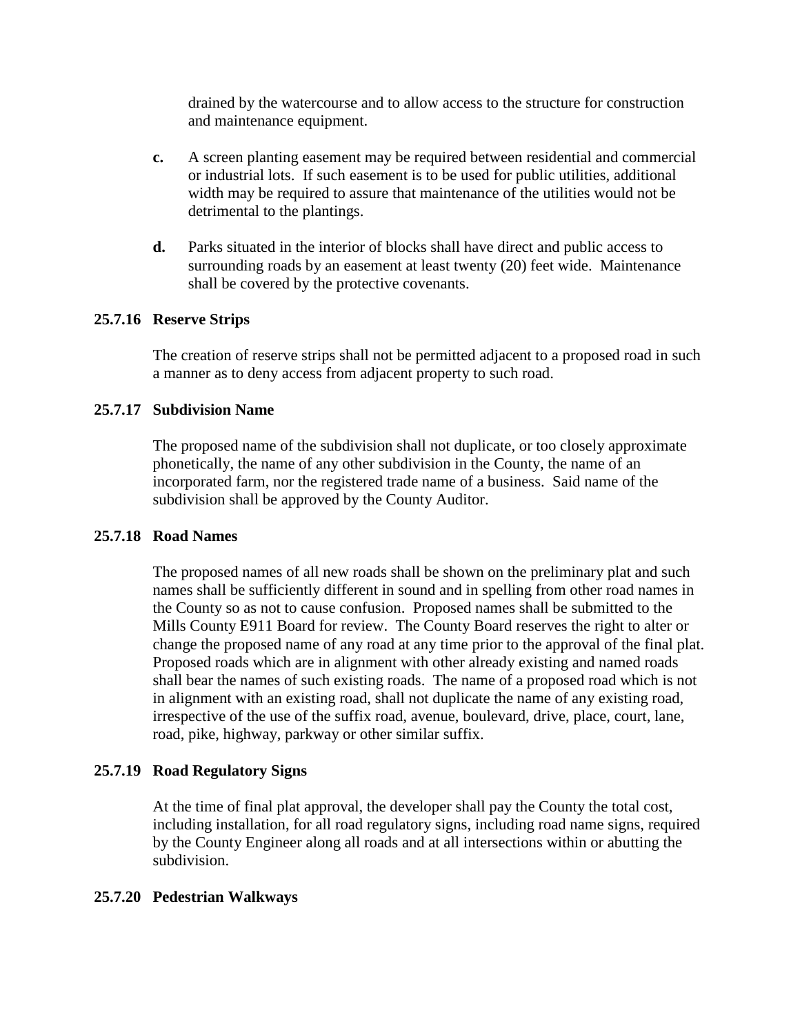drained by the watercourse and to allow access to the structure for construction and maintenance equipment.

**c.** A screen planting easement may be required between residential and commercial or industrial lots. If such easement is to be used for public utilities, additional width may be required to assure that maintenance of the utilities would not be detrimental to the plantings.

**d.** Parks situated in the interior of blocks shall have direct and public access to surrounding roads by an easement at least twenty (20) feet wide. Maintenance shall be covered by the protective covenants.

### 25.7.16 Reserve Strips

The creation of reserve strips shall not be permitted adjacent to a proposed road in such a manner as to deny access from adjacent property to such road.

### 25.7.17 Subdivision Name

The proposed name of the subdivision shall not duplicate, or too closely approximate phonetically, the name of any other subdivision in the County, the name of an incorporated farm, nor the registered trade name of a business. Said name of the subdivision shall be approved by the County Auditor.

### 25.7.18 Road Names

The proposed names of all new roads shall be shown on the preliminary plat and such names shall be sufficiently different in sound and in spelling from other road names in the County so as not to cause confusion. Proposed names shall be submitted to the Mills County E911 Board for review. The County Board reserves the right to alter or change the proposed name of any road at any time prior to the approval of the final plat. Proposed roads which are in alignment with other already existing and named roads shall bear the names of such existing roads. The name of a proposed road which is not in alignment with an existing road, shall not duplicate the name of any existing road, irrespective of the use of the suffix road, avenue, boulevard, drive, place, court, lane, road, pike, highway, parkway or other similar suffix.

### 25.7.19 Road Regulatory Signs

At the time of final plat approval, the developer shall pay the County the total cost, including installation, for all road regulatory signs, including road name signs, required by the County Engineer along all roads and at all intersections within or abutting the subdivision.

### 25.7.20 Pedestrian Walkways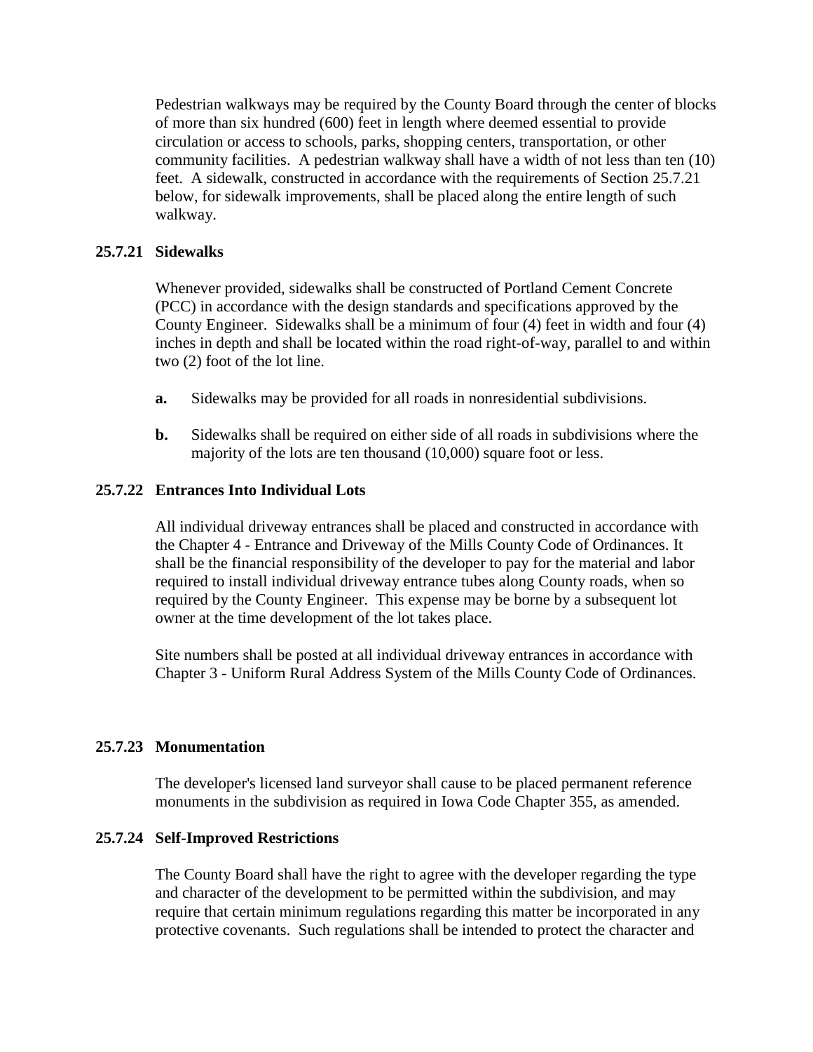Pedestrian walkways may be required by the County Board through the center of blocks of more than six hundred (600) feet in length where deemed essential to provide circulation or access to schools, parks, shopping centers, transportation, or other community facilities. A pedestrian walkway shall have a width of not less than ten (10) feet. A sidewalk, constructed in accordance with the requirements of Section 25.7.21 below, for sidewalk improvements, shall be placed along the entire length of such walkway.

### 25.7.21 Sidewalks

Whenever provided, sidewalks shall be constructed of Portland Cement Concrete (PCC) in accordance with the design standards and specifications approved by the County Engineer. Sidewalks shall be a minimum of four (4) feet in width and four (4) inches in depth and shall be located within the road right-of-way, parallel to and within two (2) foot of the lot line.

**a.** Sidewalks may be provided for all roads in nonresidential subdivisions.

**b.** Sidewalks shall be required on either side of all roads in subdivisions where the majority of the lots are ten thousand (10,000) square foot or less.

### 25.7.22 Entrances Into Individual Lots

All individual driveway entrances shall be placed and constructed in accordance with the Chapter 4 - Entrance and Driveway of the Mills County Code of Ordinances. It shall be the financial responsibility of the developer to pay for the material and labor required to install individual driveway entrance tubes along County roads, when so required by the County Engineer. This expense may be borne by a subsequent lot owner at the time development of the lot takes place.

Site numbers shall be posted at all individual driveway entrances in accordance with Chapter 3 - Uniform Rural Address System of the Mills County Code of Ordinances.

### 25.7.23 Monumentation

The developer's licensed land surveyor shall cause to be placed permanent reference monuments in the subdivision as required in Iowa Code Chapter 355, as amended.

### 25.7.24 Self-Improved Restrictions

The County Board shall have the right to agree with the developer regarding the type and character of the development to be permitted within the subdivision, and may require that certain minimum regulations regarding this matter be incorporated in any protective covenants. Such regulations shall be intended to protect the character and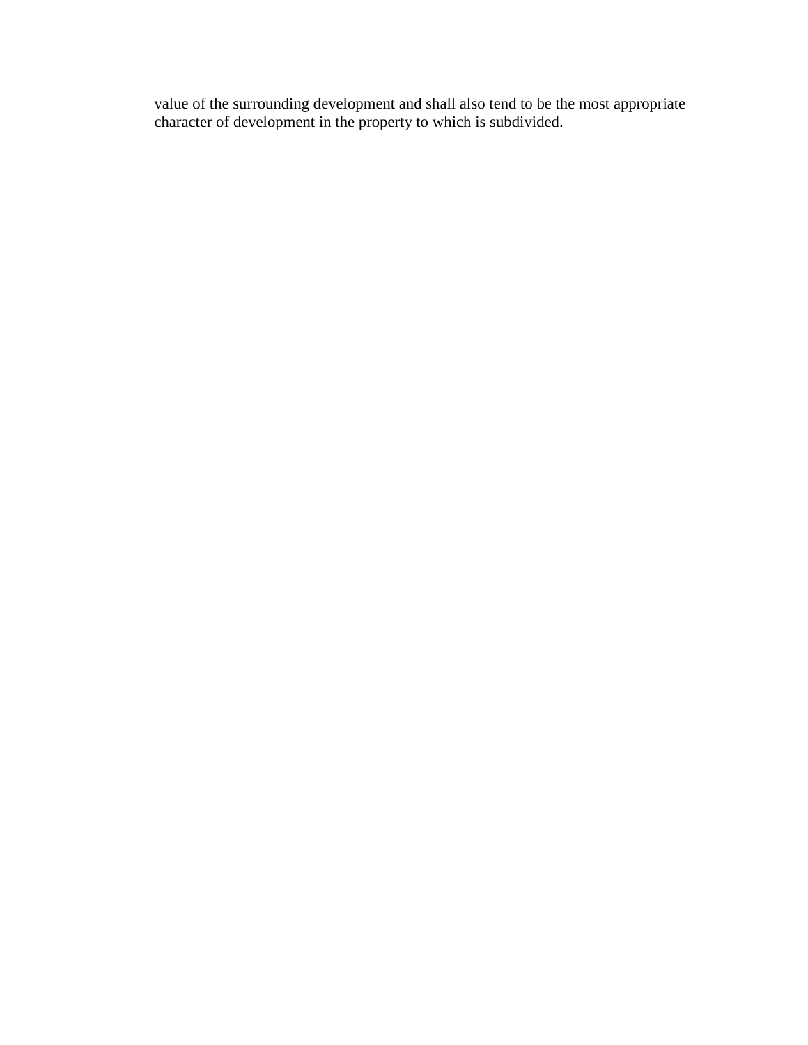value of the surrounding development and shall also tend to be the most appropriate character of development in the property to which is subdivided.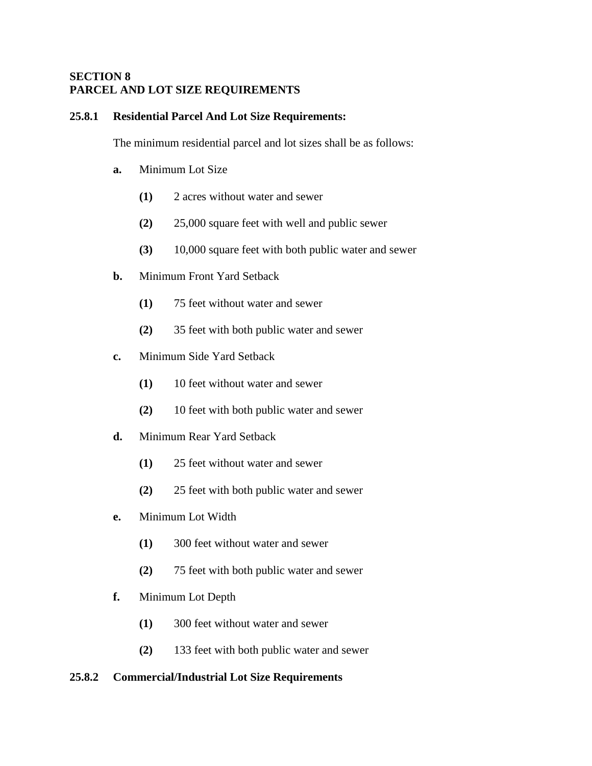## SECTION 8
## PARCEL AND LOT SIZE REQUIREMENTS

### 25.8.1 Residential Parcel And Lot Size Requirements:

The minimum residential parcel and lot sizes shall be as follows:

**a.** Minimum Lot Size

- **(1)** 2 acres without water and sewer
- **(2)** 25,000 square feet with well and public sewer
- **(3)** 10,000 square feet with both public water and sewer

**b.** Minimum Front Yard Setback

- **(1)** 75 feet without water and sewer
- **(2)** 35 feet with both public water and sewer

**c.** Minimum Side Yard Setback

- **(1)** 10 feet without water and sewer
- **(2)** 10 feet with both public water and sewer

**d.** Minimum Rear Yard Setback

- **(1)** 25 feet without water and sewer
- **(2)** 25 feet with both public water and sewer

**e.** Minimum Lot Width

- **(1)** 300 feet without water and sewer
- **(2)** 75 feet with both public water and sewer

**f.** Minimum Lot Depth

- **(1)** 300 feet without water and sewer
- **(2)** 133 feet with both public water and sewer

### 25.8.2 Commercial/Industrial Lot Size Requirements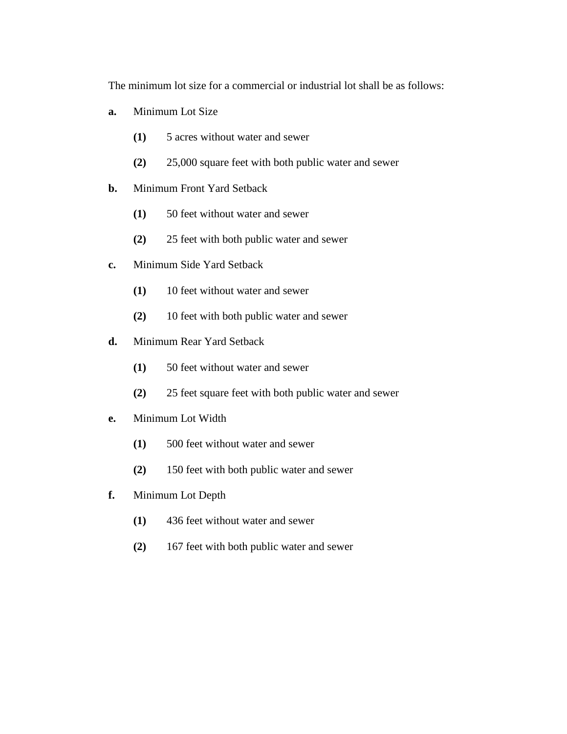The minimum lot size for a commercial or industrial lot shall be as follows:

**a.** Minimum Lot Size

- **(1)** 5 acres without water and sewer
- **(2)** 25,000 square feet with both public water and sewer

**b.** Minimum Front Yard Setback

- **(1)** 50 feet without water and sewer
- **(2)** 25 feet with both public water and sewer

**c.** Minimum Side Yard Setback

- **(1)** 10 feet without water and sewer
- **(2)** 10 feet with both public water and sewer

**d.** Minimum Rear Yard Setback

- **(1)** 50 feet without water and sewer
- **(2)** 25 feet square feet with both public water and sewer

**e.** Minimum Lot Width

- **(1)** 500 feet without water and sewer
- **(2)** 150 feet with both public water and sewer

**f.** Minimum Lot Depth

- **(1)** 436 feet without water and sewer
- **(2)** 167 feet with both public water and sewer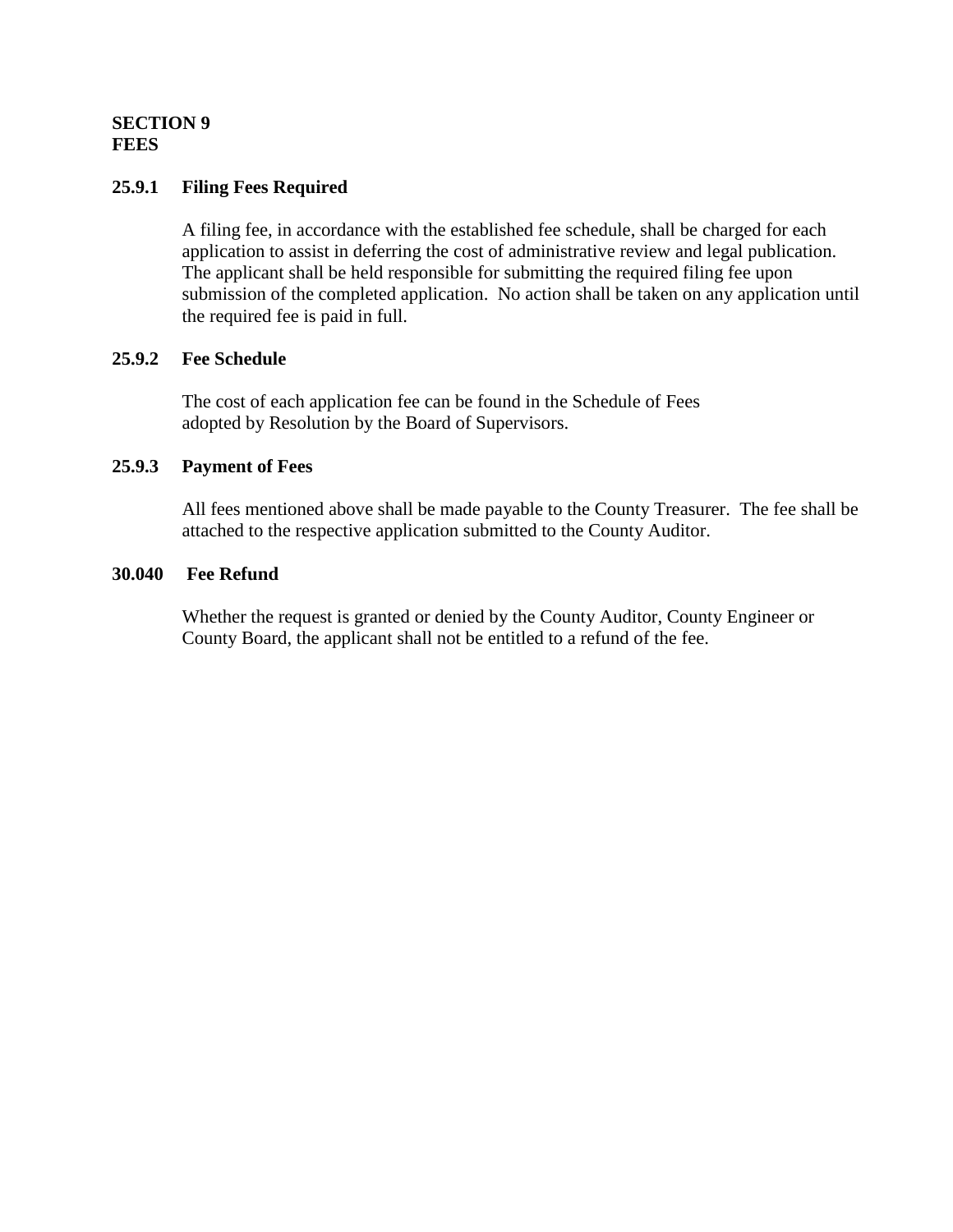## SECTION 9
## FEES

### 25.9.1 Filing Fees Required

A filing fee, in accordance with the established fee schedule, shall be charged for each application to assist in deferring the cost of administrative review and legal publication. The applicant shall be held responsible for submitting the required filing fee upon submission of the completed application. No action shall be taken on any application until the required fee is paid in full.

### 25.9.2 Fee Schedule

The cost of each application fee can be found in the Schedule of Fees adopted by Resolution by the Board of Supervisors.

### 25.9.3 Payment of Fees

All fees mentioned above shall be made payable to the County Treasurer. The fee shall be attached to the respective application submitted to the County Auditor.

### 30.040 Fee Refund

Whether the request is granted or denied by the County Auditor, County Engineer or County Board, the applicant shall not be entitled to a refund of the fee.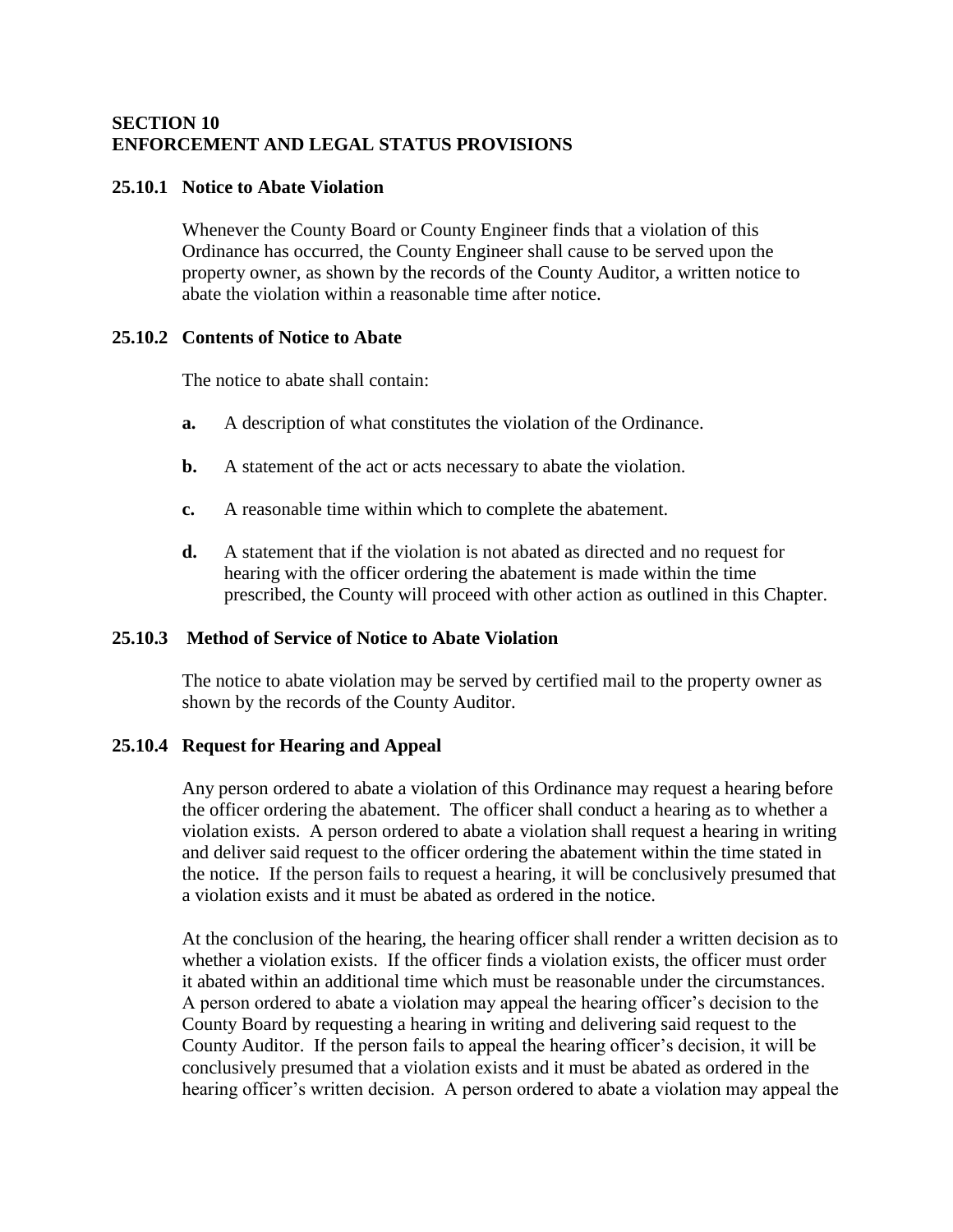## SECTION 10
## ENFORCEMENT AND LEGAL STATUS PROVISIONS

### 25.10.1 Notice to Abate Violation

Whenever the County Board or County Engineer finds that a violation of this Ordinance has occurred, the County Engineer shall cause to be served upon the property owner, as shown by the records of the County Auditor, a written notice to abate the violation within a reasonable time after notice.

### 25.10.2 Contents of Notice to Abate

The notice to abate shall contain:

**a.** A description of what constitutes the violation of the Ordinance.

**b.** A statement of the act or acts necessary to abate the violation.

**c.** A reasonable time within which to complete the abatement.

**d.** A statement that if the violation is not abated as directed and no request for hearing with the officer ordering the abatement is made within the time prescribed, the County will proceed with other action as outlined in this Chapter.

### 25.10.3 Method of Service of Notice to Abate Violation

The notice to abate violation may be served by certified mail to the property owner as shown by the records of the County Auditor.

### 25.10.4 Request for Hearing and Appeal

Any person ordered to abate a violation of this Ordinance may request a hearing before the officer ordering the abatement. The officer shall conduct a hearing as to whether a violation exists. A person ordered to abate a violation shall request a hearing in writing and deliver said request to the officer ordering the abatement within the time stated in the notice. If the person fails to request a hearing, it will be conclusively presumed that a violation exists and it must be abated as ordered in the notice.

At the conclusion of the hearing, the hearing officer shall render a written decision as to whether a violation exists. If the officer finds a violation exists, the officer must order it abated within an additional time which must be reasonable under the circumstances. A person ordered to abate a violation may appeal the hearing officer's decision to the County Board by requesting a hearing in writing and delivering said request to the County Auditor. If the person fails to appeal the hearing officer's decision, it will be conclusively presumed that a violation exists and it must be abated as ordered in the hearing officer's written decision. A person ordered to abate a violation may appeal the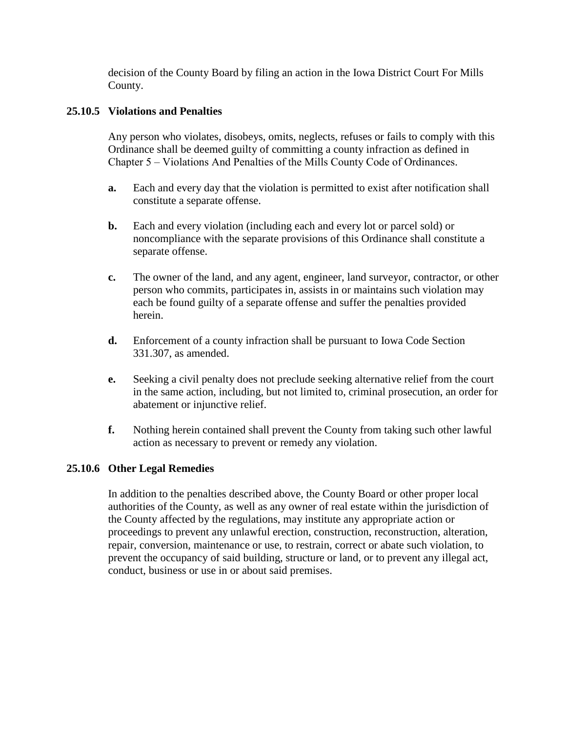decision of the County Board by filing an action in the Iowa District Court For Mills County.

### 25.10.5 Violations and Penalties

Any person who violates, disobeys, omits, neglects, refuses or fails to comply with this Ordinance shall be deemed guilty of committing a county infraction as defined in Chapter 5 – Violations And Penalties of the Mills County Code of Ordinances.

**a.** Each and every day that the violation is permitted to exist after notification shall constitute a separate offense.

**b.** Each and every violation (including each and every lot or parcel sold) or noncompliance with the separate provisions of this Ordinance shall constitute a separate offense.

**c.** The owner of the land, and any agent, engineer, land surveyor, contractor, or other person who commits, participates in, assists in or maintains such violation may each be found guilty of a separate offense and suffer the penalties provided herein.

**d.** Enforcement of a county infraction shall be pursuant to Iowa Code Section 331.307, as amended.

**e.** Seeking a civil penalty does not preclude seeking alternative relief from the court in the same action, including, but not limited to, criminal prosecution, an order for abatement or injunctive relief.

**f.** Nothing herein contained shall prevent the County from taking such other lawful action as necessary to prevent or remedy any violation.

### 25.10.6 Other Legal Remedies

In addition to the penalties described above, the County Board or other proper local authorities of the County, as well as any owner of real estate within the jurisdiction of the County affected by the regulations, may institute any appropriate action or proceedings to prevent any unlawful erection, construction, reconstruction, alteration, repair, conversion, maintenance or use, to restrain, correct or abate such violation, to prevent the occupancy of said building, structure or land, or to prevent any illegal act, conduct, business or use in or about said premises.